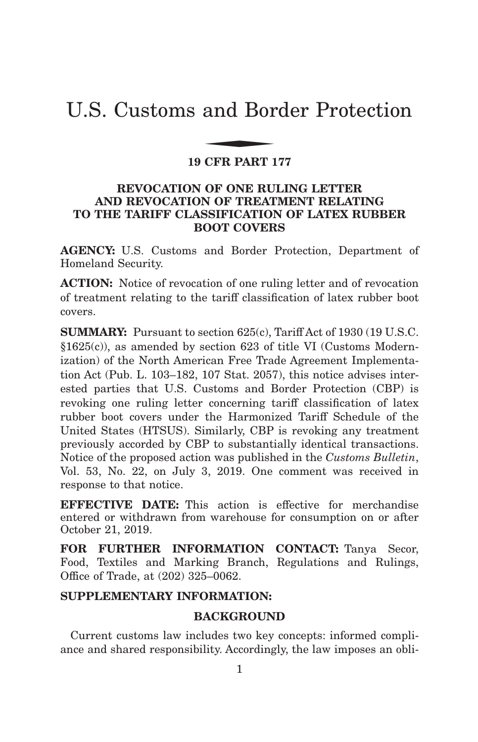# U.S. Customs and Border Protection

## 19 CFR PART 177

### REVOCATION OF ONE RULING LETTER AND REVOCATION OF TREATMENT RELATING TO THE TARIFF CLASSIFICATION OF LATEX RUBBER BOOT COVERS

**AGENCY:** U.S. Customs and Border Protection, Department of Homeland Security.

**ACTION:** Notice of revocation of one ruling letter and of revocation of treatment relating to the tariff classification of latex rubber boot covers.

**SUMMARY:** Pursuant to section 625(c), Tariff Act of 1930 (19 U.S.C. §1625(c)), as amended by section 623 of title VI (Customs Modernization) of the North American Free Trade Agreement Implementation Act (Pub. L. 103–182, 107 Stat. 2057), this notice advises interested parties that U.S. Customs and Border Protection (CBP) is revoking one ruling letter concerning tariff classification of latex rubber boot covers under the Harmonized Tariff Schedule of the United States (HTSUS). Similarly, CBP is revoking any treatment previously accorded by CBP to substantially identical transactions. Notice of the proposed action was published in the *Customs Bulletin*, Vol. 53, No. 22, on July 3, 2019. One comment was received in response to that notice.

**EFFECTIVE DATE:** This action is effective for merchandise entered or withdrawn from warehouse for consumption on or after October 21, 2019.

**FOR FURTHER INFORMATION CONTACT:** Tanya Secor, Food, Textiles and Marking Branch, Regulations and Rulings, Office of Trade, at (202) 325–0062.

**SUPPLEMENTARY INFORMATION:**

#### BACKGROUND

Current customs law includes two key concepts: informed compliance and shared responsibility. Accordingly, the law imposes an obli-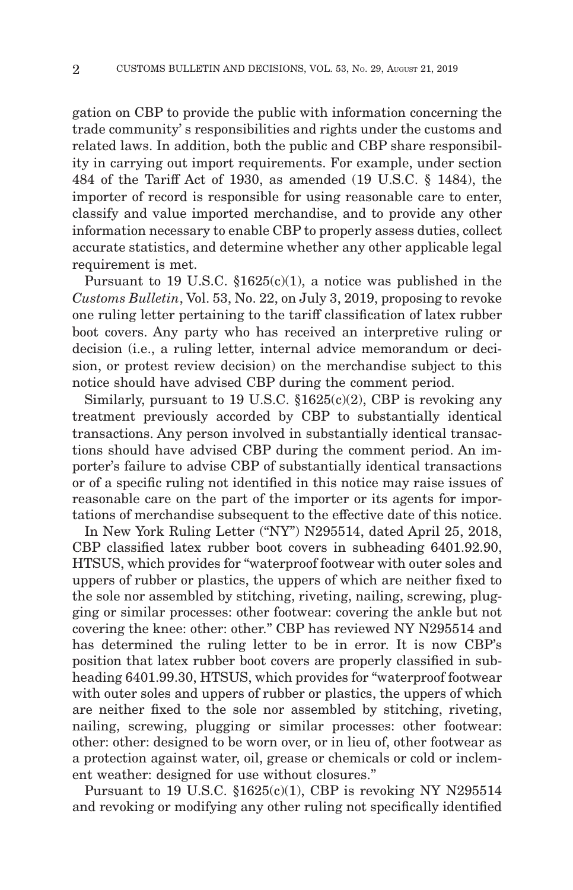gation on CBP to provide the public with information concerning the trade community' s responsibilities and rights under the customs and related laws. In addition, both the public and CBP share responsibility in carrying out import requirements. For example, under section 484 of the Tariff Act of 1930, as amended (19 U.S.C. § 1484), the importer of record is responsible for using reasonable care to enter, classify and value imported merchandise, and to provide any other information necessary to enable CBP to properly assess duties, collect accurate statistics, and determine whether any other applicable legal requirement is met.

Pursuant to 19 U.S.C. §1625(c)(1), a notice was published in the *Customs Bulletin*, Vol. 53, No. 22, on July 3, 2019, proposing to revoke one ruling letter pertaining to the tariff classification of latex rubber boot covers. Any party who has received an interpretive ruling or decision (i.e., a ruling letter, internal advice memorandum or decision, or protest review decision) on the merchandise subject to this notice should have advised CBP during the comment period.

Similarly, pursuant to 19 U.S.C. §1625(c)(2), CBP is revoking any treatment previously accorded by CBP to substantially identical transactions. Any person involved in substantially identical transactions should have advised CBP during the comment period. An importer's failure to advise CBP of substantially identical transactions or of a specific ruling not identified in this notice may raise issues of reasonable care on the part of the importer or its agents for importations of merchandise subsequent to the effective date of this notice.

In New York Ruling Letter ("NY") N295514, dated April 25, 2018, CBP classified latex rubber boot covers in subheading 6401.92.90, HTSUS, which provides for "waterproof footwear with outer soles and uppers of rubber or plastics, the uppers of which are neither fixed to the sole nor assembled by stitching, riveting, nailing, screwing, plugging or similar processes: other footwear: covering the ankle but not covering the knee: other: other." CBP has reviewed NY N295514 and has determined the ruling letter to be in error. It is now CBP's position that latex rubber boot covers are properly classified in subheading 6401.99.30, HTSUS, which provides for "waterproof footwear with outer soles and uppers of rubber or plastics, the uppers of which are neither fixed to the sole nor assembled by stitching, riveting, nailing, screwing, plugging or similar processes: other footwear: other: other: designed to be worn over, or in lieu of, other footwear as a protection against water, oil, grease or chemicals or cold or inclement weather: designed for use without closures."

Pursuant to 19 U.S.C. §1625(c)(1), CBP is revoking NY N295514 and revoking or modifying any other ruling not specifically identified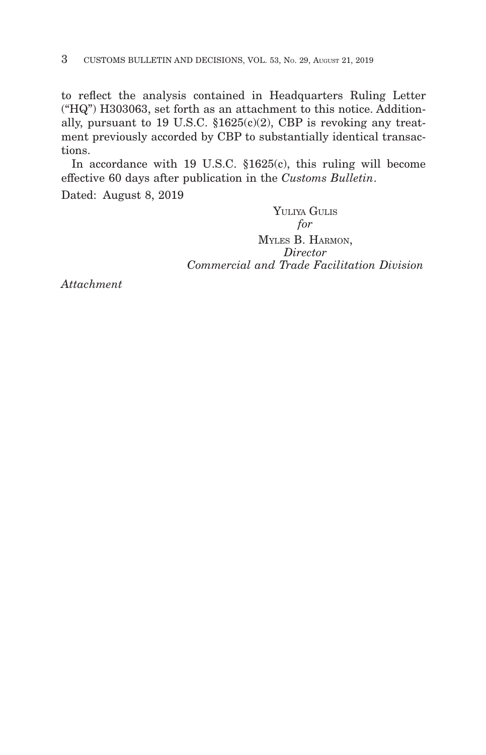to reflect the analysis contained in Headquarters Ruling Letter ("HQ") H303063, set forth as an attachment to this notice. Additionally, pursuant to 19 U.S.C. §1625(c)(2), CBP is revoking any treatment previously accorded by CBP to substantially identical transactions.

In accordance with 19 U.S.C. §1625(c), this ruling will become effective 60 days after publication in the *Customs Bulletin*.

Dated: August 8, 2019

YULIYA GULIS
*for*
MYLES B. HARMON,
*Director*
*Commercial and Trade Facilitation Division*

*Attachment*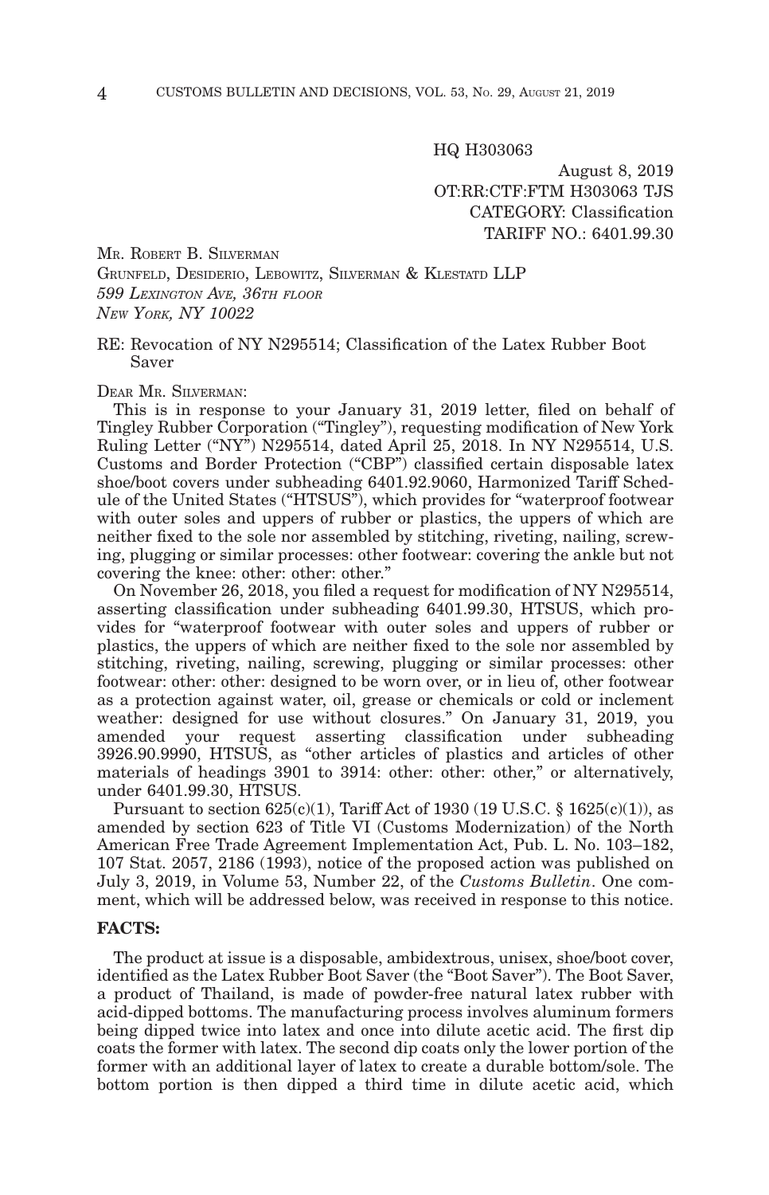HQ H303063

August 8, 2019
OT:RR:CTF:FTM H303063 TJS
CATEGORY: Classification
TARIFF NO.: 6401.99.30

MR. ROBERT B. SILVERMAN
GRUNFELD, DESIDERIO, LEBOWITZ, SILVERMAN & KLESTATD LLP
*599 LEXINGTON AVE, 36TH FLOOR*
*NEW YORK, NY 10022*

RE: Revocation of NY N295514; Classification of the Latex Rubber Boot Saver

DEAR MR. SILVERMAN:

This is in response to your January 31, 2019 letter, filed on behalf of Tingley Rubber Corporation ("Tingley"), requesting modification of New York Ruling Letter ("NY") N295514, dated April 25, 2018. In NY N295514, U.S. Customs and Border Protection ("CBP") classified certain disposable latex shoe/boot covers under subheading 6401.92.9060, Harmonized Tariff Schedule of the United States ("HTSUS"), which provides for "waterproof footwear with outer soles and uppers of rubber or plastics, the uppers of which are neither fixed to the sole nor assembled by stitching, riveting, nailing, screwing, plugging or similar processes: other footwear: covering the ankle but not covering the knee: other: other: other."

On November 26, 2018, you filed a request for modification of NY N295514, asserting classification under subheading 6401.99.30, HTSUS, which provides for "waterproof footwear with outer soles and uppers of rubber or plastics, the uppers of which are neither fixed to the sole nor assembled by stitching, riveting, nailing, screwing, plugging or similar processes: other footwear: other: other: designed to be worn over, or in lieu of, other footwear as a protection against water, oil, grease or chemicals or cold or inclement weather: designed for use without closures." On January 31, 2019, you amended your request asserting classification under subheading 3926.90.9990, HTSUS, as "other articles of plastics and articles of other materials of headings 3901 to 3914: other: other: other," or alternatively, under 6401.99.30, HTSUS.

Pursuant to section 625(c)(1), Tariff Act of 1930 (19 U.S.C. § 1625(c)(1)), as amended by section 623 of Title VI (Customs Modernization) of the North American Free Trade Agreement Implementation Act, Pub. L. No. 103–182, 107 Stat. 2057, 2186 (1993), notice of the proposed action was published on July 3, 2019, in Volume 53, Number 22, of the *Customs Bulletin*. One comment, which will be addressed below, was received in response to this notice.

**FACTS:**

The product at issue is a disposable, ambidextrous, unisex, shoe/boot cover, identified as the Latex Rubber Boot Saver (the "Boot Saver"). The Boot Saver, a product of Thailand, is made of powder-free natural latex rubber with acid-dipped bottoms. The manufacturing process involves aluminum formers being dipped twice into latex and once into dilute acetic acid. The first dip coats the former with latex. The second dip coats only the lower portion of the former with an additional layer of latex to create a durable bottom/sole. The bottom portion is then dipped a third time in dilute acetic acid, which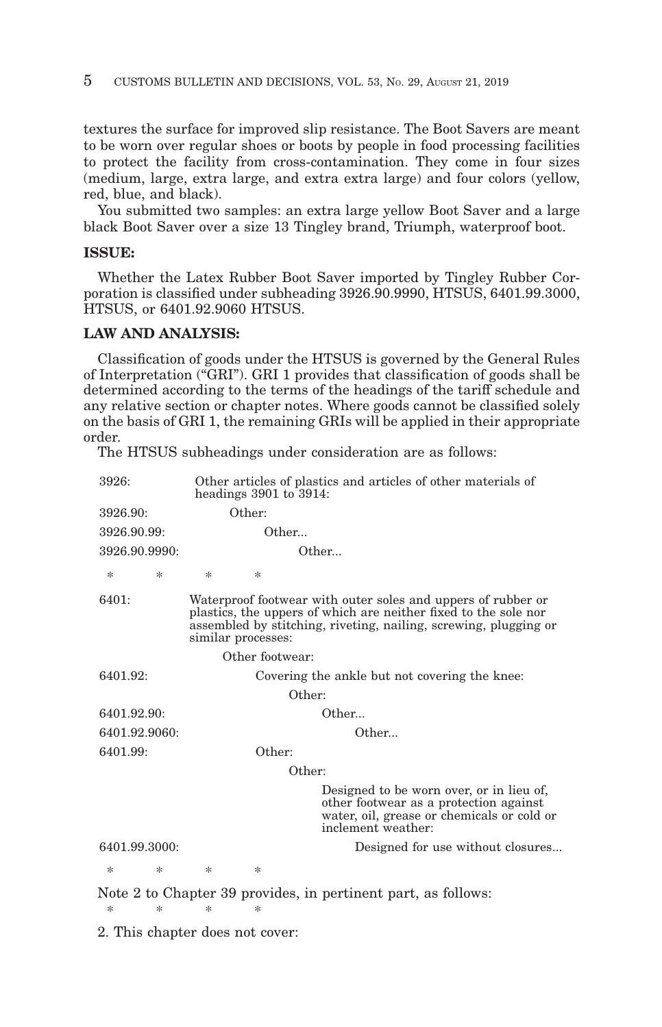textures the surface for improved slip resistance. The Boot Savers are meant to be worn over regular shoes or boots by people in food processing facilities to protect the facility from cross-contamination. They come in four sizes (medium, large, extra large, and extra extra large) and four colors (yellow, red, blue, and black).

You submitted two samples: an extra large yellow Boot Saver and a large black Boot Saver over a size 13 Tingley brand, Triumph, waterproof boot.

**ISSUE:**

Whether the Latex Rubber Boot Saver imported by Tingley Rubber Corporation is classified under subheading 3926.90.9990, HTSUS, 6401.99.3000, HTSUS, or 6401.92.9060 HTSUS.

**LAW AND ANALYSIS:**

Classification of goods under the HTSUS is governed by the General Rules of Interpretation ("GRI"). GRI 1 provides that classification of goods shall be determined according to the terms of the headings of the tariff schedule and any relative section or chapter notes. Where goods cannot be classified solely on the basis of GRI 1, the remaining GRIs will be applied in their appropriate order.

The HTSUS subheadings under consideration are as follows:

| | |
|---|---|
| 3926: | Other articles of plastics and articles of other materials of headings 3901 to 3914: |
| 3926.90: | Other: |
| 3926.90.99: | Other... |
| 3926.90.9990: | Other... |
| * * * * | |
| 6401: | Waterproof footwear with outer soles and uppers of rubber or plastics, the uppers of which are neither fixed to the sole nor assembled by stitching, riveting, nailing, screwing, plugging or similar processes: |
| | Other footwear: |
| 6401.92: | Covering the ankle but not covering the knee: |
| | Other: |
| 6401.92.90: | Other... |
| 6401.92.9060: | Other... |
| 6401.99: | Other: |
| | Other: |
| | Designed to be worn over, or in lieu of, other footwear as a protection against water, oil, grease or chemicals or cold or inclement weather: |
| 6401.99.3000: | Designed for use without closures... |
| * * * * | |

Note 2 to Chapter 39 provides, in pertinent part, as follows:

\* \* \* \*

2. This chapter does not cover: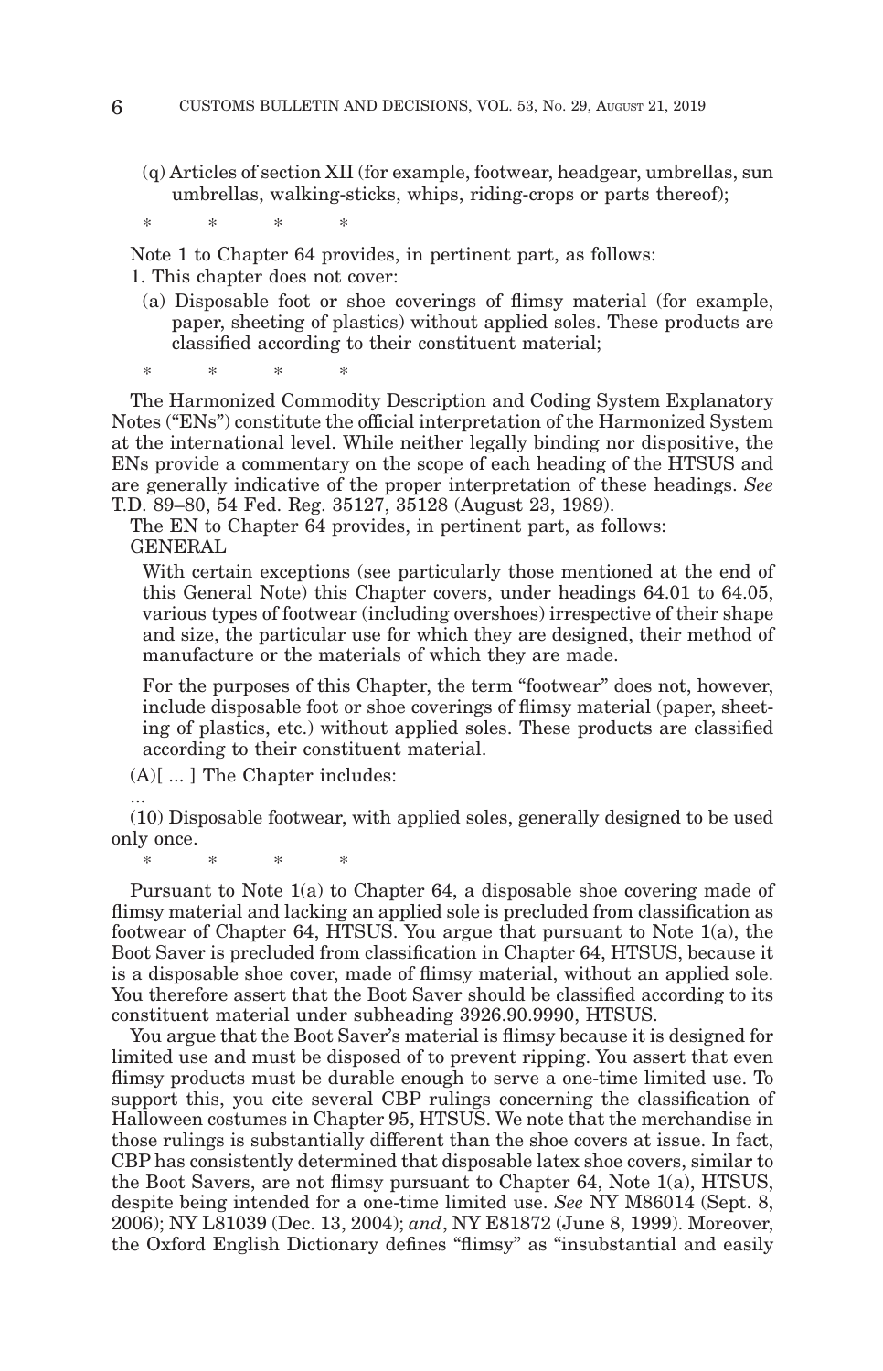(q) Articles of section XII (for example, footwear, headgear, umbrellas, sun umbrellas, walking-sticks, whips, riding-crops or parts thereof);

\* \* \* \*

Note 1 to Chapter 64 provides, in pertinent part, as follows:

1. This chapter does not cover:

(a) Disposable foot or shoe coverings of flimsy material (for example, paper, sheeting of plastics) without applied soles. These products are classified according to their constituent material;

\* \* \* \*

The Harmonized Commodity Description and Coding System Explanatory Notes ("ENs") constitute the official interpretation of the Harmonized System at the international level. While neither legally binding nor dispositive, the ENs provide a commentary on the scope of each heading of the HTSUS and are generally indicative of the proper interpretation of these headings. *See* T.D. 89–80, 54 Fed. Reg. 35127, 35128 (August 23, 1989).

The EN to Chapter 64 provides, in pertinent part, as follows:

GENERAL

With certain exceptions (see particularly those mentioned at the end of this General Note) this Chapter covers, under headings 64.01 to 64.05, various types of footwear (including overshoes) irrespective of their shape and size, the particular use for which they are designed, their method of manufacture or the materials of which they are made.

For the purposes of this Chapter, the term "footwear" does not, however, include disposable foot or shoe coverings of flimsy material (paper, sheeting of plastics, etc.) without applied soles. These products are classified according to their constituent material.

(A)[ ... ] The Chapter includes:

...

(10) Disposable footwear, with applied soles, generally designed to be used only once.

\* \* \* \*

Pursuant to Note 1(a) to Chapter 64, a disposable shoe covering made of flimsy material and lacking an applied sole is precluded from classification as footwear of Chapter 64, HTSUS. You argue that pursuant to Note 1(a), the Boot Saver is precluded from classification in Chapter 64, HTSUS, because it is a disposable shoe cover, made of flimsy material, without an applied sole. You therefore assert that the Boot Saver should be classified according to its constituent material under subheading 3926.90.9990, HTSUS.

You argue that the Boot Saver's material is flimsy because it is designed for limited use and must be disposed of to prevent ripping. You assert that even flimsy products must be durable enough to serve a one-time limited use. To support this, you cite several CBP rulings concerning the classification of Halloween costumes in Chapter 95, HTSUS. We note that the merchandise in those rulings is substantially different than the shoe covers at issue. In fact, CBP has consistently determined that disposable latex shoe covers, similar to the Boot Savers, are not flimsy pursuant to Chapter 64, Note 1(a), HTSUS, despite being intended for a one-time limited use. *See* NY M86014 (Sept. 8, 2006); NY L81039 (Dec. 13, 2004); *and*, NY E81872 (June 8, 1999). Moreover, the Oxford English Dictionary defines "flimsy" as "insubstantial and easily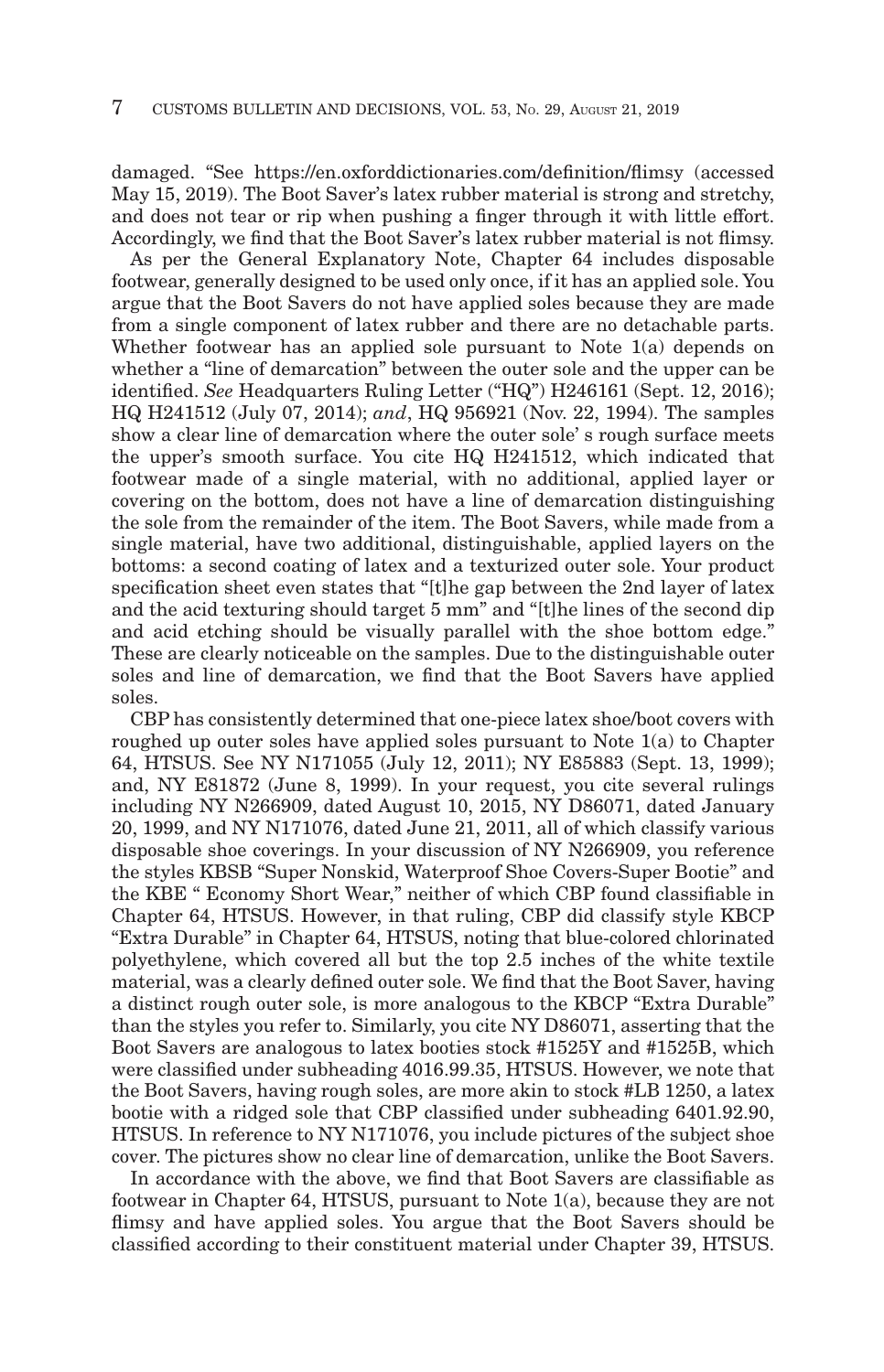damaged. "See https://en.oxforddictionaries.com/definition/flimsy (accessed May 15, 2019). The Boot Saver's latex rubber material is strong and stretchy, and does not tear or rip when pushing a finger through it with little effort. Accordingly, we find that the Boot Saver's latex rubber material is not flimsy.

As per the General Explanatory Note, Chapter 64 includes disposable footwear, generally designed to be used only once, if it has an applied sole. You argue that the Boot Savers do not have applied soles because they are made from a single component of latex rubber and there are no detachable parts. Whether footwear has an applied sole pursuant to Note 1(a) depends on whether a "line of demarcation" between the outer sole and the upper can be identified. *See* Headquarters Ruling Letter ("HQ") H246161 (Sept. 12, 2016); HQ H241512 (July 07, 2014); *and*, HQ 956921 (Nov. 22, 1994). The samples show a clear line of demarcation where the outer sole' s rough surface meets the upper's smooth surface. You cite HQ H241512, which indicated that footwear made of a single material, with no additional, applied layer or covering on the bottom, does not have a line of demarcation distinguishing the sole from the remainder of the item. The Boot Savers, while made from a single material, have two additional, distinguishable, applied layers on the bottoms: a second coating of latex and a texturized outer sole. Your product specification sheet even states that "[t]he gap between the 2nd layer of latex and the acid texturing should target 5 mm" and "[t]he lines of the second dip and acid etching should be visually parallel with the shoe bottom edge." These are clearly noticeable on the samples. Due to the distinguishable outer soles and line of demarcation, we find that the Boot Savers have applied soles.

CBP has consistently determined that one-piece latex shoe/boot covers with roughed up outer soles have applied soles pursuant to Note 1(a) to Chapter 64, HTSUS. See NY N171055 (July 12, 2011); NY E85883 (Sept. 13, 1999); and, NY E81872 (June 8, 1999). In your request, you cite several rulings including NY N266909, dated August 10, 2015, NY D86071, dated January 20, 1999, and NY N171076, dated June 21, 2011, all of which classify various disposable shoe coverings. In your discussion of NY N266909, you reference the styles KBSB "Super Nonskid, Waterproof Shoe Covers-Super Bootie" and the KBE " Economy Short Wear," neither of which CBP found classifiable in Chapter 64, HTSUS. However, in that ruling, CBP did classify style KBCP "Extra Durable" in Chapter 64, HTSUS, noting that blue-colored chlorinated polyethylene, which covered all but the top 2.5 inches of the white textile material, was a clearly defined outer sole. We find that the Boot Saver, having a distinct rough outer sole, is more analogous to the KBCP "Extra Durable" than the styles you refer to. Similarly, you cite NY D86071, asserting that the Boot Savers are analogous to latex booties stock #1525Y and #1525B, which were classified under subheading 4016.99.35, HTSUS. However, we note that the Boot Savers, having rough soles, are more akin to stock #LB 1250, a latex bootie with a ridged sole that CBP classified under subheading 6401.92.90, HTSUS. In reference to NY N171076, you include pictures of the subject shoe cover. The pictures show no clear line of demarcation, unlike the Boot Savers.

In accordance with the above, we find that Boot Savers are classifiable as footwear in Chapter 64, HTSUS, pursuant to Note 1(a), because they are not flimsy and have applied soles. You argue that the Boot Savers should be classified according to their constituent material under Chapter 39, HTSUS.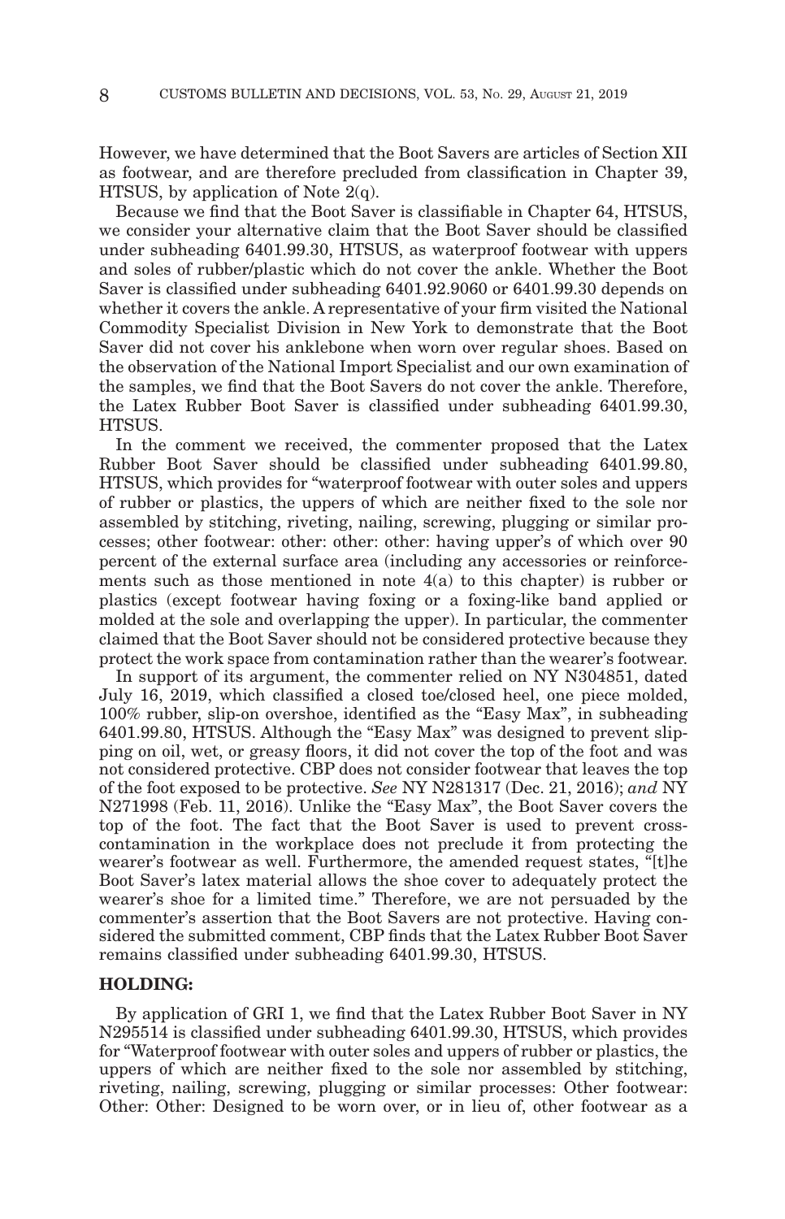However, we have determined that the Boot Savers are articles of Section XII as footwear, and are therefore precluded from classification in Chapter 39, HTSUS, by application of Note 2(q).

Because we find that the Boot Saver is classifiable in Chapter 64, HTSUS, we consider your alternative claim that the Boot Saver should be classified under subheading 6401.99.30, HTSUS, as waterproof footwear with uppers and soles of rubber/plastic which do not cover the ankle. Whether the Boot Saver is classified under subheading 6401.92.9060 or 6401.99.30 depends on whether it covers the ankle. A representative of your firm visited the National Commodity Specialist Division in New York to demonstrate that the Boot Saver did not cover his anklebone when worn over regular shoes. Based on the observation of the National Import Specialist and our own examination of the samples, we find that the Boot Savers do not cover the ankle. Therefore, the Latex Rubber Boot Saver is classified under subheading 6401.99.30, HTSUS.

In the comment we received, the commenter proposed that the Latex Rubber Boot Saver should be classified under subheading 6401.99.80, HTSUS, which provides for "waterproof footwear with outer soles and uppers of rubber or plastics, the uppers of which are neither fixed to the sole nor assembled by stitching, riveting, nailing, screwing, plugging or similar processes; other footwear: other: other: other: having upper's of which over 90 percent of the external surface area (including any accessories or reinforcements such as those mentioned in note 4(a) to this chapter) is rubber or plastics (except footwear having foxing or a foxing-like band applied or molded at the sole and overlapping the upper). In particular, the commenter claimed that the Boot Saver should not be considered protective because they protect the work space from contamination rather than the wearer's footwear.

In support of its argument, the commenter relied on NY N304851, dated July 16, 2019, which classified a closed toe/closed heel, one piece molded, 100% rubber, slip-on overshoe, identified as the "Easy Max", in subheading 6401.99.80, HTSUS. Although the "Easy Max" was designed to prevent slipping on oil, wet, or greasy floors, it did not cover the top of the foot and was not considered protective. CBP does not consider footwear that leaves the top of the foot exposed to be protective. *See* NY N281317 (Dec. 21, 2016); *and* NY N271998 (Feb. 11, 2016). Unlike the "Easy Max", the Boot Saver covers the top of the foot. The fact that the Boot Saver is used to prevent cross-contamination in the workplace does not preclude it from protecting the wearer's footwear as well. Furthermore, the amended request states, "[t]he Boot Saver's latex material allows the shoe cover to adequately protect the wearer's shoe for a limited time." Therefore, we are not persuaded by the commenter's assertion that the Boot Savers are not protective. Having considered the submitted comment, CBP finds that the Latex Rubber Boot Saver remains classified under subheading 6401.99.30, HTSUS.

## HOLDING:

By application of GRI 1, we find that the Latex Rubber Boot Saver in NY N295514 is classified under subheading 6401.99.30, HTSUS, which provides for "Waterproof footwear with outer soles and uppers of rubber or plastics, the uppers of which are neither fixed to the sole nor assembled by stitching, riveting, nailing, screwing, plugging or similar processes: Other footwear: Other: Other: Designed to be worn over, or in lieu of, other footwear as a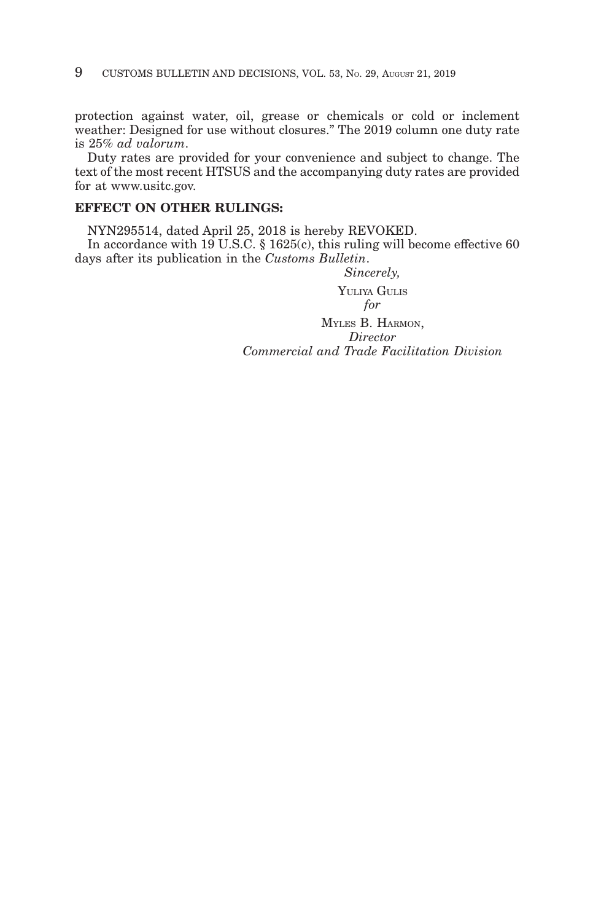protection against water, oil, grease or chemicals or cold or inclement weather: Designed for use without closures." The 2019 column one duty rate is 25% *ad valorum*.

Duty rates are provided for your convenience and subject to change. The text of the most recent HTSUS and the accompanying duty rates are provided for at www.usitc.gov.

**EFFECT ON OTHER RULINGS:**

NYN295514, dated April 25, 2018 is hereby REVOKED.

In accordance with 19 U.S.C. § 1625(c), this ruling will become effective 60 days after its publication in the *Customs Bulletin*.

*Sincerely,*

YULIYA GULIS
*for*
MYLES B. HARMON,
*Director*
*Commercial and Trade Facilitation Division*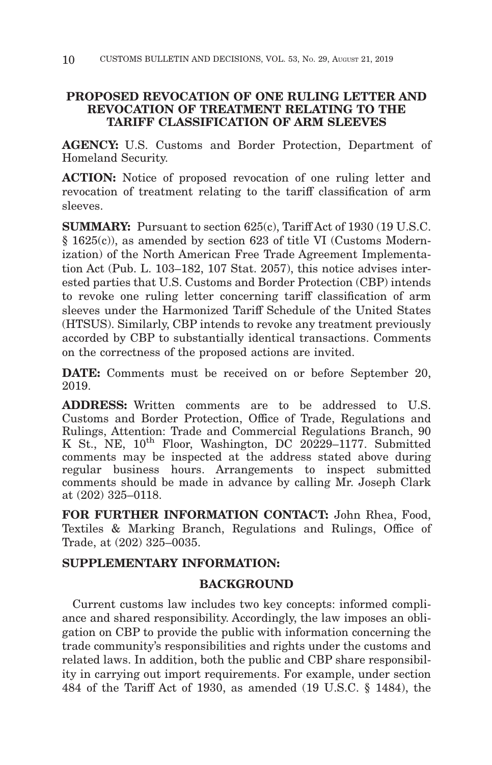## PROPOSED REVOCATION OF ONE RULING LETTER AND REVOCATION OF TREATMENT RELATING TO THE TARIFF CLASSIFICATION OF ARM SLEEVES

**AGENCY:** U.S. Customs and Border Protection, Department of Homeland Security.

**ACTION:** Notice of proposed revocation of one ruling letter and revocation of treatment relating to the tariff classification of arm sleeves.

**SUMMARY:** Pursuant to section 625(c), Tariff Act of 1930 (19 U.S.C. § 1625(c)), as amended by section 623 of title VI (Customs Modernization) of the North American Free Trade Agreement Implementation Act (Pub. L. 103–182, 107 Stat. 2057), this notice advises interested parties that U.S. Customs and Border Protection (CBP) intends to revoke one ruling letter concerning tariff classification of arm sleeves under the Harmonized Tariff Schedule of the United States (HTSUS). Similarly, CBP intends to revoke any treatment previously accorded by CBP to substantially identical transactions. Comments on the correctness of the proposed actions are invited.

**DATE:** Comments must be received on or before September 20, 2019.

**ADDRESS:** Written comments are to be addressed to U.S. Customs and Border Protection, Office of Trade, Regulations and Rulings, Attention: Trade and Commercial Regulations Branch, 90 K St., NE, 10th Floor, Washington, DC 20229–1177. Submitted comments may be inspected at the address stated above during regular business hours. Arrangements to inspect submitted comments should be made in advance by calling Mr. Joseph Clark at (202) 325–0118.

**FOR FURTHER INFORMATION CONTACT:** John Rhea, Food, Textiles & Marking Branch, Regulations and Rulings, Office of Trade, at (202) 325–0035.

**SUPPLEMENTARY INFORMATION:**

### BACKGROUND

Current customs law includes two key concepts: informed compliance and shared responsibility. Accordingly, the law imposes an obligation on CBP to provide the public with information concerning the trade community's responsibilities and rights under the customs and related laws. In addition, both the public and CBP share responsibility in carrying out import requirements. For example, under section 484 of the Tariff Act of 1930, as amended (19 U.S.C. § 1484), the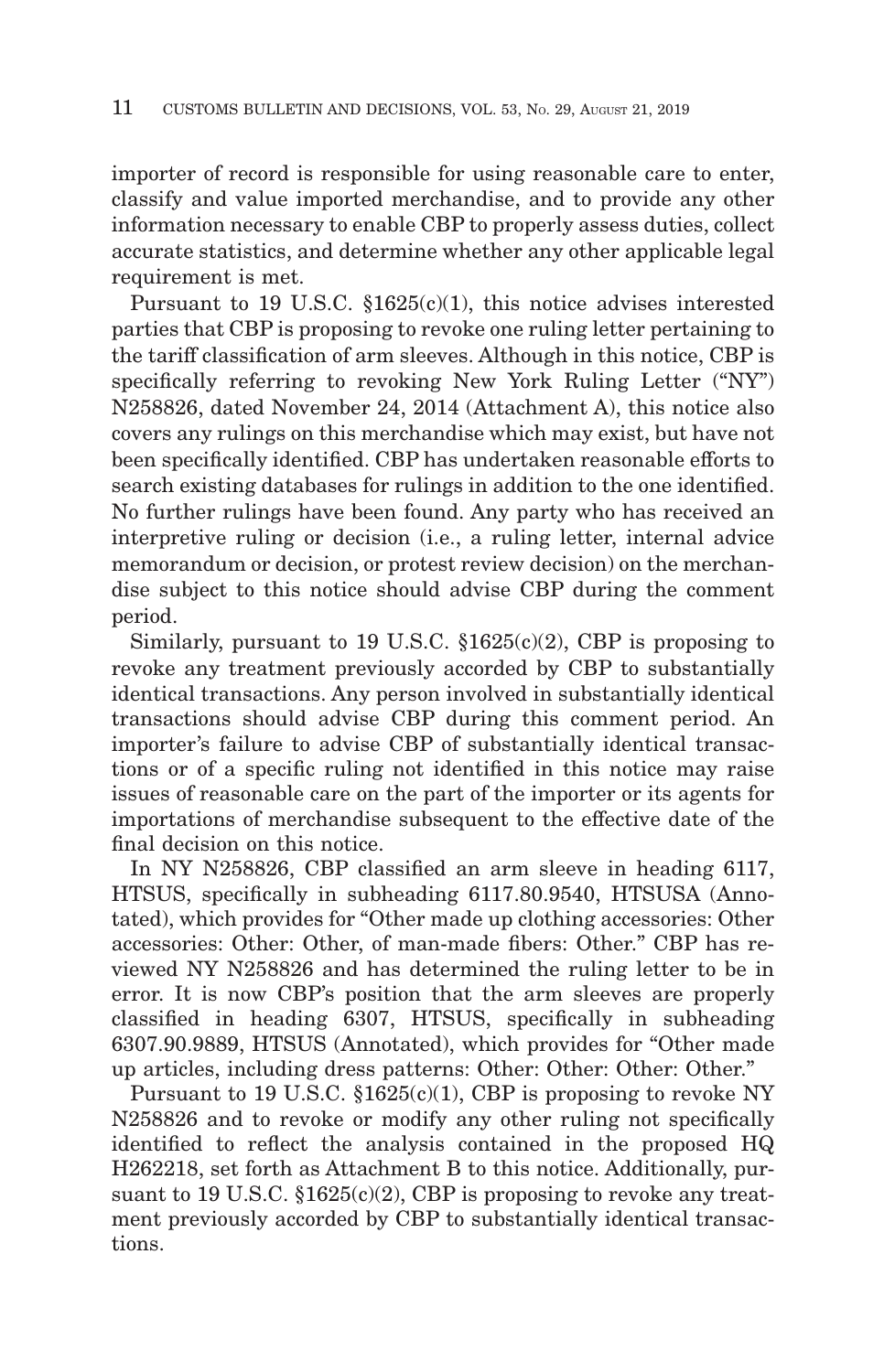importer of record is responsible for using reasonable care to enter, classify and value imported merchandise, and to provide any other information necessary to enable CBP to properly assess duties, collect accurate statistics, and determine whether any other applicable legal requirement is met.

Pursuant to 19 U.S.C. §1625(c)(1), this notice advises interested parties that CBP is proposing to revoke one ruling letter pertaining to the tariff classification of arm sleeves. Although in this notice, CBP is specifically referring to revoking New York Ruling Letter ("NY") N258826, dated November 24, 2014 (Attachment A), this notice also covers any rulings on this merchandise which may exist, but have not been specifically identified. CBP has undertaken reasonable efforts to search existing databases for rulings in addition to the one identified. No further rulings have been found. Any party who has received an interpretive ruling or decision (i.e., a ruling letter, internal advice memorandum or decision, or protest review decision) on the merchandise subject to this notice should advise CBP during the comment period.

Similarly, pursuant to 19 U.S.C. §1625(c)(2), CBP is proposing to revoke any treatment previously accorded by CBP to substantially identical transactions. Any person involved in substantially identical transactions should advise CBP during this comment period. An importer's failure to advise CBP of substantially identical transactions or of a specific ruling not identified in this notice may raise issues of reasonable care on the part of the importer or its agents for importations of merchandise subsequent to the effective date of the final decision on this notice.

In NY N258826, CBP classified an arm sleeve in heading 6117, HTSUS, specifically in subheading 6117.80.9540, HTSUSA (Annotated), which provides for "Other made up clothing accessories: Other accessories: Other: Other, of man-made fibers: Other." CBP has reviewed NY N258826 and has determined the ruling letter to be in error. It is now CBP's position that the arm sleeves are properly classified in heading 6307, HTSUS, specifically in subheading 6307.90.9889, HTSUS (Annotated), which provides for "Other made up articles, including dress patterns: Other: Other: Other: Other."

Pursuant to 19 U.S.C. §1625(c)(1), CBP is proposing to revoke NY N258826 and to revoke or modify any other ruling not specifically identified to reflect the analysis contained in the proposed HQ H262218, set forth as Attachment B to this notice. Additionally, pursuant to 19 U.S.C. §1625(c)(2), CBP is proposing to revoke any treatment previously accorded by CBP to substantially identical transactions.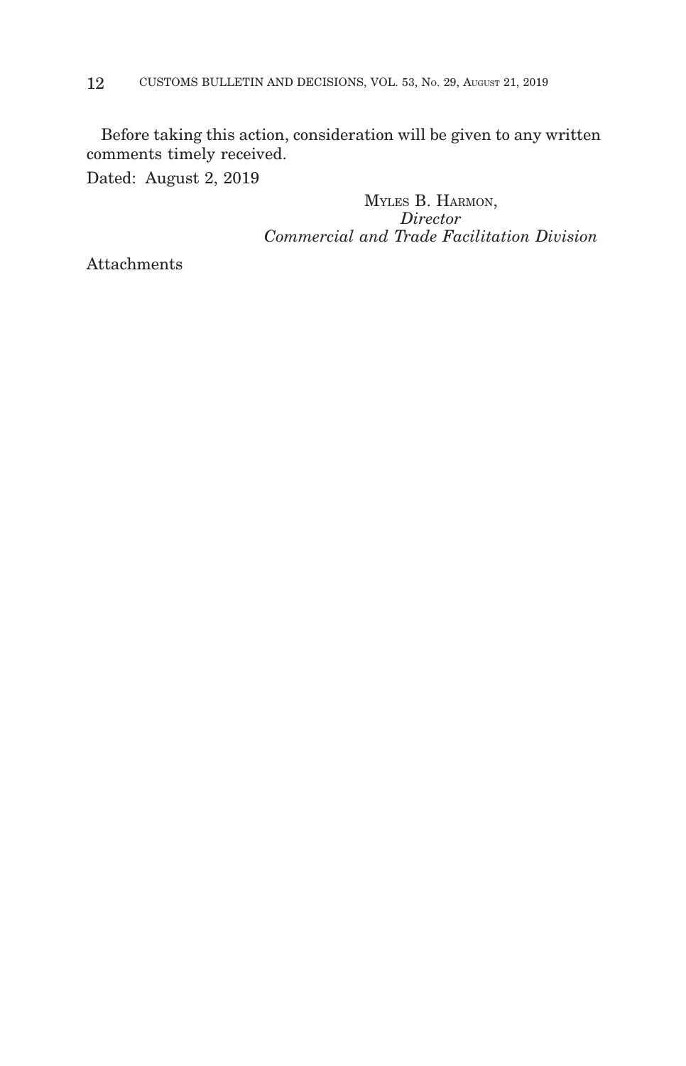Before taking this action, consideration will be given to any written comments timely received.

Dated: August 2, 2019

MYLES B. HARMON,
*Director*
*Commercial and Trade Facilitation Division*

Attachments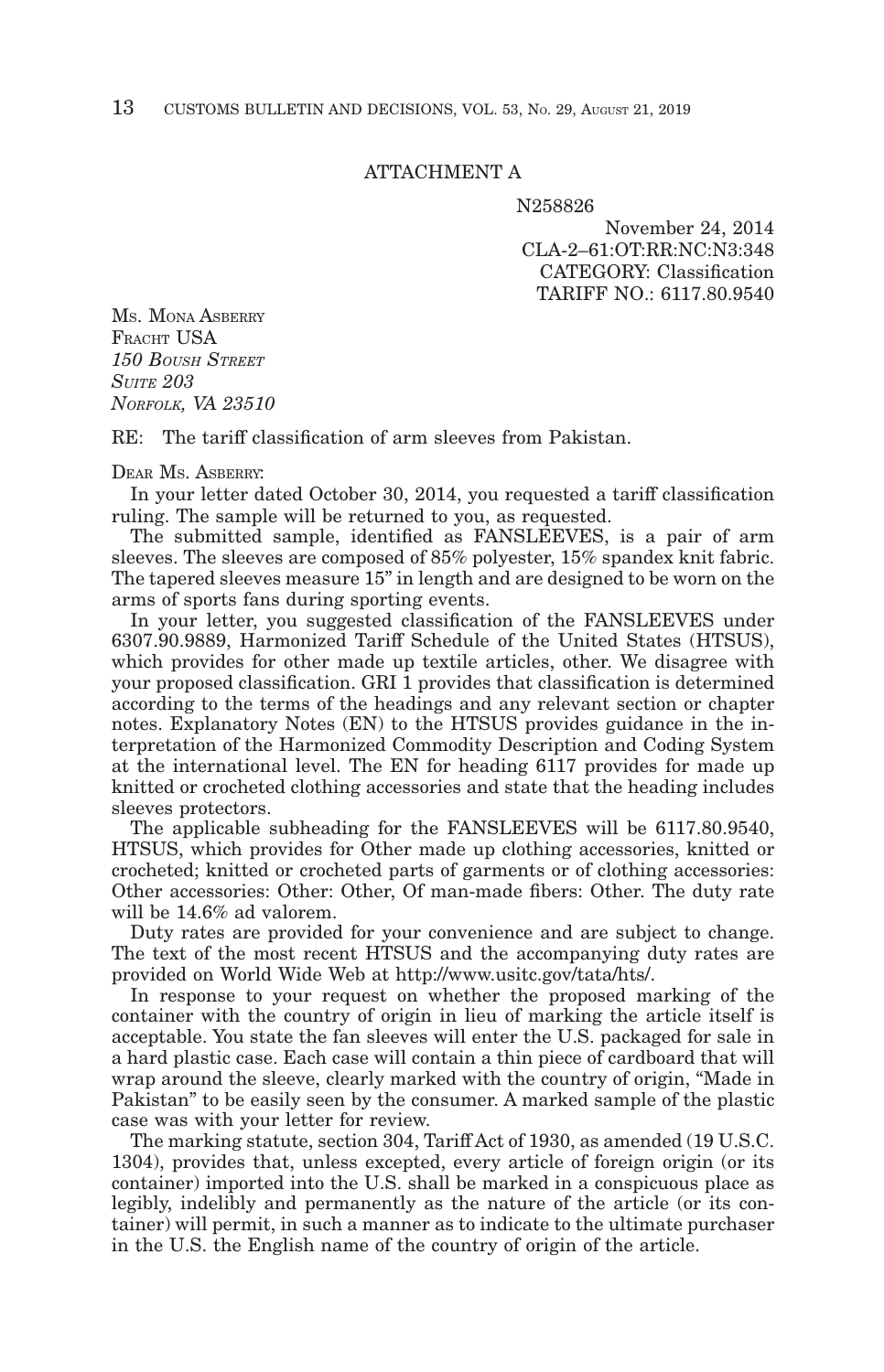ATTACHMENT A

N258826

November 24, 2014

CLA-2–61:OT:RR:NC:N3:348

CATEGORY: Classification

TARIFF NO.: 6117.80.9540

MS. MONA ASBERRY
FRACHT USA
*150 BOUSH STREET*
*SUITE 203*
*NORFOLK, VA 23510*

RE: The tariff classification of arm sleeves from Pakistan.

DEAR MS. ASBERRY:

In your letter dated October 30, 2014, you requested a tariff classification ruling. The sample will be returned to you, as requested.

The submitted sample, identified as FANSLEEVES, is a pair of arm sleeves. The sleeves are composed of 85% polyester, 15% spandex knit fabric. The tapered sleeves measure 15" in length and are designed to be worn on the arms of sports fans during sporting events.

In your letter, you suggested classification of the FANSLEEVES under 6307.90.9889, Harmonized Tariff Schedule of the United States (HTSUS), which provides for other made up textile articles, other. We disagree with your proposed classification. GRI 1 provides that classification is determined according to the terms of the headings and any relevant section or chapter notes. Explanatory Notes (EN) to the HTSUS provides guidance in the interpretation of the Harmonized Commodity Description and Coding System at the international level. The EN for heading 6117 provides for made up knitted or crocheted clothing accessories and state that the heading includes sleeves protectors.

The applicable subheading for the FANSLEEVES will be 6117.80.9540, HTSUS, which provides for Other made up clothing accessories, knitted or crocheted; knitted or crocheted parts of garments or of clothing accessories: Other accessories: Other: Other, Of man-made fibers: Other. The duty rate will be 14.6% ad valorem.

Duty rates are provided for your convenience and are subject to change. The text of the most recent HTSUS and the accompanying duty rates are provided on World Wide Web at http://www.usitc.gov/tata/hts/.

In response to your request on whether the proposed marking of the container with the country of origin in lieu of marking the article itself is acceptable. You state the fan sleeves will enter the U.S. packaged for sale in a hard plastic case. Each case will contain a thin piece of cardboard that will wrap around the sleeve, clearly marked with the country of origin, "Made in Pakistan" to be easily seen by the consumer. A marked sample of the plastic case was with your letter for review.

The marking statute, section 304, Tariff Act of 1930, as amended (19 U.S.C. 1304), provides that, unless excepted, every article of foreign origin (or its container) imported into the U.S. shall be marked in a conspicuous place as legibly, indelibly and permanently as the nature of the article (or its container) will permit, in such a manner as to indicate to the ultimate purchaser in the U.S. the English name of the country of origin of the article.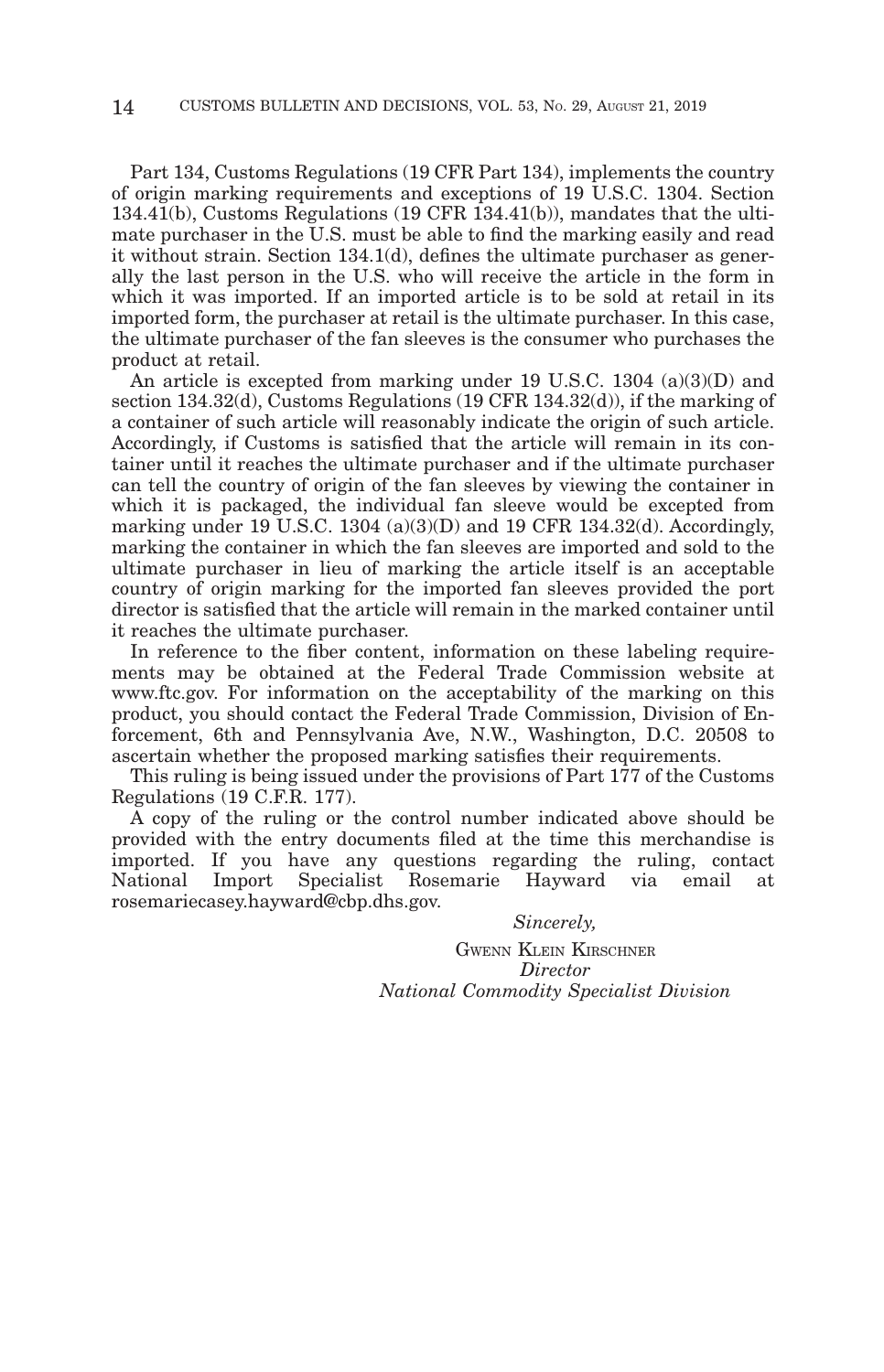Part 134, Customs Regulations (19 CFR Part 134), implements the country of origin marking requirements and exceptions of 19 U.S.C. 1304. Section 134.41(b), Customs Regulations (19 CFR 134.41(b)), mandates that the ultimate purchaser in the U.S. must be able to find the marking easily and read it without strain. Section 134.1(d), defines the ultimate purchaser as generally the last person in the U.S. who will receive the article in the form in which it was imported. If an imported article is to be sold at retail in its imported form, the purchaser at retail is the ultimate purchaser. In this case, the ultimate purchaser of the fan sleeves is the consumer who purchases the product at retail.

An article is excepted from marking under 19 U.S.C. 1304 (a)(3)(D) and section 134.32(d), Customs Regulations (19 CFR 134.32(d)), if the marking of a container of such article will reasonably indicate the origin of such article. Accordingly, if Customs is satisfied that the article will remain in its container until it reaches the ultimate purchaser and if the ultimate purchaser can tell the country of origin of the fan sleeves by viewing the container in which it is packaged, the individual fan sleeve would be excepted from marking under 19 U.S.C. 1304 (a)(3)(D) and 19 CFR 134.32(d). Accordingly, marking the container in which the fan sleeves are imported and sold to the ultimate purchaser in lieu of marking the article itself is an acceptable country of origin marking for the imported fan sleeves provided the port director is satisfied that the article will remain in the marked container until it reaches the ultimate purchaser.

In reference to the fiber content, information on these labeling requirements may be obtained at the Federal Trade Commission website at www.ftc.gov. For information on the acceptability of the marking on this product, you should contact the Federal Trade Commission, Division of Enforcement, 6th and Pennsylvania Ave, N.W., Washington, D.C. 20508 to ascertain whether the proposed marking satisfies their requirements.

This ruling is being issued under the provisions of Part 177 of the Customs Regulations (19 C.F.R. 177).

A copy of the ruling or the control number indicated above should be provided with the entry documents filed at the time this merchandise is imported. If you have any questions regarding the ruling, contact National Import Specialist Rosemarie Hayward via email at rosemariecasey.hayward@cbp.dhs.gov.

*Sincerely,*

GWENN KLEIN KIRSCHNER
*Director*
*National Commodity Specialist Division*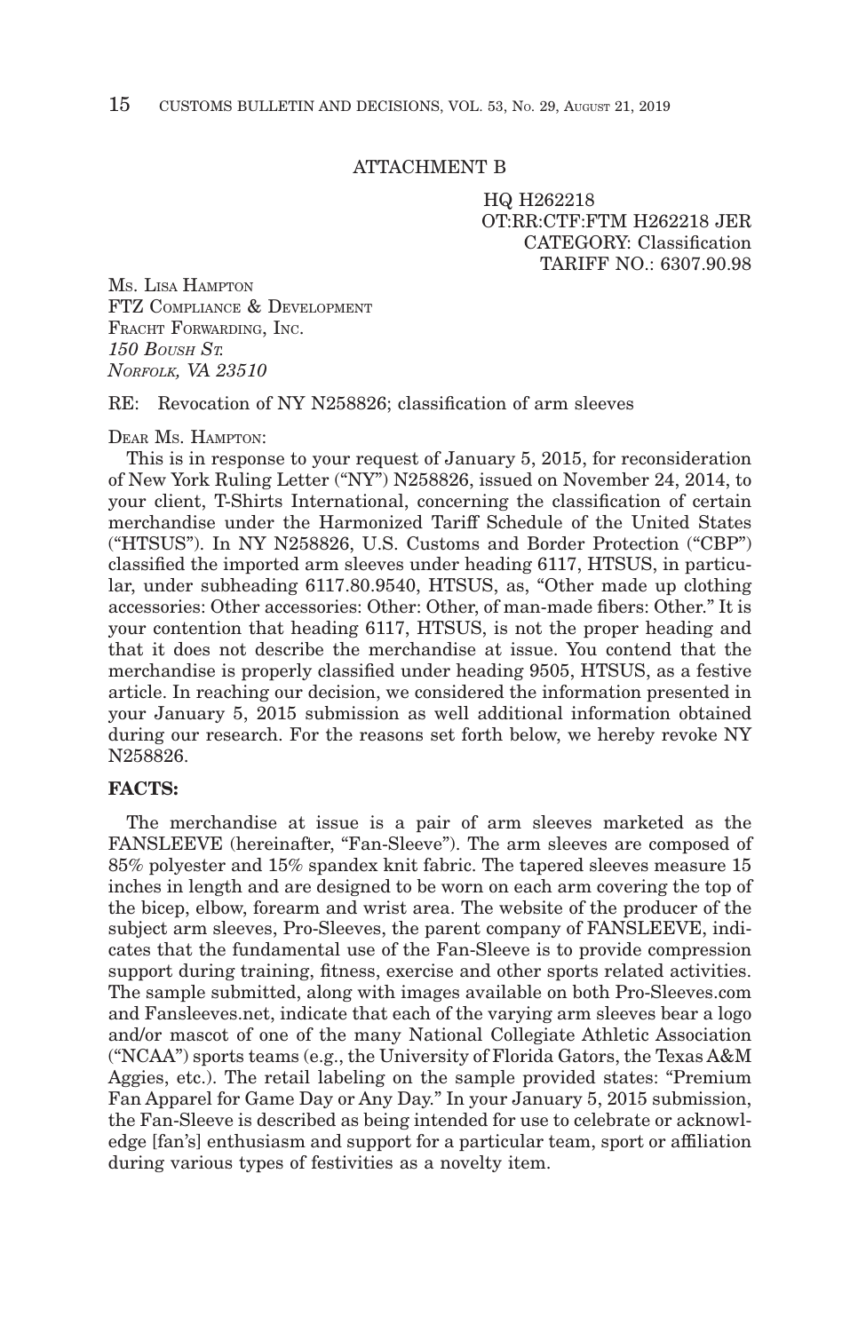ATTACHMENT B

HQ H262218
OT:RR:CTF:FTM H262218 JER
CATEGORY: Classification
TARIFF NO.: 6307.90.98

MS. LISA HAMPTON
FTZ COMPLIANCE & DEVELOPMENT
FRACHT FORWARDING, INC.
*150 BOUSH ST.*
*NORFOLK, VA 23510*

RE: Revocation of NY N258826; classification of arm sleeves

DEAR MS. HAMPTON:

This is in response to your request of January 5, 2015, for reconsideration of New York Ruling Letter ("NY") N258826, issued on November 24, 2014, to your client, T-Shirts International, concerning the classification of certain merchandise under the Harmonized Tariff Schedule of the United States ("HTSUS"). In NY N258826, U.S. Customs and Border Protection ("CBP") classified the imported arm sleeves under heading 6117, HTSUS, in particular, under subheading 6117.80.9540, HTSUS, as, "Other made up clothing accessories: Other accessories: Other: Other, of man-made fibers: Other." It is your contention that heading 6117, HTSUS, is not the proper heading and that it does not describe the merchandise at issue. You contend that the merchandise is properly classified under heading 9505, HTSUS, as a festive article. In reaching our decision, we considered the information presented in your January 5, 2015 submission as well additional information obtained during our research. For the reasons set forth below, we hereby revoke NY N258826.

**FACTS:**

The merchandise at issue is a pair of arm sleeves marketed as the FANSLEEVE (hereinafter, "Fan-Sleeve"). The arm sleeves are composed of 85% polyester and 15% spandex knit fabric. The tapered sleeves measure 15 inches in length and are designed to be worn on each arm covering the top of the bicep, elbow, forearm and wrist area. The website of the producer of the subject arm sleeves, Pro-Sleeves, the parent company of FANSLEEVE, indicates that the fundamental use of the Fan-Sleeve is to provide compression support during training, fitness, exercise and other sports related activities. The sample submitted, along with images available on both Pro-Sleeves.com and Fansleeves.net, indicate that each of the varying arm sleeves bear a logo and/or mascot of one of the many National Collegiate Athletic Association ("NCAA") sports teams (e.g., the University of Florida Gators, the Texas A&M Aggies, etc.). The retail labeling on the sample provided states: "Premium Fan Apparel for Game Day or Any Day." In your January 5, 2015 submission, the Fan-Sleeve is described as being intended for use to celebrate or acknowledge [fan's] enthusiasm and support for a particular team, sport or affiliation during various types of festivities as a novelty item.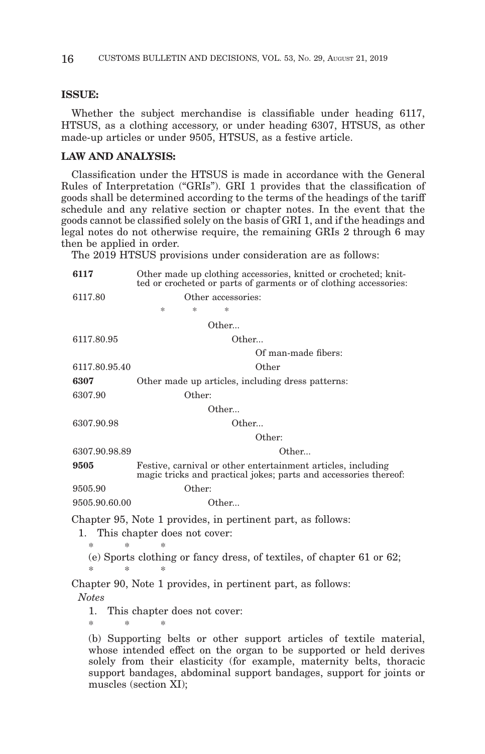**ISSUE:**

Whether the subject merchandise is classifiable under heading 6117, HTSUS, as a clothing accessory, or under heading 6307, HTSUS, as other made-up articles or under 9505, HTSUS, as a festive article.

**LAW AND ANALYSIS:**

Classification under the HTSUS is made in accordance with the General Rules of Interpretation ("GRIs"). GRI 1 provides that the classification of goods shall be determined according to the terms of the headings of the tariff schedule and any relative section or chapter notes. In the event that the goods cannot be classified solely on the basis of GRI 1, and if the headings and legal notes do not otherwise require, the remaining GRIs 2 through 6 may then be applied in order.

The 2019 HTSUS provisions under consideration are as follows:

| | |
|---|---|
| **6117** | Other made up clothing accessories, knitted or crocheted; knitted or crocheted or parts of garments or of clothing accessories: |
| 6117.80 | Other accessories: |
| | * * * |
| | Other... |
| 6117.80.95 | Other... |
| | Of man-made fibers: |
| 6117.80.95.40 | Other |
| **6307** | Other made up articles, including dress patterns: |
| 6307.90 | Other: |
| | Other... |
| 6307.90.98 | Other... |
| | Other: |
| 6307.90.98.89 | Other... |
| **9505** | Festive, carnival or other entertainment articles, including magic tricks and practical jokes; parts and accessories thereof: |
| 9505.90 | Other: |
| 9505.90.60.00 | Other... |

Chapter 95, Note 1 provides, in pertinent part, as follows:

1. This chapter does not cover:

   \* \* \*

   (e) Sports clothing or fancy dress, of textiles, of chapter 61 or 62;

   \* \* \*

Chapter 90, Note 1 provides, in pertinent part, as follows:

*Notes*

1. This chapter does not cover:

   \* \* \*

   (b) Supporting belts or other support articles of textile material, whose intended effect on the organ to be supported or held derives solely from their elasticity (for example, maternity belts, thoracic support bandages, abdominal support bandages, support for joints or muscles (section XI);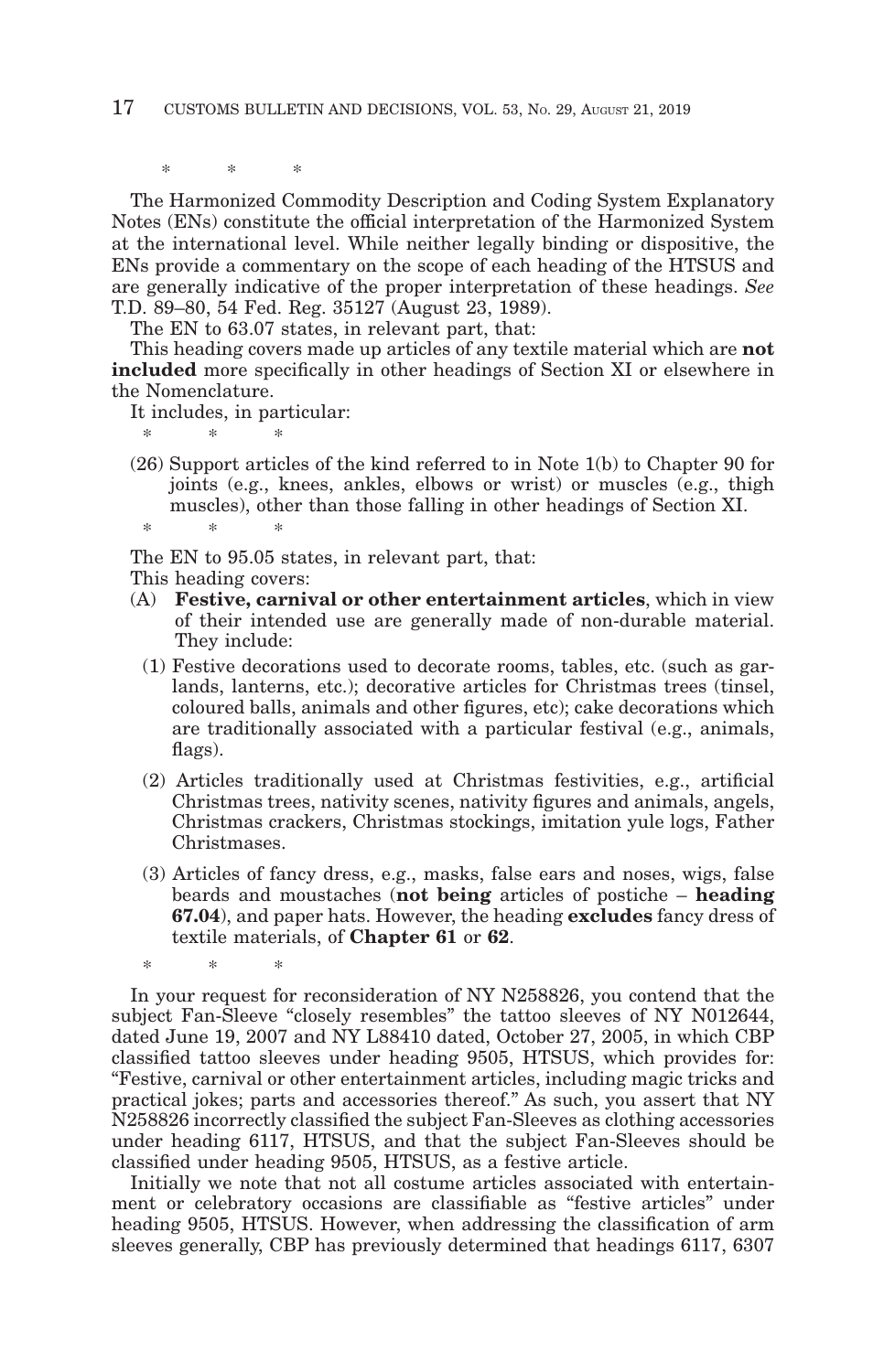\*    \*    \*

The Harmonized Commodity Description and Coding System Explanatory Notes (ENs) constitute the official interpretation of the Harmonized System at the international level. While neither legally binding or dispositive, the ENs provide a commentary on the scope of each heading of the HTSUS and are generally indicative of the proper interpretation of these headings. *See* T.D. 89–80, 54 Fed. Reg. 35127 (August 23, 1989).

The EN to 63.07 states, in relevant part, that:

This heading covers made up articles of any textile material which are **not included** more specifically in other headings of Section XI or elsewhere in the Nomenclature.

It includes, in particular:

\*    \*    \*

(26) Support articles of the kind referred to in Note 1(b) to Chapter 90 for joints (e.g., knees, ankles, elbows or wrist) or muscles (e.g., thigh muscles), other than those falling in other headings of Section XI.

\*    \*    \*

The EN to 95.05 states, in relevant part, that:

This heading covers:

(A) **Festive, carnival or other entertainment articles**, which in view of their intended use are generally made of non-durable material. They include:

(1) Festive decorations used to decorate rooms, tables, etc. (such as garlands, lanterns, etc.); decorative articles for Christmas trees (tinsel, coloured balls, animals and other figures, etc); cake decorations which are traditionally associated with a particular festival (e.g., animals, flags).

(2) Articles traditionally used at Christmas festivities, e.g., artificial Christmas trees, nativity scenes, nativity figures and animals, angels, Christmas crackers, Christmas stockings, imitation yule logs, Father Christmases.

(3) Articles of fancy dress, e.g., masks, false ears and noses, wigs, false beards and moustaches (**not being** articles of postiche – **heading 67.04**), and paper hats. However, the heading **excludes** fancy dress of textile materials, of **Chapter 61** or **62**.

\*    \*    \*

In your request for reconsideration of NY N258826, you contend that the subject Fan-Sleeve "closely resembles" the tattoo sleeves of NY N012644, dated June 19, 2007 and NY L88410 dated, October 27, 2005, in which CBP classified tattoo sleeves under heading 9505, HTSUS, which provides for: "Festive, carnival or other entertainment articles, including magic tricks and practical jokes; parts and accessories thereof." As such, you assert that NY N258826 incorrectly classified the subject Fan-Sleeves as clothing accessories under heading 6117, HTSUS, and that the subject Fan-Sleeves should be classified under heading 9505, HTSUS, as a festive article.

Initially we note that not all costume articles associated with entertainment or celebratory occasions are classifiable as "festive articles" under heading 9505, HTSUS. However, when addressing the classification of arm sleeves generally, CBP has previously determined that headings 6117, 6307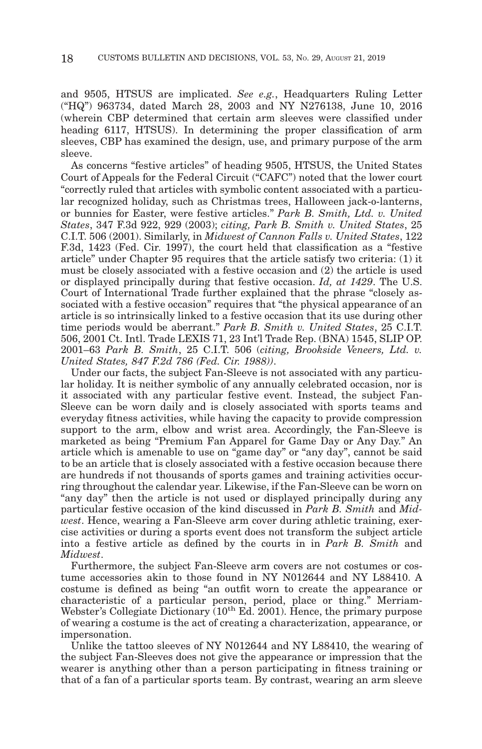and 9505, HTSUS are implicated. *See e.g.*, Headquarters Ruling Letter ("HQ") 963734, dated March 28, 2003 and NY N276138, June 10, 2016 (wherein CBP determined that certain arm sleeves were classified under heading 6117, HTSUS). In determining the proper classification of arm sleeves, CBP has examined the design, use, and primary purpose of the arm sleeve.

As concerns "festive articles" of heading 9505, HTSUS, the United States Court of Appeals for the Federal Circuit ("CAFC") noted that the lower court "correctly ruled that articles with symbolic content associated with a particular recognized holiday, such as Christmas trees, Halloween jack-o-lanterns, or bunnies for Easter, were festive articles." *Park B. Smith, Ltd. v. United States*, 347 F.3d 922, 929 (2003); *citing, Park B. Smith v. United States*, 25 C.I.T. 506 (2001). Similarly, in *Midwest of Cannon Falls v. United States*, 122 F.3d, 1423 (Fed. Cir. 1997), the court held that classification as a "festive article" under Chapter 95 requires that the article satisfy two criteria: (1) it must be closely associated with a festive occasion and (2) the article is used or displayed principally during that festive occasion. *Id, at 1429*. The U.S. Court of International Trade further explained that the phrase "closely associated with a festive occasion" requires that "the physical appearance of an article is so intrinsically linked to a festive occasion that its use during other time periods would be aberrant." *Park B. Smith v. United States*, 25 C.I.T. 506, 2001 Ct. Intl. Trade LEXIS 71, 23 Int'l Trade Rep. (BNA) 1545, SLIP OP. 2001–63 *Park B. Smith*, 25 C.I.T. 506 (*citing, Brookside Veneers, Ltd. v. United States, 847 F.2d 786 (Fed. Cir. 1988))*.

Under our facts, the subject Fan-Sleeve is not associated with any particular holiday. It is neither symbolic of any annually celebrated occasion, nor is it associated with any particular festive event. Instead, the subject Fan-Sleeve can be worn daily and is closely associated with sports teams and everyday fitness activities, while having the capacity to provide compression support to the arm, elbow and wrist area. Accordingly, the Fan-Sleeve is marketed as being "Premium Fan Apparel for Game Day or Any Day." An article which is amenable to use on "game day" or "any day", cannot be said to be an article that is closely associated with a festive occasion because there are hundreds if not thousands of sports games and training activities occurring throughout the calendar year. Likewise, if the Fan-Sleeve can be worn on "any day" then the article is not used or displayed principally during any particular festive occasion of the kind discussed in *Park B. Smith* and *Midwest*. Hence, wearing a Fan-Sleeve arm cover during athletic training, exercise activities or during a sports event does not transform the subject article into a festive article as defined by the courts in in *Park B. Smith* and *Midwest*.

Furthermore, the subject Fan-Sleeve arm covers are not costumes or costume accessories akin to those found in NY N012644 and NY L88410. A costume is defined as being "an outfit worn to create the appearance or characteristic of a particular person, period, place or thing." Merriam-Webster's Collegiate Dictionary (10th Ed. 2001). Hence, the primary purpose of wearing a costume is the act of creating a characterization, appearance, or impersonation.

Unlike the tattoo sleeves of NY N012644 and NY L88410, the wearing of the subject Fan-Sleeves does not give the appearance or impression that the wearer is anything other than a person participating in fitness training or that of a fan of a particular sports team. By contrast, wearing an arm sleeve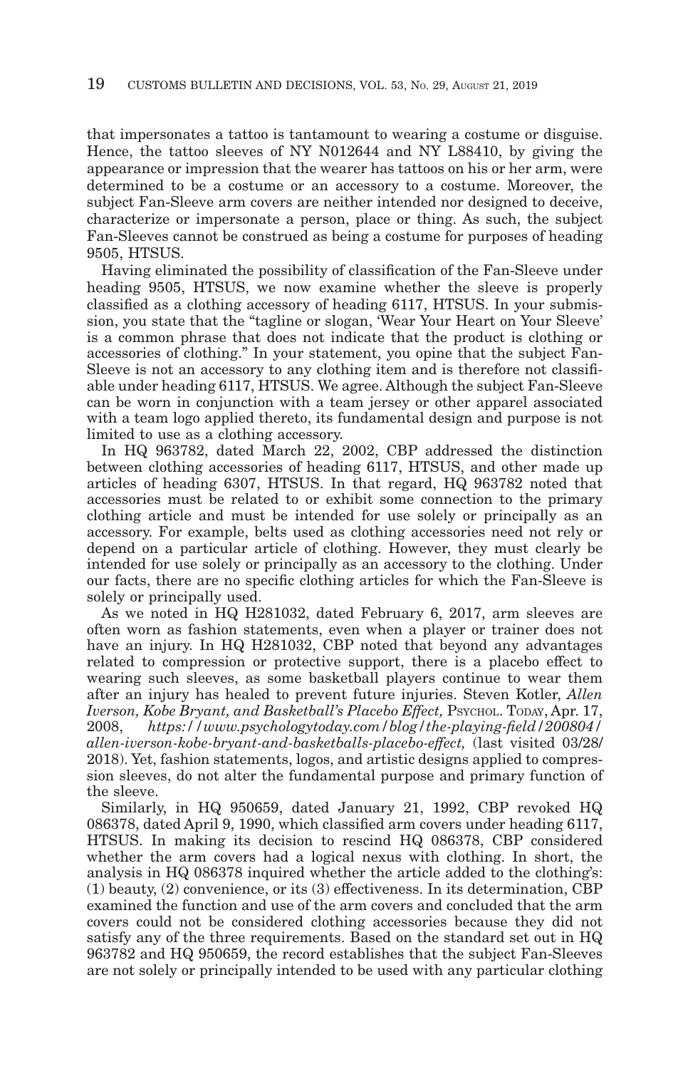that impersonates a tattoo is tantamount to wearing a costume or disguise. Hence, the tattoo sleeves of NY N012644 and NY L88410, by giving the appearance or impression that the wearer has tattoos on his or her arm, were determined to be a costume or an accessory to a costume. Moreover, the subject Fan-Sleeve arm covers are neither intended nor designed to deceive, characterize or impersonate a person, place or thing. As such, the subject Fan-Sleeves cannot be construed as being a costume for purposes of heading 9505, HTSUS.

Having eliminated the possibility of classification of the Fan-Sleeve under heading 9505, HTSUS, we now examine whether the sleeve is properly classified as a clothing accessory of heading 6117, HTSUS. In your submission, you state that the "tagline or slogan, 'Wear Your Heart on Your Sleeve' is a common phrase that does not indicate that the product is clothing or accessories of clothing." In your statement, you opine that the subject Fan-Sleeve is not an accessory to any clothing item and is therefore not classifiable under heading 6117, HTSUS. We agree. Although the subject Fan-Sleeve can be worn in conjunction with a team jersey or other apparel associated with a team logo applied thereto, its fundamental design and purpose is not limited to use as a clothing accessory.

In HQ 963782, dated March 22, 2002, CBP addressed the distinction between clothing accessories of heading 6117, HTSUS, and other made up articles of heading 6307, HTSUS. In that regard, HQ 963782 noted that accessories must be related to or exhibit some connection to the primary clothing article and must be intended for use solely or principally as an accessory. For example, belts used as clothing accessories need not rely or depend on a particular article of clothing. However, they must clearly be intended for use solely or principally as an accessory to the clothing. Under our facts, there are no specific clothing articles for which the Fan-Sleeve is solely or principally used.

As we noted in HQ H281032, dated February 6, 2017, arm sleeves are often worn as fashion statements, even when a player or trainer does not have an injury. In HQ H281032, CBP noted that beyond any advantages related to compression or protective support, there is a placebo effect to wearing such sleeves, as some basketball players continue to wear them after an injury has healed to prevent future injuries. Steven Kotler, *Allen Iverson, Kobe Bryant, and Basketball's Placebo Effect,* PSYCHOL. TODAY, Apr. 17, 2008, *https://www.psychologytoday.com/blog/the-playing-field/200804/allen-iverson-kobe-bryant-and-basketballs-placebo-effect,* (last visited 03/28/2018). Yet, fashion statements, logos, and artistic designs applied to compression sleeves, do not alter the fundamental purpose and primary function of the sleeve.

Similarly, in HQ 950659, dated January 21, 1992, CBP revoked HQ 086378, dated April 9, 1990, which classified arm covers under heading 6117, HTSUS. In making its decision to rescind HQ 086378, CBP considered whether the arm covers had a logical nexus with clothing. In short, the analysis in HQ 086378 inquired whether the article added to the clothing's: (1) beauty, (2) convenience, or its (3) effectiveness. In its determination, CBP examined the function and use of the arm covers and concluded that the arm covers could not be considered clothing accessories because they did not satisfy any of the three requirements. Based on the standard set out in HQ 963782 and HQ 950659, the record establishes that the subject Fan-Sleeves are not solely or principally intended to be used with any particular clothing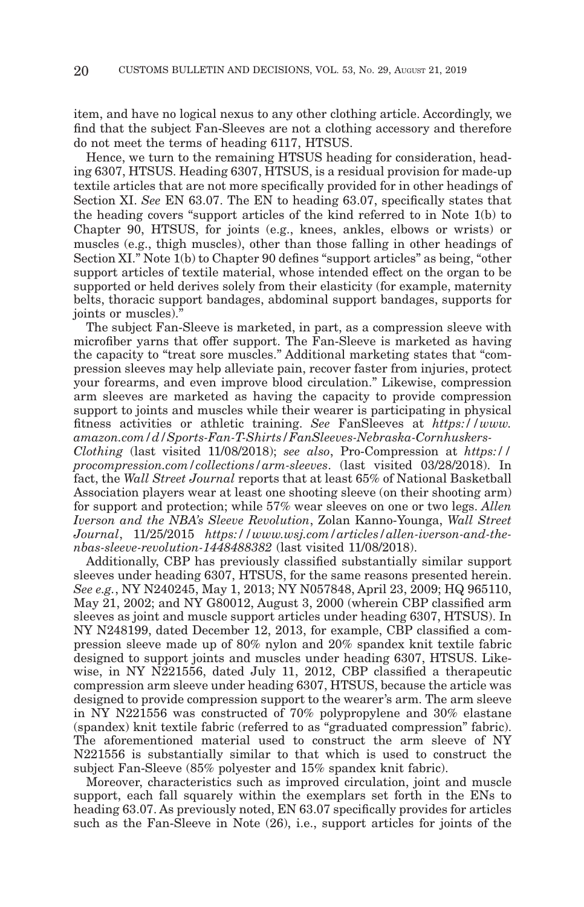item, and have no logical nexus to any other clothing article. Accordingly, we find that the subject Fan-Sleeves are not a clothing accessory and therefore do not meet the terms of heading 6117, HTSUS.

Hence, we turn to the remaining HTSUS heading for consideration, heading 6307, HTSUS. Heading 6307, HTSUS, is a residual provision for made-up textile articles that are not more specifically provided for in other headings of Section XI. *See* EN 63.07. The EN to heading 63.07, specifically states that the heading covers "support articles of the kind referred to in Note 1(b) to Chapter 90, HTSUS, for joints (e.g., knees, ankles, elbows or wrists) or muscles (e.g., thigh muscles), other than those falling in other headings of Section XI." Note 1(b) to Chapter 90 defines "support articles" as being, "other support articles of textile material, whose intended effect on the organ to be supported or held derives solely from their elasticity (for example, maternity belts, thoracic support bandages, abdominal support bandages, supports for joints or muscles)."

The subject Fan-Sleeve is marketed, in part, as a compression sleeve with microfiber yarns that offer support. The Fan-Sleeve is marketed as having the capacity to "treat sore muscles." Additional marketing states that "compression sleeves may help alleviate pain, recover faster from injuries, protect your forearms, and even improve blood circulation." Likewise, compression arm sleeves are marketed as having the capacity to provide compression support to joints and muscles while their wearer is participating in physical fitness activities or athletic training. *See* FanSleeves at *https://www.amazon.com/d/Sports-Fan-T-Shirts/FanSleeves-Nebraska-Cornhuskers-Clothing* (last visited 11/08/2018); *see also*, Pro-Compression at *https://procompression.com/collections/arm-sleeves*. (last visited 03/28/2018). In fact, the *Wall Street Journal* reports that at least 65% of National Basketball Association players wear at least one shooting sleeve (on their shooting arm) for support and protection; while 57% wear sleeves on one or two legs. *Allen Iverson and the NBA's Sleeve Revolution*, Zolan Kanno-Younga, *Wall Street Journal*, 11/25/2015 *https://www.wsj.com/articles/allen-iverson-and-the-nbas-sleeve-revolution-1448488382* (last visited 11/08/2018).

Additionally, CBP has previously classified substantially similar support sleeves under heading 6307, HTSUS, for the same reasons presented herein. *See e.g.*, NY N240245, May 1, 2013; NY N057848, April 23, 2009; HQ 965110, May 21, 2002; and NY G80012, August 3, 2000 (wherein CBP classified arm sleeves as joint and muscle support articles under heading 6307, HTSUS). In NY N248199, dated December 12, 2013, for example, CBP classified a compression sleeve made up of 80% nylon and 20% spandex knit textile fabric designed to support joints and muscles under heading 6307, HTSUS. Likewise, in NY N221556, dated July 11, 2012, CBP classified a therapeutic compression arm sleeve under heading 6307, HTSUS, because the article was designed to provide compression support to the wearer's arm. The arm sleeve in NY N221556 was constructed of 70% polypropylene and 30% elastane (spandex) knit textile fabric (referred to as "graduated compression" fabric). The aforementioned material used to construct the arm sleeve of NY N221556 is substantially similar to that which is used to construct the subject Fan-Sleeve (85% polyester and 15% spandex knit fabric).

Moreover, characteristics such as improved circulation, joint and muscle support, each fall squarely within the exemplars set forth in the ENs to heading 63.07. As previously noted, EN 63.07 specifically provides for articles such as the Fan-Sleeve in Note (26), i.e., support articles for joints of the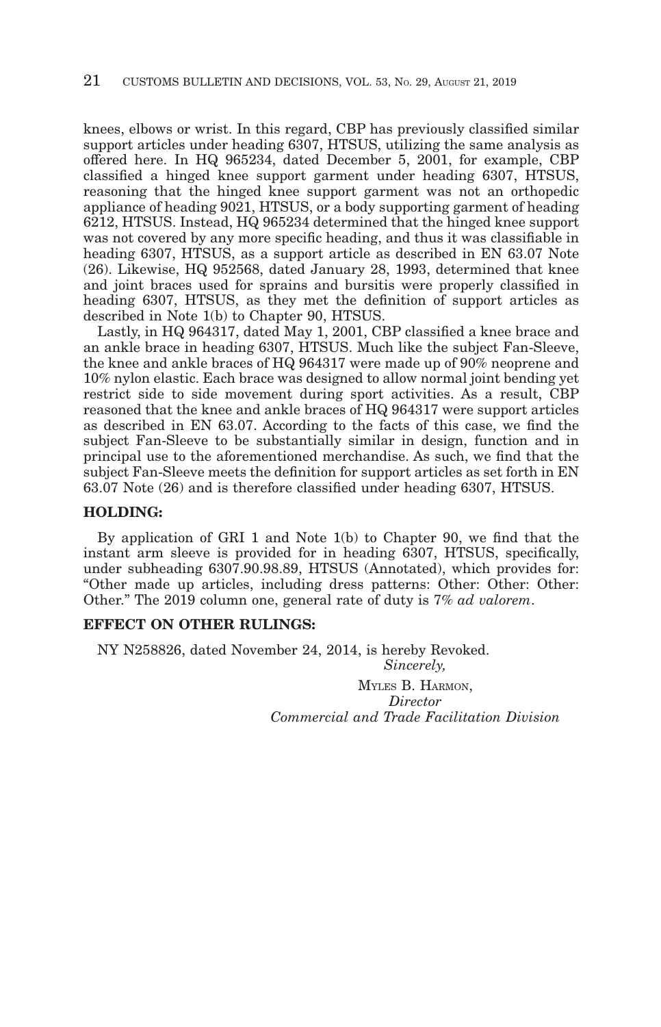knees, elbows or wrist. In this regard, CBP has previously classified similar support articles under heading 6307, HTSUS, utilizing the same analysis as offered here. In HQ 965234, dated December 5, 2001, for example, CBP classified a hinged knee support garment under heading 6307, HTSUS, reasoning that the hinged knee support garment was not an orthopedic appliance of heading 9021, HTSUS, or a body supporting garment of heading 6212, HTSUS. Instead, HQ 965234 determined that the hinged knee support was not covered by any more specific heading, and thus it was classifiable in heading 6307, HTSUS, as a support article as described in EN 63.07 Note (26). Likewise, HQ 952568, dated January 28, 1993, determined that knee and joint braces used for sprains and bursitis were properly classified in heading 6307, HTSUS, as they met the definition of support articles as described in Note 1(b) to Chapter 90, HTSUS.

Lastly, in HQ 964317, dated May 1, 2001, CBP classified a knee brace and an ankle brace in heading 6307, HTSUS. Much like the subject Fan-Sleeve, the knee and ankle braces of HQ 964317 were made up of 90% neoprene and 10% nylon elastic. Each brace was designed to allow normal joint bending yet restrict side to side movement during sport activities. As a result, CBP reasoned that the knee and ankle braces of HQ 964317 were support articles as described in EN 63.07. According to the facts of this case, we find the subject Fan-Sleeve to be substantially similar in design, function and in principal use to the aforementioned merchandise. As such, we find that the subject Fan-Sleeve meets the definition for support articles as set forth in EN 63.07 Note (26) and is therefore classified under heading 6307, HTSUS.

**HOLDING:**

By application of GRI 1 and Note 1(b) to Chapter 90, we find that the instant arm sleeve is provided for in heading 6307, HTSUS, specifically, under subheading 6307.90.98.89, HTSUS (Annotated), which provides for: "Other made up articles, including dress patterns: Other: Other: Other: Other." The 2019 column one, general rate of duty is 7% *ad valorem*.

**EFFECT ON OTHER RULINGS:**

NY N258826, dated November 24, 2014, is hereby Revoked.

*Sincerely,*

MYLES B. HARMON,
*Director*
*Commercial and Trade Facilitation Division*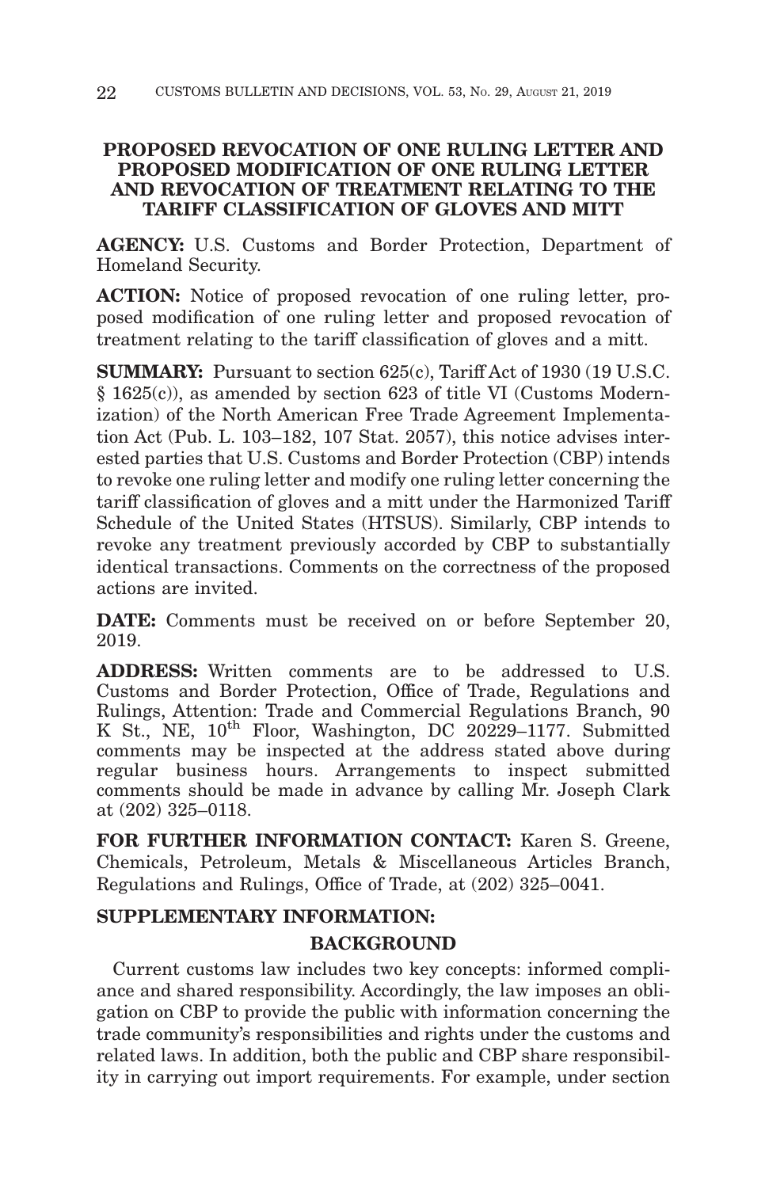## PROPOSED REVOCATION OF ONE RULING LETTER AND PROPOSED MODIFICATION OF ONE RULING LETTER AND REVOCATION OF TREATMENT RELATING TO THE TARIFF CLASSIFICATION OF GLOVES AND MITT

**AGENCY:** U.S. Customs and Border Protection, Department of Homeland Security.

**ACTION:** Notice of proposed revocation of one ruling letter, proposed modification of one ruling letter and proposed revocation of treatment relating to the tariff classification of gloves and a mitt.

**SUMMARY:** Pursuant to section 625(c), Tariff Act of 1930 (19 U.S.C. § 1625(c)), as amended by section 623 of title VI (Customs Modernization) of the North American Free Trade Agreement Implementation Act (Pub. L. 103–182, 107 Stat. 2057), this notice advises interested parties that U.S. Customs and Border Protection (CBP) intends to revoke one ruling letter and modify one ruling letter concerning the tariff classification of gloves and a mitt under the Harmonized Tariff Schedule of the United States (HTSUS). Similarly, CBP intends to revoke any treatment previously accorded by CBP to substantially identical transactions. Comments on the correctness of the proposed actions are invited.

**DATE:** Comments must be received on or before September 20, 2019.

**ADDRESS:** Written comments are to be addressed to U.S. Customs and Border Protection, Office of Trade, Regulations and Rulings, Attention: Trade and Commercial Regulations Branch, 90 K St., NE, 10th Floor, Washington, DC 20229–1177. Submitted comments may be inspected at the address stated above during regular business hours. Arrangements to inspect submitted comments should be made in advance by calling Mr. Joseph Clark at (202) 325–0118.

**FOR FURTHER INFORMATION CONTACT:** Karen S. Greene, Chemicals, Petroleum, Metals & Miscellaneous Articles Branch, Regulations and Rulings, Office of Trade, at (202) 325–0041.

**SUPPLEMENTARY INFORMATION:**

### BACKGROUND

Current customs law includes two key concepts: informed compliance and shared responsibility. Accordingly, the law imposes an obligation on CBP to provide the public with information concerning the trade community's responsibilities and rights under the customs and related laws. In addition, both the public and CBP share responsibility in carrying out import requirements. For example, under section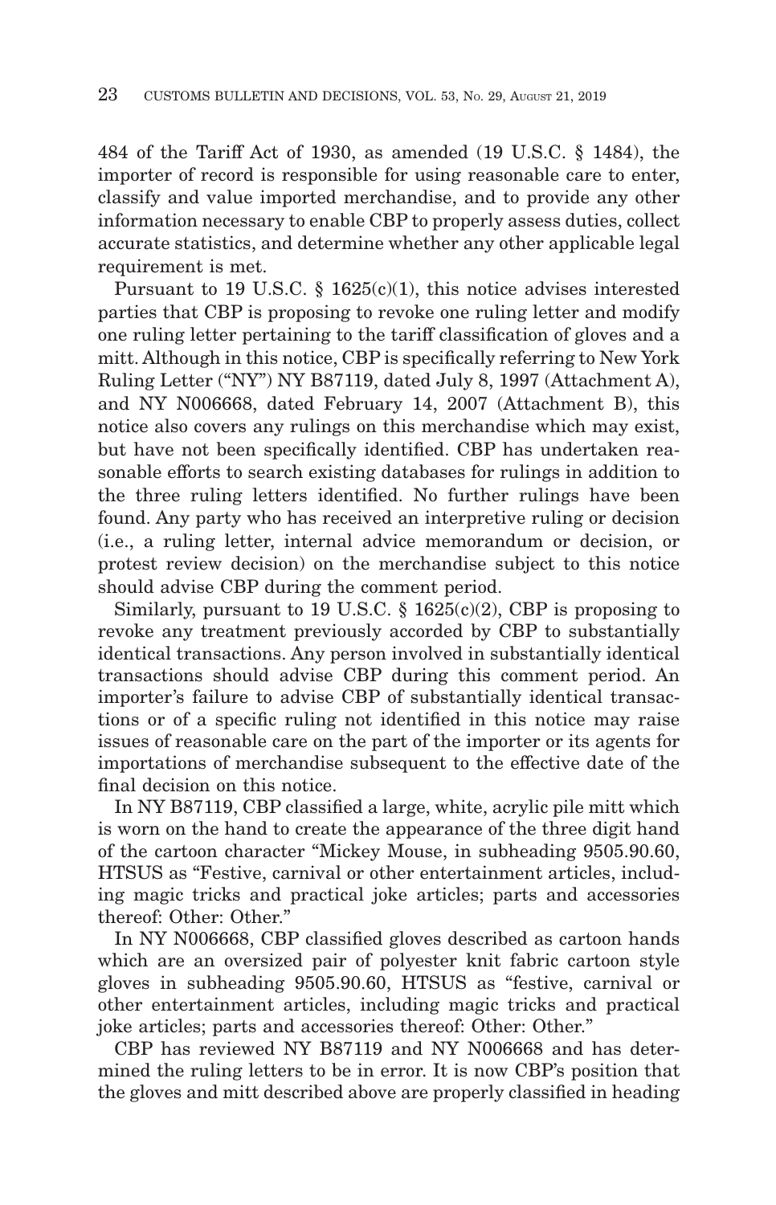484 of the Tariff Act of 1930, as amended (19 U.S.C. § 1484), the importer of record is responsible for using reasonable care to enter, classify and value imported merchandise, and to provide any other information necessary to enable CBP to properly assess duties, collect accurate statistics, and determine whether any other applicable legal requirement is met.

Pursuant to 19 U.S.C. § 1625(c)(1), this notice advises interested parties that CBP is proposing to revoke one ruling letter and modify one ruling letter pertaining to the tariff classification of gloves and a mitt. Although in this notice, CBP is specifically referring to New York Ruling Letter ("NY") NY B87119, dated July 8, 1997 (Attachment A), and NY N006668, dated February 14, 2007 (Attachment B), this notice also covers any rulings on this merchandise which may exist, but have not been specifically identified. CBP has undertaken reasonable efforts to search existing databases for rulings in addition to the three ruling letters identified. No further rulings have been found. Any party who has received an interpretive ruling or decision (i.e., a ruling letter, internal advice memorandum or decision, or protest review decision) on the merchandise subject to this notice should advise CBP during the comment period.

Similarly, pursuant to 19 U.S.C. § 1625(c)(2), CBP is proposing to revoke any treatment previously accorded by CBP to substantially identical transactions. Any person involved in substantially identical transactions should advise CBP during this comment period. An importer's failure to advise CBP of substantially identical transactions or of a specific ruling not identified in this notice may raise issues of reasonable care on the part of the importer or its agents for importations of merchandise subsequent to the effective date of the final decision on this notice.

In NY B87119, CBP classified a large, white, acrylic pile mitt which is worn on the hand to create the appearance of the three digit hand of the cartoon character "Mickey Mouse, in subheading 9505.90.60, HTSUS as "Festive, carnival or other entertainment articles, including magic tricks and practical joke articles; parts and accessories thereof: Other: Other."

In NY N006668, CBP classified gloves described as cartoon hands which are an oversized pair of polyester knit fabric cartoon style gloves in subheading 9505.90.60, HTSUS as "festive, carnival or other entertainment articles, including magic tricks and practical joke articles; parts and accessories thereof: Other: Other."

CBP has reviewed NY B87119 and NY N006668 and has determined the ruling letters to be in error. It is now CBP's position that the gloves and mitt described above are properly classified in heading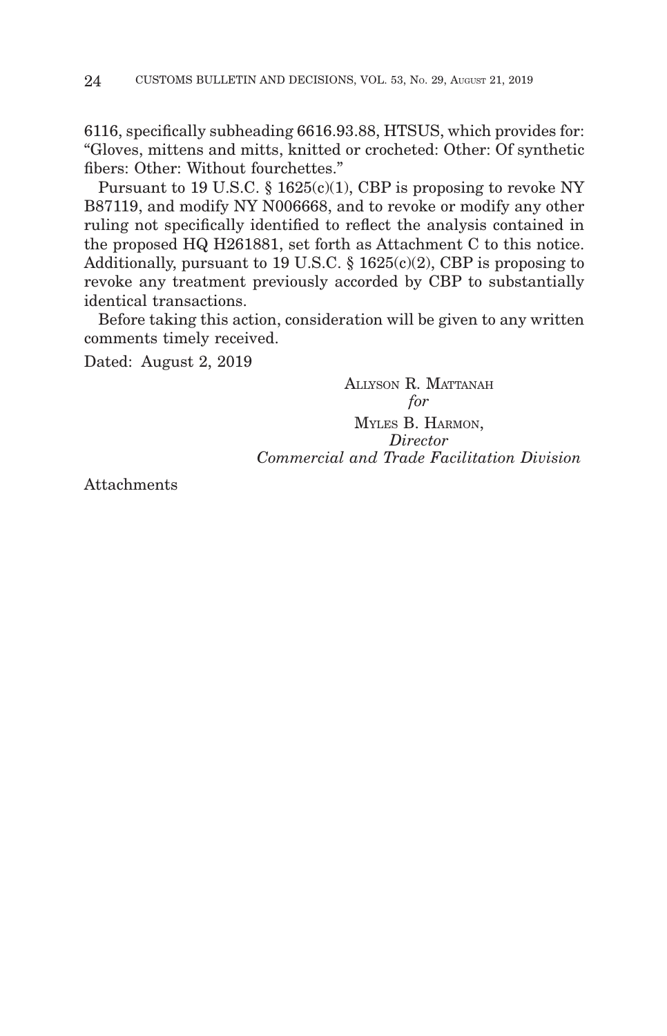6116, specifically subheading 6616.93.88, HTSUS, which provides for: "Gloves, mittens and mitts, knitted or crocheted: Other: Of synthetic fibers: Other: Without fourchettes."

Pursuant to 19 U.S.C. § 1625(c)(1), CBP is proposing to revoke NY B87119, and modify NY N006668, and to revoke or modify any other ruling not specifically identified to reflect the analysis contained in the proposed HQ H261881, set forth as Attachment C to this notice. Additionally, pursuant to 19 U.S.C. § 1625(c)(2), CBP is proposing to revoke any treatment previously accorded by CBP to substantially identical transactions.

Before taking this action, consideration will be given to any written comments timely received.

Dated: August 2, 2019

ALLYSON R. MATTANAH
*for*
MYLES B. HARMON,
*Director*
*Commercial and Trade Facilitation Division*

Attachments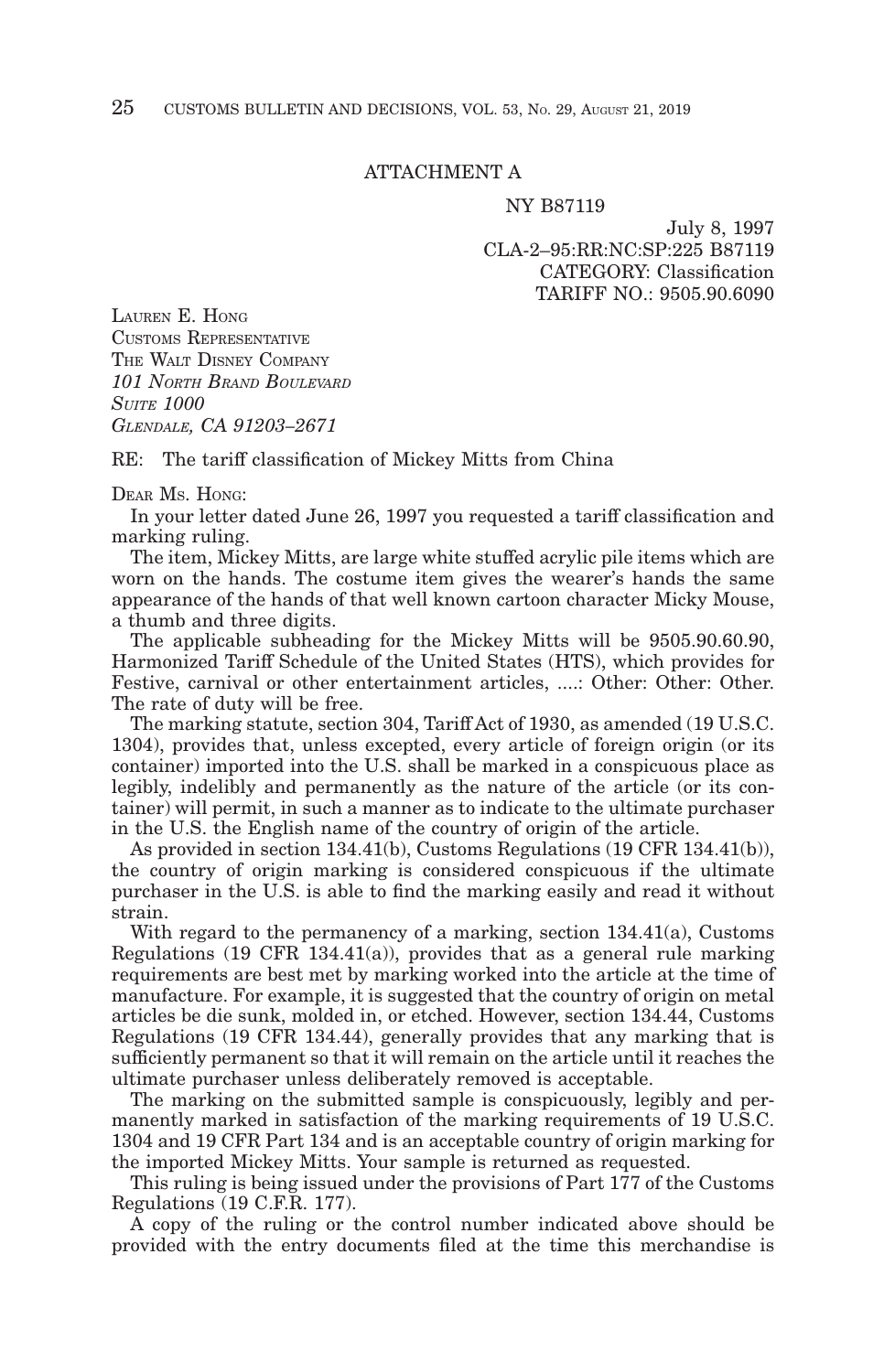ATTACHMENT A

NY B87119

July 8, 1997
CLA-2–95:RR:NC:SP:225 B87119
CATEGORY: Classification
TARIFF NO.: 9505.90.6090

LAUREN E. HONG
CUSTOMS REPRESENTATIVE
THE WALT DISNEY COMPANY
*101 NORTH BRAND BOULEVARD*
*SUITE 1000*
*GLENDALE, CA 91203–2671*

RE: The tariff classification of Mickey Mitts from China

DEAR MS. HONG:

In your letter dated June 26, 1997 you requested a tariff classification and marking ruling.

The item, Mickey Mitts, are large white stuffed acrylic pile items which are worn on the hands. The costume item gives the wearer's hands the same appearance of the hands of that well known cartoon character Micky Mouse, a thumb and three digits.

The applicable subheading for the Mickey Mitts will be 9505.90.60.90, Harmonized Tariff Schedule of the United States (HTS), which provides for Festive, carnival or other entertainment articles, ....: Other: Other: Other. The rate of duty will be free.

The marking statute, section 304, Tariff Act of 1930, as amended (19 U.S.C. 1304), provides that, unless excepted, every article of foreign origin (or its container) imported into the U.S. shall be marked in a conspicuous place as legibly, indelibly and permanently as the nature of the article (or its container) will permit, in such a manner as to indicate to the ultimate purchaser in the U.S. the English name of the country of origin of the article.

As provided in section 134.41(b), Customs Regulations (19 CFR 134.41(b)), the country of origin marking is considered conspicuous if the ultimate purchaser in the U.S. is able to find the marking easily and read it without strain.

With regard to the permanency of a marking, section 134.41(a), Customs Regulations (19 CFR 134.41(a)), provides that as a general rule marking requirements are best met by marking worked into the article at the time of manufacture. For example, it is suggested that the country of origin on metal articles be die sunk, molded in, or etched. However, section 134.44, Customs Regulations (19 CFR 134.44), generally provides that any marking that is sufficiently permanent so that it will remain on the article until it reaches the ultimate purchaser unless deliberately removed is acceptable.

The marking on the submitted sample is conspicuously, legibly and permanently marked in satisfaction of the marking requirements of 19 U.S.C. 1304 and 19 CFR Part 134 and is an acceptable country of origin marking for the imported Mickey Mitts. Your sample is returned as requested.

This ruling is being issued under the provisions of Part 177 of the Customs Regulations (19 C.F.R. 177).

A copy of the ruling or the control number indicated above should be provided with the entry documents filed at the time this merchandise is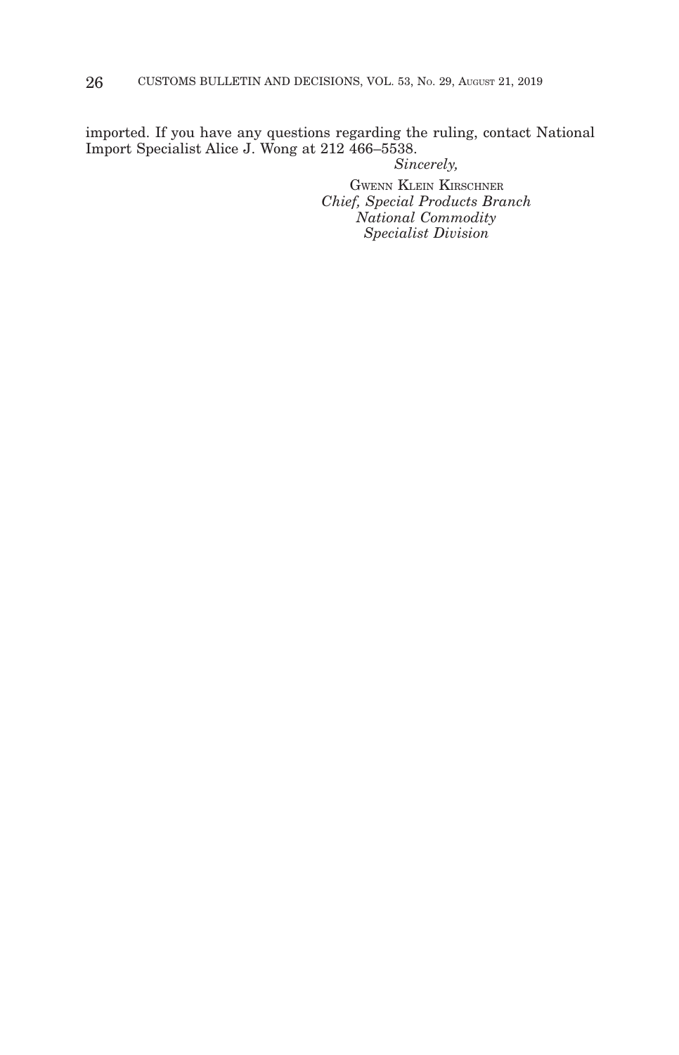imported. If you have any questions regarding the ruling, contact National Import Specialist Alice J. Wong at 212 466–5538.

*Sincerely,*

GWENN KLEIN KIRSCHNER
*Chief, Special Products Branch*
*National Commodity*
*Specialist Division*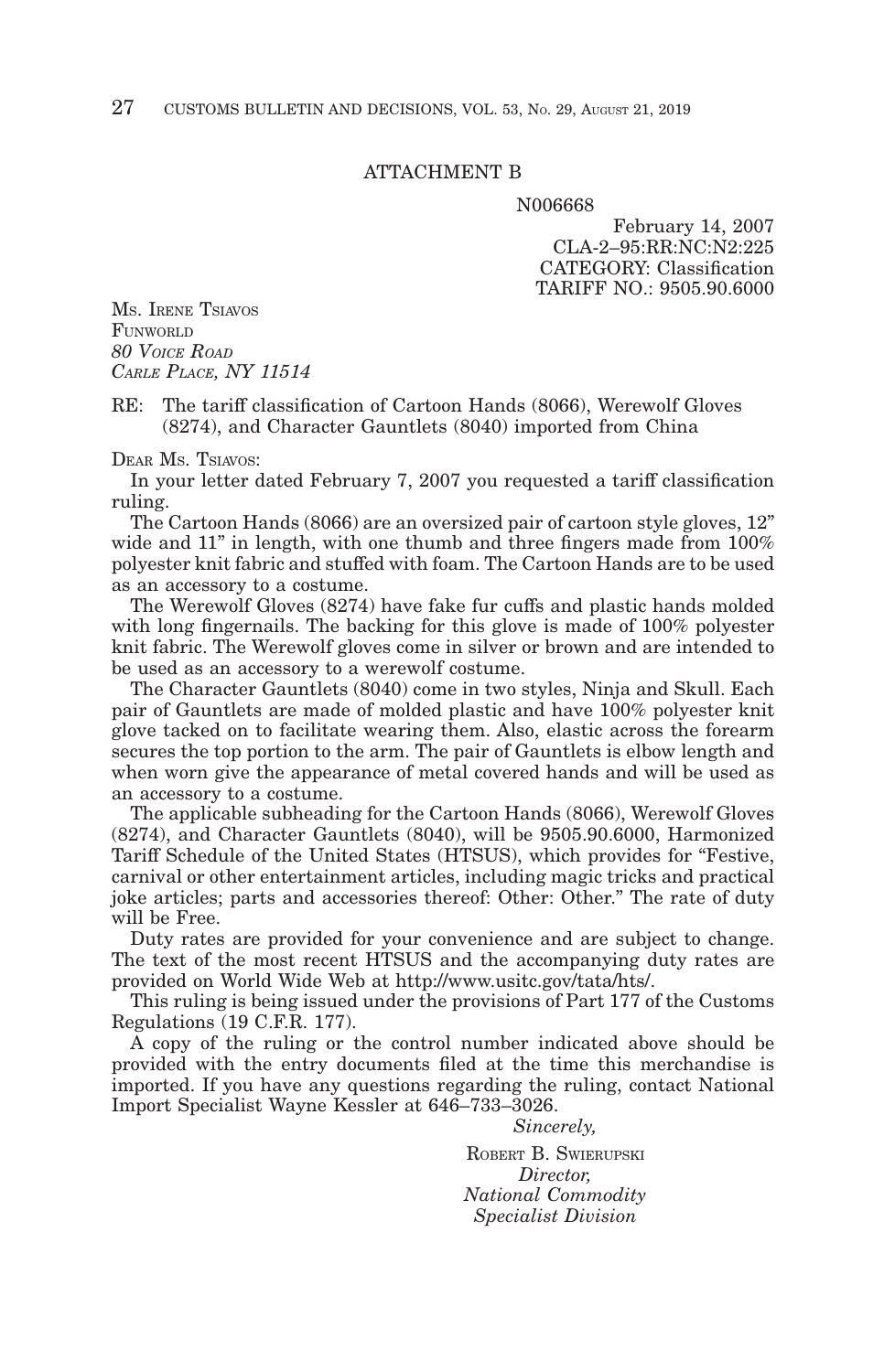ATTACHMENT B

N006668

February 14, 2007
CLA-2–95:RR:NC:N2:225
CATEGORY: Classification
TARIFF NO.: 9505.90.6000

MS. IRENE TSIAVOS
FUNWORLD
*80 VOICE ROAD*
*CARLE PLACE, NY 11514*

RE: The tariff classification of Cartoon Hands (8066), Werewolf Gloves (8274), and Character Gauntlets (8040) imported from China

DEAR MS. TSIAVOS:

In your letter dated February 7, 2007 you requested a tariff classification ruling.

The Cartoon Hands (8066) are an oversized pair of cartoon style gloves, 12" wide and 11" in length, with one thumb and three fingers made from 100% polyester knit fabric and stuffed with foam. The Cartoon Hands are to be used as an accessory to a costume.

The Werewolf Gloves (8274) have fake fur cuffs and plastic hands molded with long fingernails. The backing for this glove is made of 100% polyester knit fabric. The Werewolf gloves come in silver or brown and are intended to be used as an accessory to a werewolf costume.

The Character Gauntlets (8040) come in two styles, Ninja and Skull. Each pair of Gauntlets are made of molded plastic and have 100% polyester knit glove tacked on to facilitate wearing them. Also, elastic across the forearm secures the top portion to the arm. The pair of Gauntlets is elbow length and when worn give the appearance of metal covered hands and will be used as an accessory to a costume.

The applicable subheading for the Cartoon Hands (8066), Werewolf Gloves (8274), and Character Gauntlets (8040), will be 9505.90.6000, Harmonized Tariff Schedule of the United States (HTSUS), which provides for "Festive, carnival or other entertainment articles, including magic tricks and practical joke articles; parts and accessories thereof: Other: Other." The rate of duty will be Free.

Duty rates are provided for your convenience and are subject to change. The text of the most recent HTSUS and the accompanying duty rates are provided on World Wide Web at http://www.usitc.gov/tata/hts/.

This ruling is being issued under the provisions of Part 177 of the Customs Regulations (19 C.F.R. 177).

A copy of the ruling or the control number indicated above should be provided with the entry documents filed at the time this merchandise is imported. If you have any questions regarding the ruling, contact National Import Specialist Wayne Kessler at 646–733–3026.

*Sincerely,*

ROBERT B. SWIERUPSKI
*Director,*
*National Commodity Specialist Division*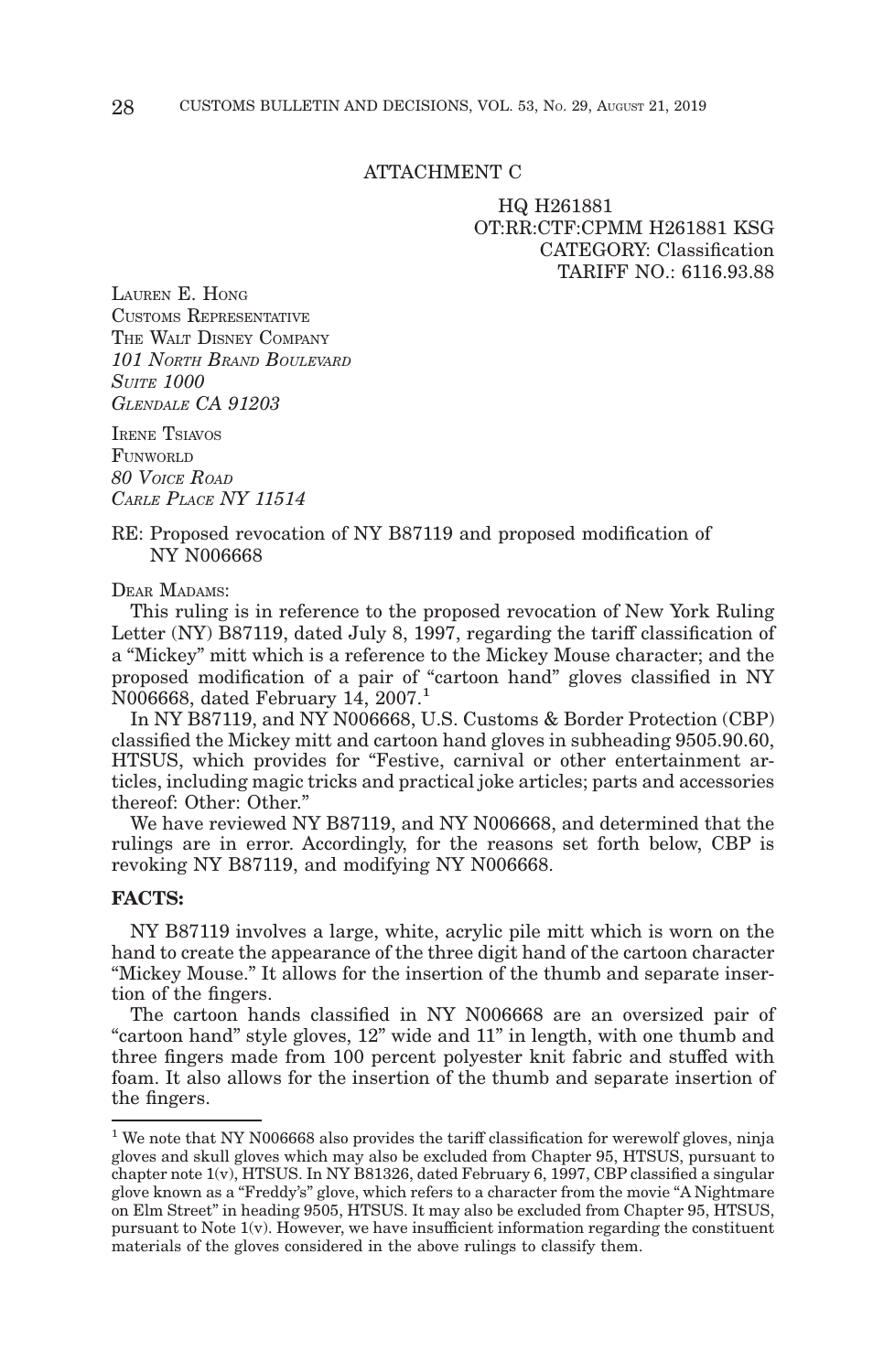ATTACHMENT C

HQ H261881
OT:RR:CTF:CPMM H261881 KSG
CATEGORY: Classification
TARIFF NO.: 6116.93.88

LAUREN E. HONG
CUSTOMS REPRESENTATIVE
THE WALT DISNEY COMPANY
*101 NORTH BRAND BOULEVARD*
*SUITE 1000*
*GLENDALE CA 91203*

IRENE TSIAVOS
FUNWORLD
*80 VOICE ROAD*
*CARLE PLACE NY 11514*

RE: Proposed revocation of NY B87119 and proposed modification of NY N006668

DEAR MADAMS:

This ruling is in reference to the proposed revocation of New York Ruling Letter (NY) B87119, dated July 8, 1997, regarding the tariff classification of a "Mickey" mitt which is a reference to the Mickey Mouse character; and the proposed modification of a pair of "cartoon hand" gloves classified in NY N006668, dated February 14, 2007.[1]

In NY B87119, and NY N006668, U.S. Customs & Border Protection (CBP) classified the Mickey mitt and cartoon hand gloves in subheading 9505.90.60, HTSUS, which provides for "Festive, carnival or other entertainment articles, including magic tricks and practical joke articles; parts and accessories thereof: Other: Other."

We have reviewed NY B87119, and NY N006668, and determined that the rulings are in error. Accordingly, for the reasons set forth below, CBP is revoking NY B87119, and modifying NY N006668.

**FACTS:**

NY B87119 involves a large, white, acrylic pile mitt which is worn on the hand to create the appearance of the three digit hand of the cartoon character "Mickey Mouse." It allows for the insertion of the thumb and separate insertion of the fingers.

The cartoon hands classified in NY N006668 are an oversized pair of "cartoon hand" style gloves, 12" wide and 11" in length, with one thumb and three fingers made from 100 percent polyester knit fabric and stuffed with foam. It also allows for the insertion of the thumb and separate insertion of the fingers.

---

[1] We note that NY N006668 also provides the tariff classification for werewolf gloves, ninja gloves and skull gloves which may also be excluded from Chapter 95, HTSUS, pursuant to chapter note 1(v), HTSUS. In NY B81326, dated February 6, 1997, CBP classified a singular glove known as a "Freddy's" glove, which refers to a character from the movie "A Nightmare on Elm Street" in heading 9505, HTSUS. It may also be excluded from Chapter 95, HTSUS, pursuant to Note 1(v). However, we have insufficient information regarding the constituent materials of the gloves considered in the above rulings to classify them.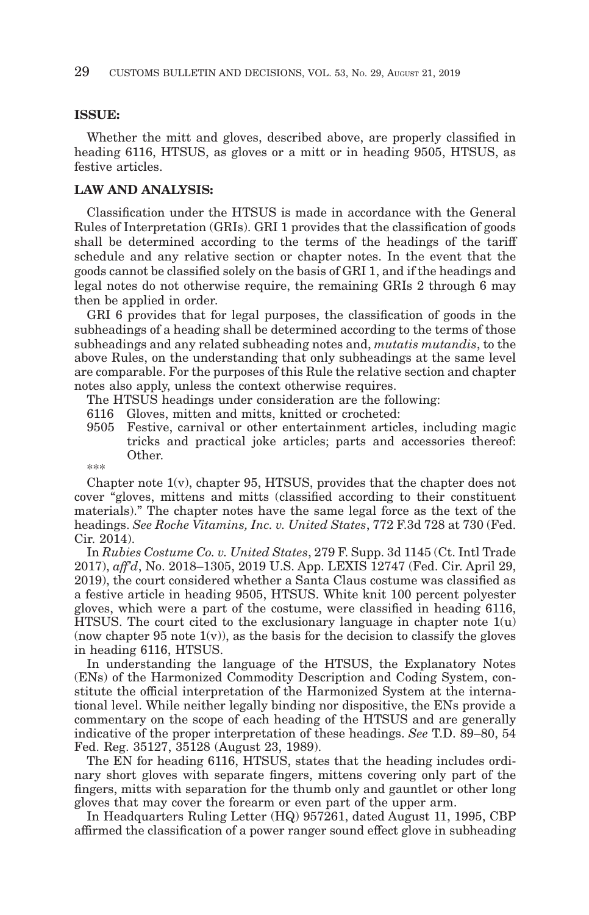**ISSUE:**

Whether the mitt and gloves, described above, are properly classified in heading 6116, HTSUS, as gloves or a mitt or in heading 9505, HTSUS, as festive articles.

**LAW AND ANALYSIS:**

Classification under the HTSUS is made in accordance with the General Rules of Interpretation (GRIs). GRI 1 provides that the classification of goods shall be determined according to the terms of the headings of the tariff schedule and any relative section or chapter notes. In the event that the goods cannot be classified solely on the basis of GRI 1, and if the headings and legal notes do not otherwise require, the remaining GRIs 2 through 6 may then be applied in order.

GRI 6 provides that for legal purposes, the classification of goods in the subheadings of a heading shall be determined according to the terms of those subheadings and any related subheading notes and, *mutatis mutandis*, to the above Rules, on the understanding that only subheadings at the same level are comparable. For the purposes of this Rule the relative section and chapter notes also apply, unless the context otherwise requires.

The HTSUS headings under consideration are the following:

6116 Gloves, mitten and mitts, knitted or crocheted:

9505 Festive, carnival or other entertainment articles, including magic tricks and practical joke articles; parts and accessories thereof: Other.

\*\*\*

Chapter note 1(v), chapter 95, HTSUS, provides that the chapter does not cover "gloves, mittens and mitts (classified according to their constituent materials)." The chapter notes have the same legal force as the text of the headings. *See Roche Vitamins, Inc. v. United States*, 772 F.3d 728 at 730 (Fed. Cir. 2014).

In *Rubies Costume Co. v. United States*, 279 F. Supp. 3d 1145 (Ct. Intl Trade 2017), *aff'd*, No. 2018–1305, 2019 U.S. App. LEXIS 12747 (Fed. Cir. April 29, 2019), the court considered whether a Santa Claus costume was classified as a festive article in heading 9505, HTSUS. White knit 100 percent polyester gloves, which were a part of the costume, were classified in heading 6116, HTSUS. The court cited to the exclusionary language in chapter note 1(u) (now chapter 95 note 1(v)), as the basis for the decision to classify the gloves in heading 6116, HTSUS.

In understanding the language of the HTSUS, the Explanatory Notes (ENs) of the Harmonized Commodity Description and Coding System, constitute the official interpretation of the Harmonized System at the international level. While neither legally binding nor dispositive, the ENs provide a commentary on the scope of each heading of the HTSUS and are generally indicative of the proper interpretation of these headings. *See* T.D. 89–80, 54 Fed. Reg. 35127, 35128 (August 23, 1989).

The EN for heading 6116, HTSUS, states that the heading includes ordinary short gloves with separate fingers, mittens covering only part of the fingers, mitts with separation for the thumb only and gauntlet or other long gloves that may cover the forearm or even part of the upper arm.

In Headquarters Ruling Letter (HQ) 957261, dated August 11, 1995, CBP affirmed the classification of a power ranger sound effect glove in subheading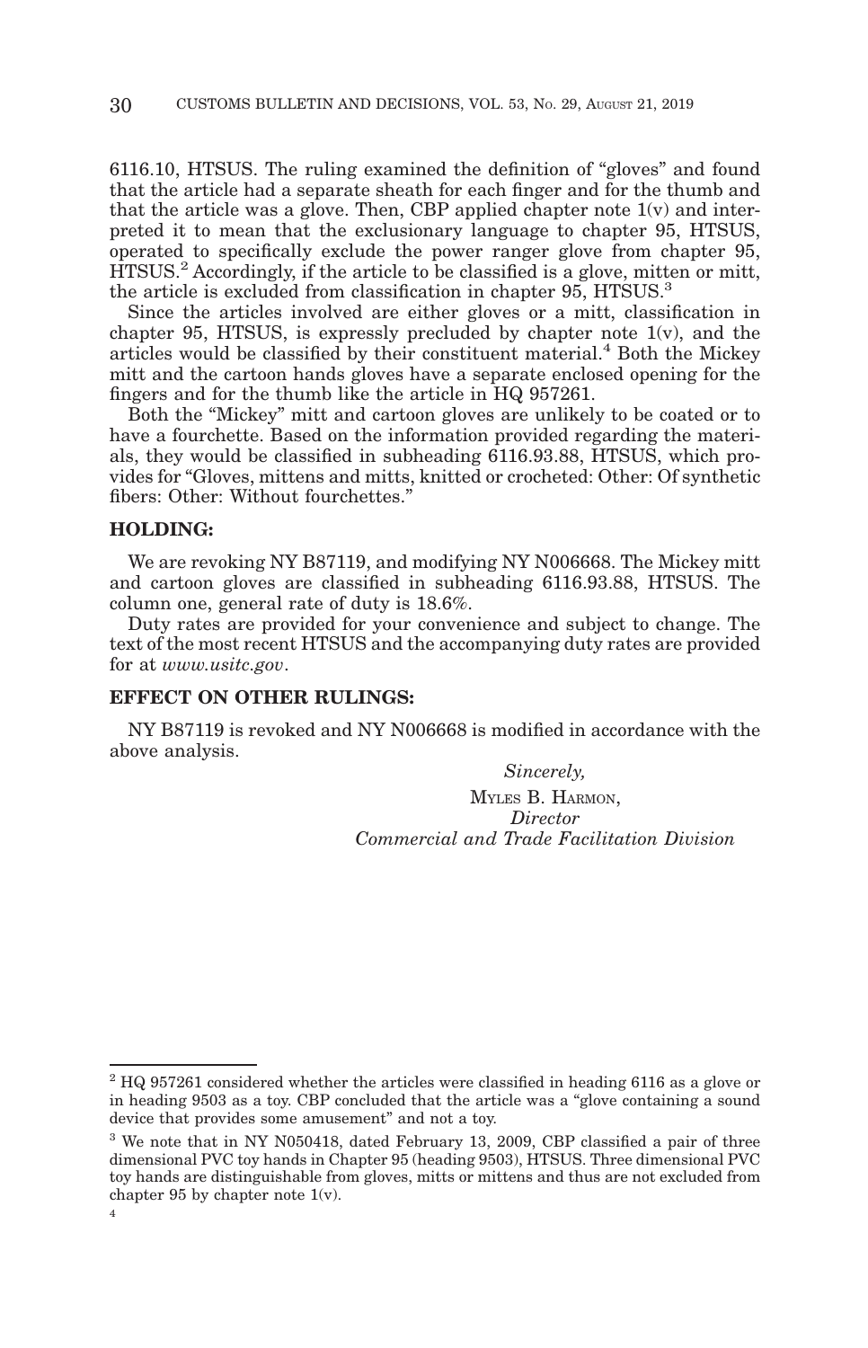6116.10, HTSUS. The ruling examined the definition of "gloves" and found that the article had a separate sheath for each finger and for the thumb and that the article was a glove. Then, CBP applied chapter note 1(v) and interpreted it to mean that the exclusionary language to chapter 95, HTSUS, operated to specifically exclude the power ranger glove from chapter 95, HTSUS.[2] Accordingly, if the article to be classified is a glove, mitten or mitt, the article is excluded from classification in chapter 95, HTSUS.[3]

Since the articles involved are either gloves or a mitt, classification in chapter 95, HTSUS, is expressly precluded by chapter note 1(v), and the articles would be classified by their constituent material.[4] Both the Mickey mitt and the cartoon hands gloves have a separate enclosed opening for the fingers and for the thumb like the article in HQ 957261.

Both the "Mickey" mitt and cartoon gloves are unlikely to be coated or to have a fourchette. Based on the information provided regarding the materials, they would be classified in subheading 6116.93.88, HTSUS, which provides for "Gloves, mittens and mitts, knitted or crocheted: Other: Of synthetic fibers: Other: Without fourchettes."

## HOLDING:

We are revoking NY B87119, and modifying NY N006668. The Mickey mitt and cartoon gloves are classified in subheading 6116.93.88, HTSUS. The column one, general rate of duty is 18.6%.

Duty rates are provided for your convenience and subject to change. The text of the most recent HTSUS and the accompanying duty rates are provided for at *www.usitc.gov*.

## EFFECT ON OTHER RULINGS:

NY B87119 is revoked and NY N006668 is modified in accordance with the above analysis.

*Sincerely,*

MYLES B. HARMON,
*Director*
*Commercial and Trade Facilitation Division*

---

[2] HQ 957261 considered whether the articles were classified in heading 6116 as a glove or in heading 9503 as a toy. CBP concluded that the article was a "glove containing a sound device that provides some amusement" and not a toy.

[3] We note that in NY N050418, dated February 13, 2009, CBP classified a pair of three dimensional PVC toy hands in Chapter 95 (heading 9503), HTSUS. Three dimensional PVC toy hands are distinguishable from gloves, mitts or mittens and thus are not excluded from chapter 95 by chapter note 1(v).

[4]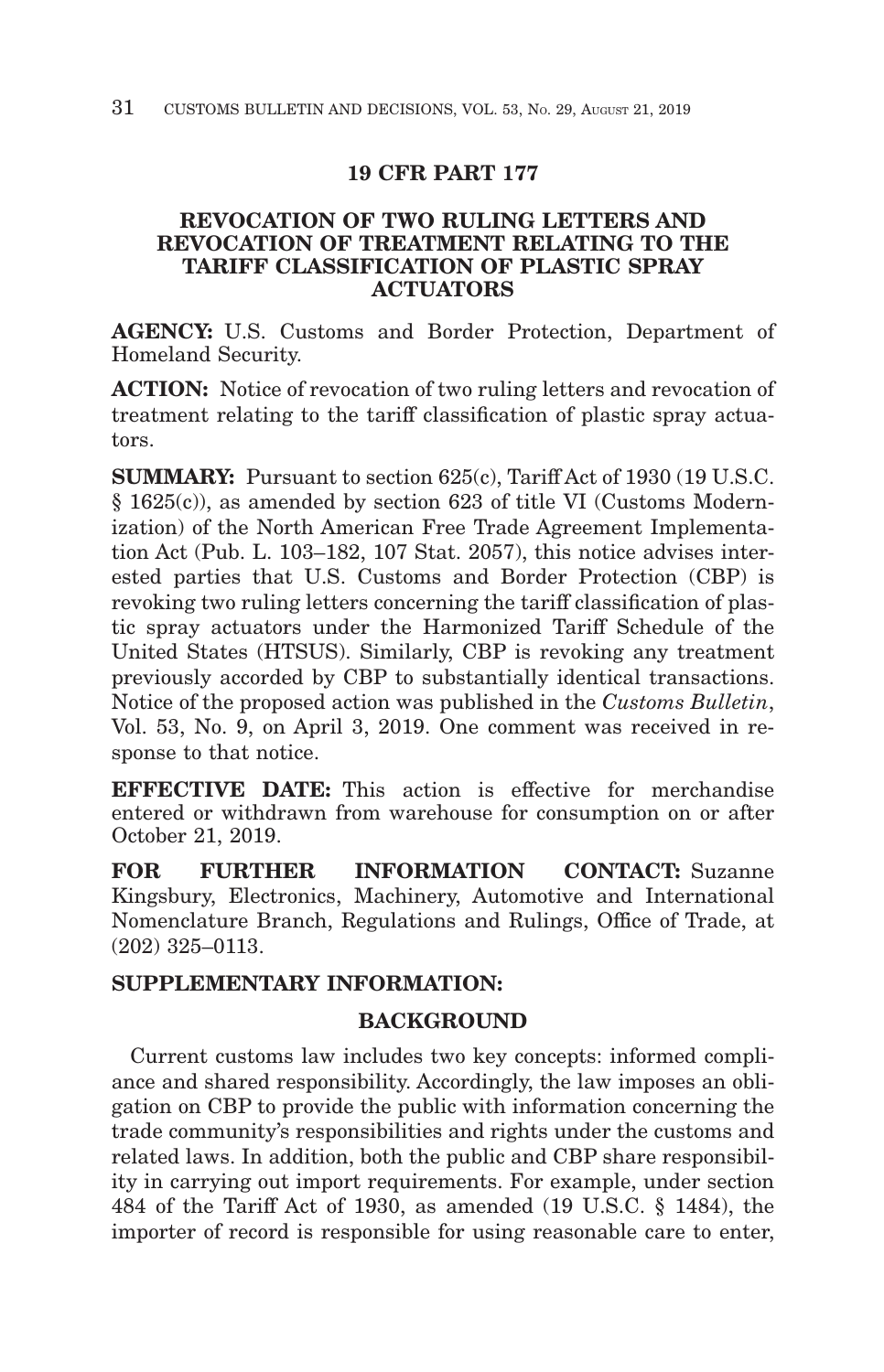## 19 CFR PART 177

### REVOCATION OF TWO RULING LETTERS AND REVOCATION OF TREATMENT RELATING TO THE TARIFF CLASSIFICATION OF PLASTIC SPRAY ACTUATORS

**AGENCY:** U.S. Customs and Border Protection, Department of Homeland Security.

**ACTION:** Notice of revocation of two ruling letters and revocation of treatment relating to the tariff classification of plastic spray actuators.

**SUMMARY:** Pursuant to section 625(c), Tariff Act of 1930 (19 U.S.C. § 1625(c)), as amended by section 623 of title VI (Customs Modernization) of the North American Free Trade Agreement Implementation Act (Pub. L. 103–182, 107 Stat. 2057), this notice advises interested parties that U.S. Customs and Border Protection (CBP) is revoking two ruling letters concerning the tariff classification of plastic spray actuators under the Harmonized Tariff Schedule of the United States (HTSUS). Similarly, CBP is revoking any treatment previously accorded by CBP to substantially identical transactions. Notice of the proposed action was published in the *Customs Bulletin*, Vol. 53, No. 9, on April 3, 2019. One comment was received in response to that notice.

**EFFECTIVE DATE:** This action is effective for merchandise entered or withdrawn from warehouse for consumption on or after October 21, 2019.

**FOR FURTHER INFORMATION CONTACT:** Suzanne Kingsbury, Electronics, Machinery, Automotive and International Nomenclature Branch, Regulations and Rulings, Office of Trade, at (202) 325–0113.

**SUPPLEMENTARY INFORMATION:**

### BACKGROUND

Current customs law includes two key concepts: informed compliance and shared responsibility. Accordingly, the law imposes an obligation on CBP to provide the public with information concerning the trade community's responsibilities and rights under the customs and related laws. In addition, both the public and CBP share responsibility in carrying out import requirements. For example, under section 484 of the Tariff Act of 1930, as amended (19 U.S.C. § 1484), the importer of record is responsible for using reasonable care to enter,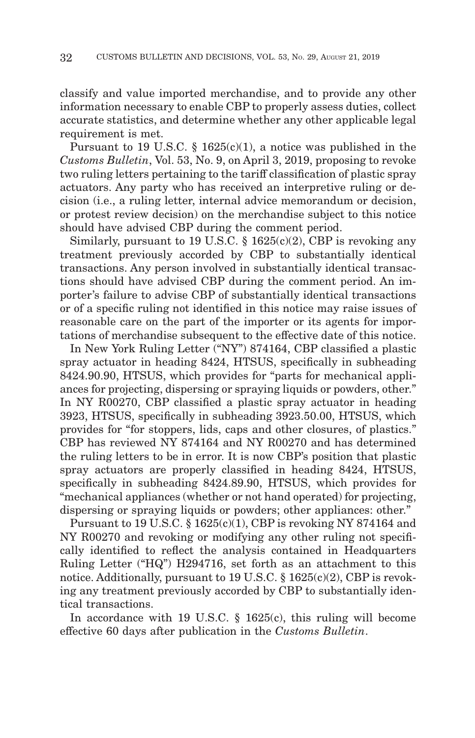classify and value imported merchandise, and to provide any other information necessary to enable CBP to properly assess duties, collect accurate statistics, and determine whether any other applicable legal requirement is met.

Pursuant to 19 U.S.C. § 1625(c)(1), a notice was published in the *Customs Bulletin*, Vol. 53, No. 9, on April 3, 2019, proposing to revoke two ruling letters pertaining to the tariff classification of plastic spray actuators. Any party who has received an interpretive ruling or decision (i.e., a ruling letter, internal advice memorandum or decision, or protest review decision) on the merchandise subject to this notice should have advised CBP during the comment period.

Similarly, pursuant to 19 U.S.C. § 1625(c)(2), CBP is revoking any treatment previously accorded by CBP to substantially identical transactions. Any person involved in substantially identical transactions should have advised CBP during the comment period. An importer's failure to advise CBP of substantially identical transactions or of a specific ruling not identified in this notice may raise issues of reasonable care on the part of the importer or its agents for importations of merchandise subsequent to the effective date of this notice.

In New York Ruling Letter ("NY") 874164, CBP classified a plastic spray actuator in heading 8424, HTSUS, specifically in subheading 8424.90.90, HTSUS, which provides for "parts for mechanical appliances for projecting, dispersing or spraying liquids or powders, other." In NY R00270, CBP classified a plastic spray actuator in heading 3923, HTSUS, specifically in subheading 3923.50.00, HTSUS, which provides for "for stoppers, lids, caps and other closures, of plastics." CBP has reviewed NY 874164 and NY R00270 and has determined the ruling letters to be in error. It is now CBP's position that plastic spray actuators are properly classified in heading 8424, HTSUS, specifically in subheading 8424.89.90, HTSUS, which provides for "mechanical appliances (whether or not hand operated) for projecting, dispersing or spraying liquids or powders; other appliances: other."

Pursuant to 19 U.S.C. § 1625(c)(1), CBP is revoking NY 874164 and NY R00270 and revoking or modifying any other ruling not specifically identified to reflect the analysis contained in Headquarters Ruling Letter ("HQ") H294716, set forth as an attachment to this notice. Additionally, pursuant to 19 U.S.C. § 1625(c)(2), CBP is revoking any treatment previously accorded by CBP to substantially identical transactions.

In accordance with 19 U.S.C. § 1625(c), this ruling will become effective 60 days after publication in the *Customs Bulletin*.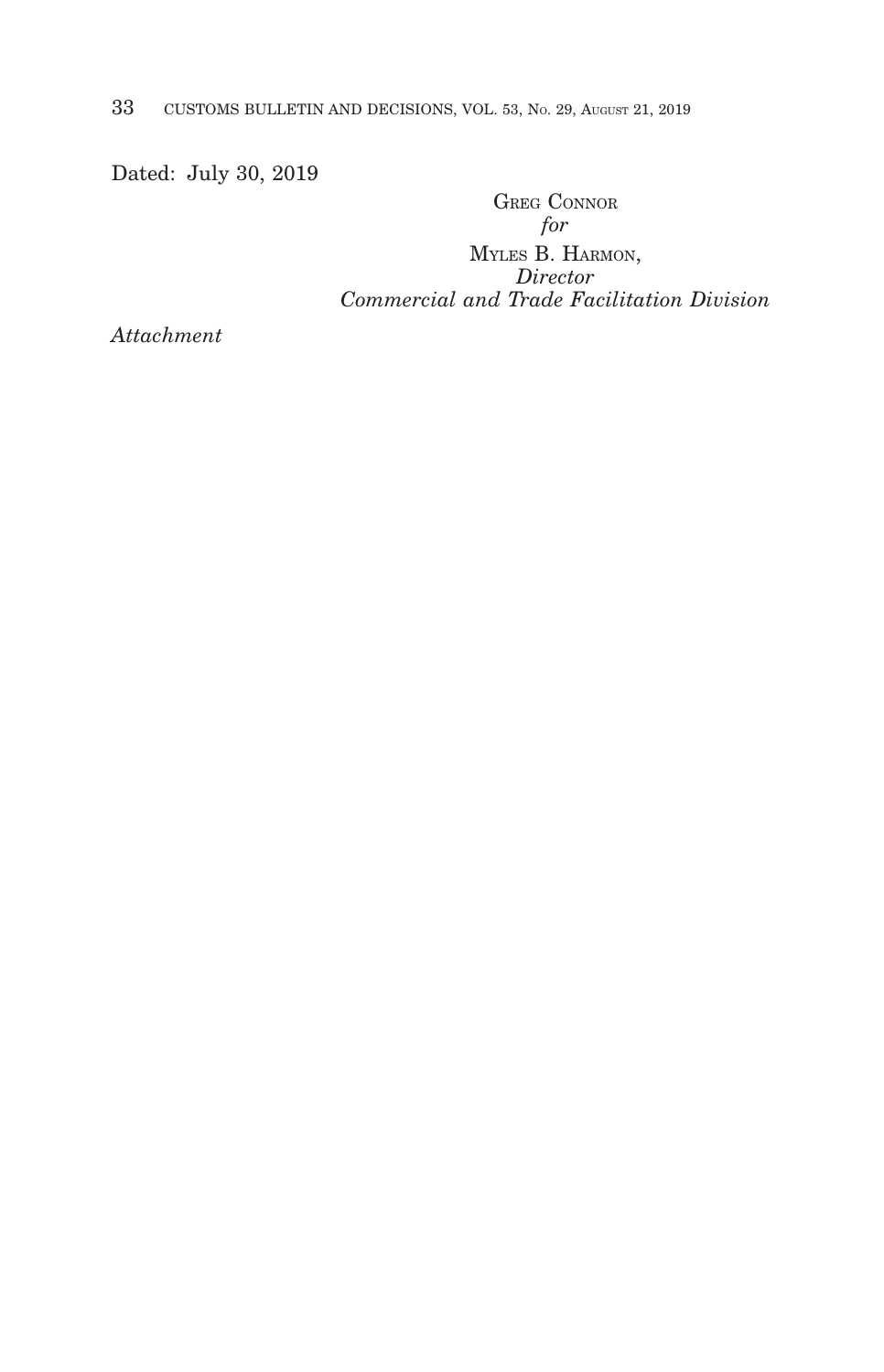Dated: July 30, 2019

GREG CONNOR
*for*
MYLES B. HARMON,
*Director*
*Commercial and Trade Facilitation Division*

*Attachment*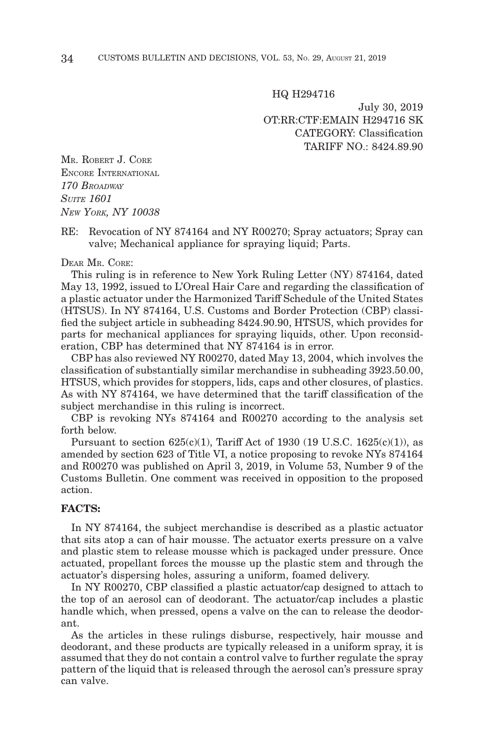HQ H294716

July 30, 2019
OT:RR:CTF:EMAIN H294716 SK
CATEGORY: Classification
TARIFF NO.: 8424.89.90

MR. ROBERT J. CORE
ENCORE INTERNATIONAL
*170 BROADWAY*
*SUITE 1601*
*NEW YORK, NY 10038*

RE: Revocation of NY 874164 and NY R00270; Spray actuators; Spray can valve; Mechanical appliance for spraying liquid; Parts.

DEAR MR. CORE:

This ruling is in reference to New York Ruling Letter (NY) 874164, dated May 13, 1992, issued to L'Oreal Hair Care and regarding the classification of a plastic actuator under the Harmonized Tariff Schedule of the United States (HTSUS). In NY 874164, U.S. Customs and Border Protection (CBP) classified the subject article in subheading 8424.90.90, HTSUS, which provides for parts for mechanical appliances for spraying liquids, other. Upon reconsideration, CBP has determined that NY 874164 is in error.

CBP has also reviewed NY R00270, dated May 13, 2004, which involves the classification of substantially similar merchandise in subheading 3923.50.00, HTSUS, which provides for stoppers, lids, caps and other closures, of plastics. As with NY 874164, we have determined that the tariff classification of the subject merchandise in this ruling is incorrect.

CBP is revoking NYs 874164 and R00270 according to the analysis set forth below.

Pursuant to section 625(c)(1), Tariff Act of 1930 (19 U.S.C. 1625(c)(1)), as amended by section 623 of Title VI, a notice proposing to revoke NYs 874164 and R00270 was published on April 3, 2019, in Volume 53, Number 9 of the Customs Bulletin. One comment was received in opposition to the proposed action.

**FACTS:**

In NY 874164, the subject merchandise is described as a plastic actuator that sits atop a can of hair mousse. The actuator exerts pressure on a valve and plastic stem to release mousse which is packaged under pressure. Once actuated, propellant forces the mousse up the plastic stem and through the actuator's dispersing holes, assuring a uniform, foamed delivery.

In NY R00270, CBP classified a plastic actuator/cap designed to attach to the top of an aerosol can of deodorant. The actuator/cap includes a plastic handle which, when pressed, opens a valve on the can to release the deodorant.

As the articles in these rulings disburse, respectively, hair mousse and deodorant, and these products are typically released in a uniform spray, it is assumed that they do not contain a control valve to further regulate the spray pattern of the liquid that is released through the aerosol can's pressure spray can valve.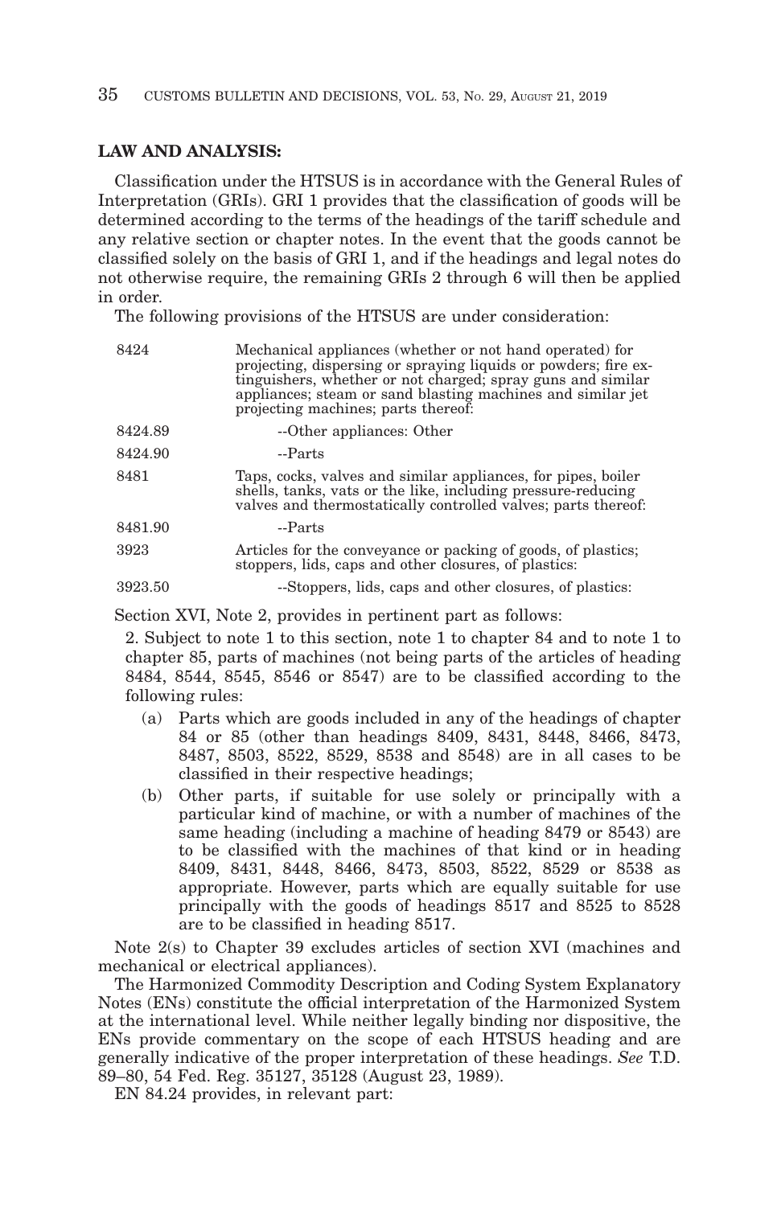**LAW AND ANALYSIS:**

Classification under the HTSUS is in accordance with the General Rules of Interpretation (GRIs). GRI 1 provides that the classification of goods will be determined according to the terms of the headings of the tariff schedule and any relative section or chapter notes. In the event that the goods cannot be classified solely on the basis of GRI 1, and if the headings and legal notes do not otherwise require, the remaining GRIs 2 through 6 will then be applied in order.

The following provisions of the HTSUS are under consideration:

| | |
|---|---|
| 8424 | Mechanical appliances (whether or not hand operated) for projecting, dispersing or spraying liquids or powders; fire extinguishers, whether or not charged; spray guns and similar appliances; steam or sand blasting machines and similar jet projecting machines; parts thereof: |
| 8424.89 | --Other appliances: Other |
| 8424.90 | --Parts |
| 8481 | Taps, cocks, valves and similar appliances, for pipes, boiler shells, tanks, vats or the like, including pressure-reducing valves and thermostatically controlled valves; parts thereof: |
| 8481.90 | --Parts |
| 3923 | Articles for the conveyance or packing of goods, of plastics; stoppers, lids, caps and other closures, of plastics: |
| 3923.50 | --Stoppers, lids, caps and other closures, of plastics: |

Section XVI, Note 2, provides in pertinent part as follows:

> 2. Subject to note 1 to this section, note 1 to chapter 84 and to note 1 to chapter 85, parts of machines (not being parts of the articles of heading 8484, 8544, 8545, 8546 or 8547) are to be classified according to the following rules:
>
> (a) Parts which are goods included in any of the headings of chapter 84 or 85 (other than headings 8409, 8431, 8448, 8466, 8473, 8487, 8503, 8522, 8529, 8538 and 8548) are in all cases to be classified in their respective headings;
>
> (b) Other parts, if suitable for use solely or principally with a particular kind of machine, or with a number of machines of the same heading (including a machine of heading 8479 or 8543) are to be classified with the machines of that kind or in heading 8409, 8431, 8448, 8466, 8473, 8503, 8522, 8529 or 8538 as appropriate. However, parts which are equally suitable for use principally with the goods of headings 8517 and 8525 to 8528 are to be classified in heading 8517.

Note 2(s) to Chapter 39 excludes articles of section XVI (machines and mechanical or electrical appliances).

The Harmonized Commodity Description and Coding System Explanatory Notes (ENs) constitute the official interpretation of the Harmonized System at the international level. While neither legally binding nor dispositive, the ENs provide commentary on the scope of each HTSUS heading and are generally indicative of the proper interpretation of these headings. *See* T.D. 89–80, 54 Fed. Reg. 35127, 35128 (August 23, 1989).

EN 84.24 provides, in relevant part: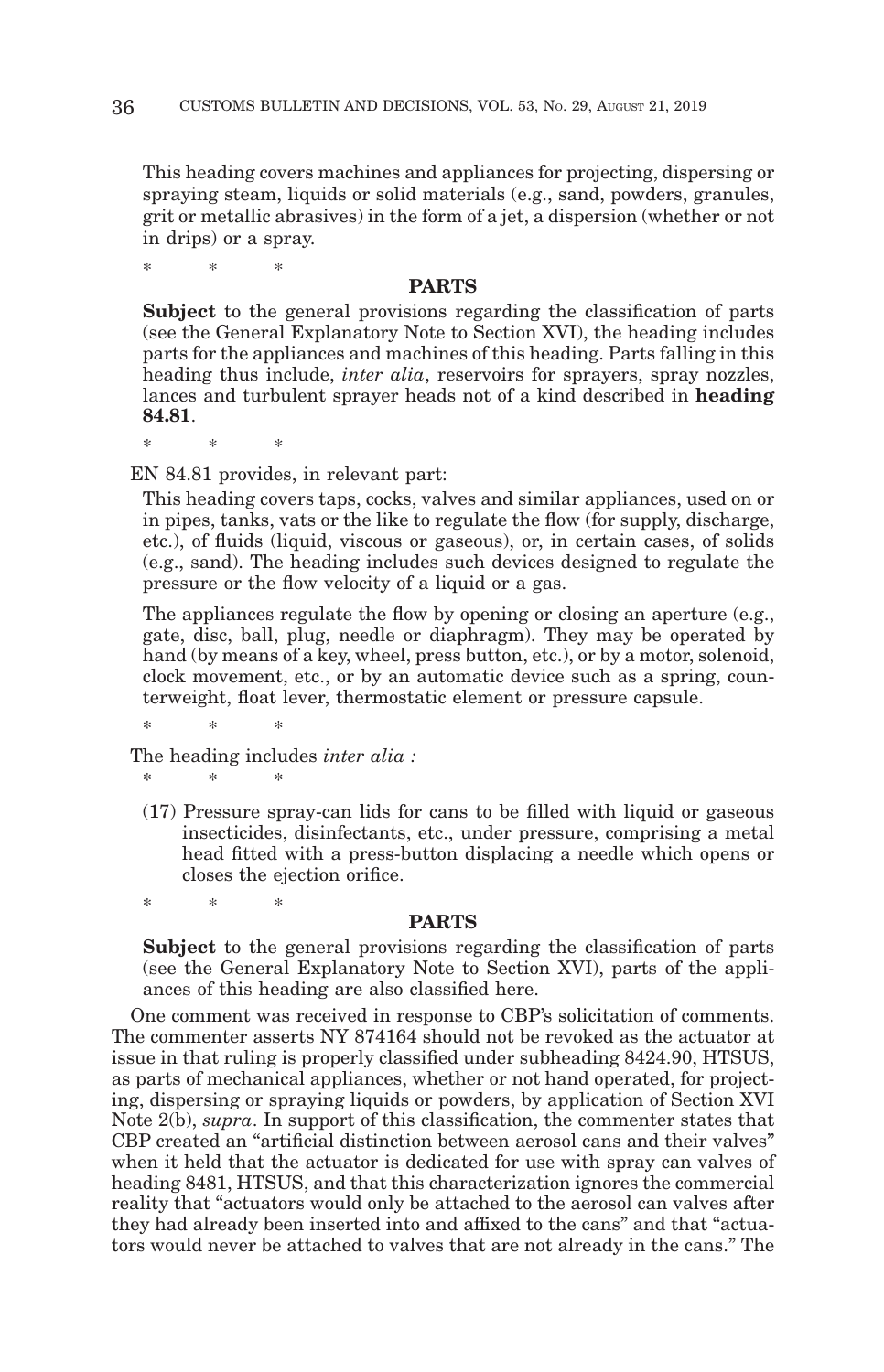This heading covers machines and appliances for projecting, dispersing or spraying steam, liquids or solid materials (e.g., sand, powders, granules, grit or metallic abrasives) in the form of a jet, a dispersion (whether or not in drips) or a spray.

\* \* \*

**PARTS**

**Subject** to the general provisions regarding the classification of parts (see the General Explanatory Note to Section XVI), the heading includes parts for the appliances and machines of this heading. Parts falling in this heading thus include, *inter alia*, reservoirs for sprayers, spray nozzles, lances and turbulent sprayer heads not of a kind described in **heading 84.81**.

\* \* \*

EN 84.81 provides, in relevant part:

This heading covers taps, cocks, valves and similar appliances, used on or in pipes, tanks, vats or the like to regulate the flow (for supply, discharge, etc.), of fluids (liquid, viscous or gaseous), or, in certain cases, of solids (e.g., sand). The heading includes such devices designed to regulate the pressure or the flow velocity of a liquid or a gas.

The appliances regulate the flow by opening or closing an aperture (e.g., gate, disc, ball, plug, needle or diaphragm). They may be operated by hand (by means of a key, wheel, press button, etc.), or by a motor, solenoid, clock movement, etc., or by an automatic device such as a spring, counterweight, float lever, thermostatic element or pressure capsule.

\* \* \*

The heading includes *inter alia :*

\* \* \*

(17) Pressure spray-can lids for cans to be filled with liquid or gaseous insecticides, disinfectants, etc., under pressure, comprising a metal head fitted with a press-button displacing a needle which opens or closes the ejection orifice.

\* \* \*

**PARTS**

**Subject** to the general provisions regarding the classification of parts (see the General Explanatory Note to Section XVI), parts of the appliances of this heading are also classified here.

One comment was received in response to CBP's solicitation of comments. The commenter asserts NY 874164 should not be revoked as the actuator at issue in that ruling is properly classified under subheading 8424.90, HTSUS, as parts of mechanical appliances, whether or not hand operated, for projecting, dispersing or spraying liquids or powders, by application of Section XVI Note 2(b), *supra*. In support of this classification, the commenter states that CBP created an "artificial distinction between aerosol cans and their valves" when it held that the actuator is dedicated for use with spray can valves of heading 8481, HTSUS, and that this characterization ignores the commercial reality that "actuators would only be attached to the aerosol can valves after they had already been inserted into and affixed to the cans" and that "actuators would never be attached to valves that are not already in the cans." The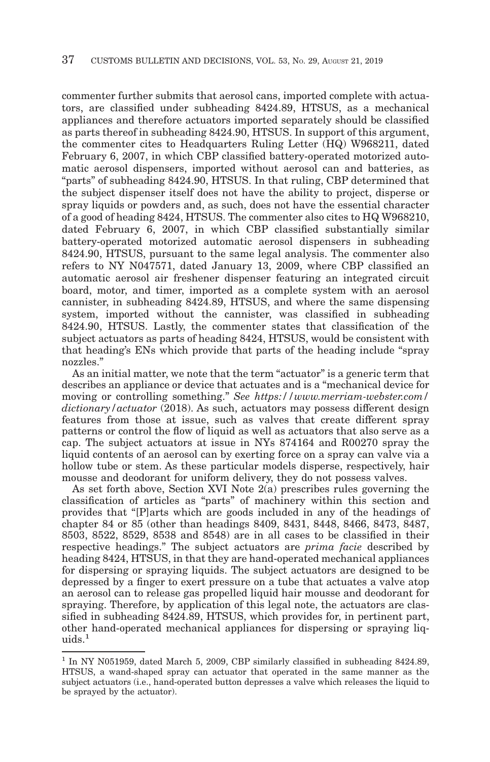commenter further submits that aerosol cans, imported complete with actuators, are classified under subheading 8424.89, HTSUS, as a mechanical appliances and therefore actuators imported separately should be classified as parts thereof in subheading 8424.90, HTSUS. In support of this argument, the commenter cites to Headquarters Ruling Letter (HQ) W968211, dated February 6, 2007, in which CBP classified battery-operated motorized automatic aerosol dispensers, imported without aerosol can and batteries, as "parts" of subheading 8424.90, HTSUS. In that ruling, CBP determined that the subject dispenser itself does not have the ability to project, disperse or spray liquids or powders and, as such, does not have the essential character of a good of heading 8424, HTSUS. The commenter also cites to HQ W968210, dated February 6, 2007, in which CBP classified substantially similar battery-operated motorized automatic aerosol dispensers in subheading 8424.90, HTSUS, pursuant to the same legal analysis. The commenter also refers to NY N047571, dated January 13, 2009, where CBP classified an automatic aerosol air freshener dispenser featuring an integrated circuit board, motor, and timer, imported as a complete system with an aerosol cannister, in subheading 8424.89, HTSUS, and where the same dispensing system, imported without the cannister, was classified in subheading 8424.90, HTSUS. Lastly, the commenter states that classification of the subject actuators as parts of heading 8424, HTSUS, would be consistent with that heading's ENs which provide that parts of the heading include "spray nozzles."

As an initial matter, we note that the term "actuator" is a generic term that describes an appliance or device that actuates and is a "mechanical device for moving or controlling something." *See https://www.merriam-webster.com/dictionary/actuator* (2018). As such, actuators may possess different design features from those at issue, such as valves that create different spray patterns or control the flow of liquid as well as actuators that also serve as a cap. The subject actuators at issue in NYs 874164 and R00270 spray the liquid contents of an aerosol can by exerting force on a spray can valve via a hollow tube or stem. As these particular models disperse, respectively, hair mousse and deodorant for uniform delivery, they do not possess valves.

As set forth above, Section XVI Note 2(a) prescribes rules governing the classification of articles as "parts" of machinery within this section and provides that "[P]arts which are goods included in any of the headings of chapter 84 or 85 (other than headings 8409, 8431, 8448, 8466, 8473, 8487, 8503, 8522, 8529, 8538 and 8548) are in all cases to be classified in their respective headings." The subject actuators are *prima facie* described by heading 8424, HTSUS, in that they are hand-operated mechanical appliances for dispersing or spraying liquids. The subject actuators are designed to be depressed by a finger to exert pressure on a tube that actuates a valve atop an aerosol can to release gas propelled liquid hair mousse and deodorant for spraying. Therefore, by application of this legal note, the actuators are classified in subheading 8424.89, HTSUS, which provides for, in pertinent part, other hand-operated mechanical appliances for dispersing or spraying liquids.[1]

[1] In NY N051959, dated March 5, 2009, CBP similarly classified in subheading 8424.89, HTSUS, a wand-shaped spray can actuator that operated in the same manner as the subject actuators (i.e., hand-operated button depresses a valve which releases the liquid to be sprayed by the actuator).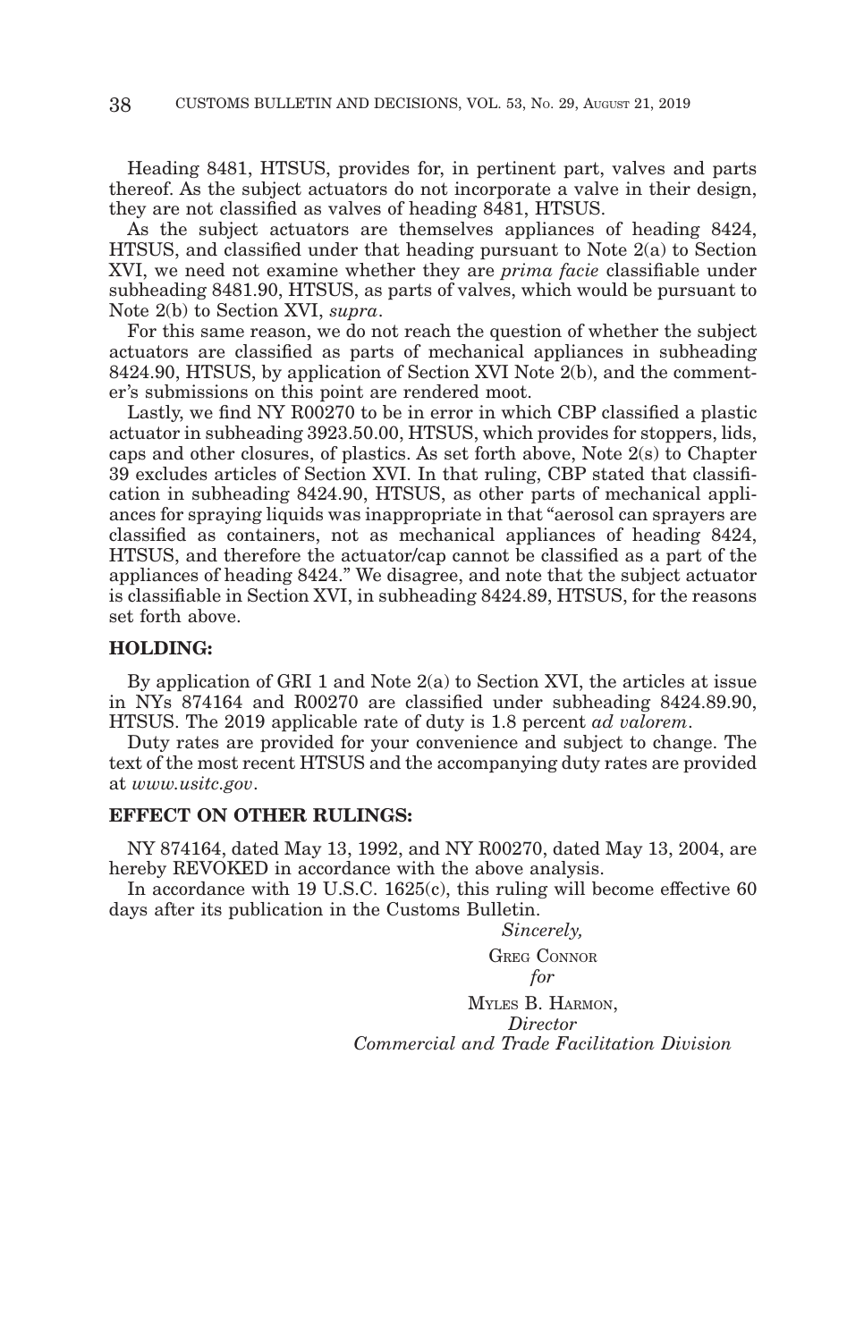Heading 8481, HTSUS, provides for, in pertinent part, valves and parts thereof. As the subject actuators do not incorporate a valve in their design, they are not classified as valves of heading 8481, HTSUS.

As the subject actuators are themselves appliances of heading 8424, HTSUS, and classified under that heading pursuant to Note 2(a) to Section XVI, we need not examine whether they are *prima facie* classifiable under subheading 8481.90, HTSUS, as parts of valves, which would be pursuant to Note 2(b) to Section XVI, *supra*.

For this same reason, we do not reach the question of whether the subject actuators are classified as parts of mechanical appliances in subheading 8424.90, HTSUS, by application of Section XVI Note 2(b), and the commenter's submissions on this point are rendered moot.

Lastly, we find NY R00270 to be in error in which CBP classified a plastic actuator in subheading 3923.50.00, HTSUS, which provides for stoppers, lids, caps and other closures, of plastics. As set forth above, Note 2(s) to Chapter 39 excludes articles of Section XVI. In that ruling, CBP stated that classification in subheading 8424.90, HTSUS, as other parts of mechanical appliances for spraying liquids was inappropriate in that "aerosol can sprayers are classified as containers, not as mechanical appliances of heading 8424, HTSUS, and therefore the actuator/cap cannot be classified as a part of the appliances of heading 8424." We disagree, and note that the subject actuator is classifiable in Section XVI, in subheading 8424.89, HTSUS, for the reasons set forth above.

**HOLDING:**

By application of GRI 1 and Note 2(a) to Section XVI, the articles at issue in NYs 874164 and R00270 are classified under subheading 8424.89.90, HTSUS. The 2019 applicable rate of duty is 1.8 percent *ad valorem*.

Duty rates are provided for your convenience and subject to change. The text of the most recent HTSUS and the accompanying duty rates are provided at *www.usitc.gov*.

**EFFECT ON OTHER RULINGS:**

NY 874164, dated May 13, 1992, and NY R00270, dated May 13, 2004, are hereby REVOKED in accordance with the above analysis.

In accordance with 19 U.S.C. 1625(c), this ruling will become effective 60 days after its publication in the Customs Bulletin.

*Sincerely,*

GREG CONNOR

*for*

MYLES B. HARMON,

*Director*

*Commercial and Trade Facilitation Division*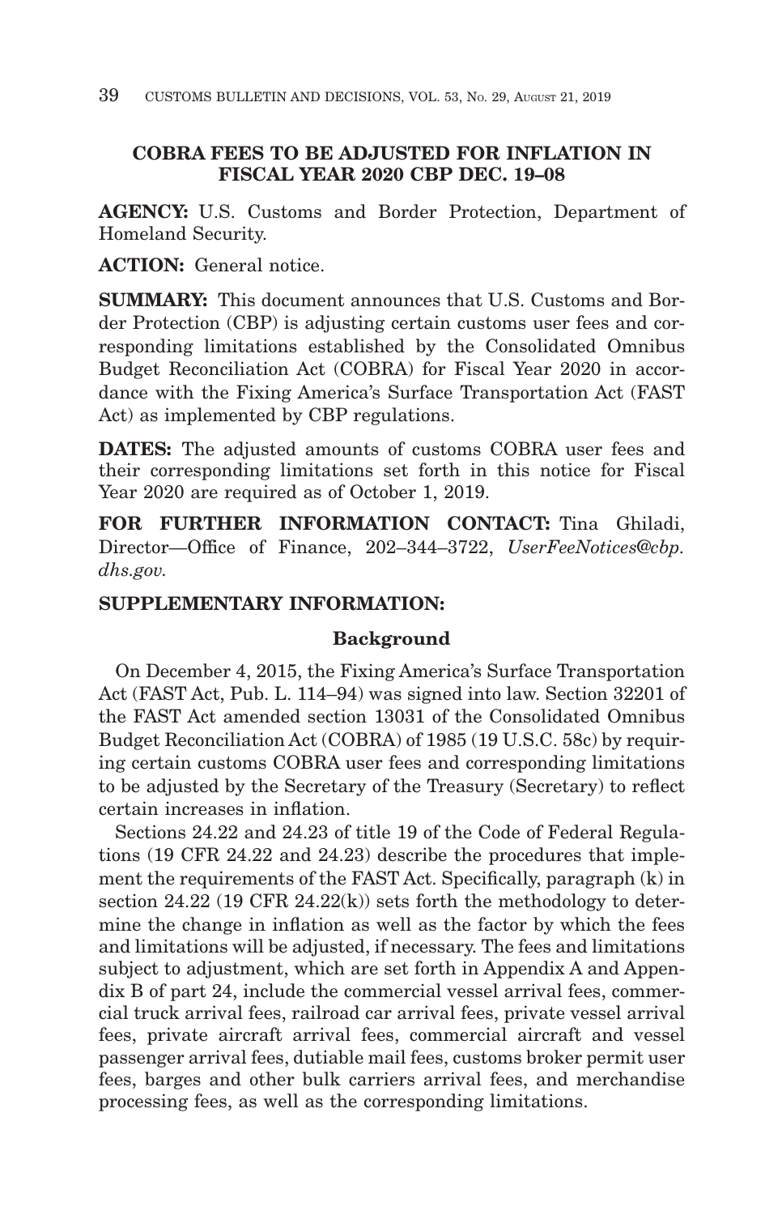## COBRA FEES TO BE ADJUSTED FOR INFLATION IN FISCAL YEAR 2020 CBP DEC. 19–08

**AGENCY:** U.S. Customs and Border Protection, Department of Homeland Security.

**ACTION:** General notice.

**SUMMARY:** This document announces that U.S. Customs and Border Protection (CBP) is adjusting certain customs user fees and corresponding limitations established by the Consolidated Omnibus Budget Reconciliation Act (COBRA) for Fiscal Year 2020 in accordance with the Fixing America's Surface Transportation Act (FAST Act) as implemented by CBP regulations.

**DATES:** The adjusted amounts of customs COBRA user fees and their corresponding limitations set forth in this notice for Fiscal Year 2020 are required as of October 1, 2019.

**FOR FURTHER INFORMATION CONTACT:** Tina Ghiladi, Director—Office of Finance, 202–344–3722, *UserFeeNotices@cbp.dhs.gov.*

**SUPPLEMENTARY INFORMATION:**

### Background

On December 4, 2015, the Fixing America's Surface Transportation Act (FAST Act, Pub. L. 114–94) was signed into law. Section 32201 of the FAST Act amended section 13031 of the Consolidated Omnibus Budget Reconciliation Act (COBRA) of 1985 (19 U.S.C. 58c) by requiring certain customs COBRA user fees and corresponding limitations to be adjusted by the Secretary of the Treasury (Secretary) to reflect certain increases in inflation.

Sections 24.22 and 24.23 of title 19 of the Code of Federal Regulations (19 CFR 24.22 and 24.23) describe the procedures that implement the requirements of the FAST Act. Specifically, paragraph (k) in section 24.22 (19 CFR 24.22(k)) sets forth the methodology to determine the change in inflation as well as the factor by which the fees and limitations will be adjusted, if necessary. The fees and limitations subject to adjustment, which are set forth in Appendix A and Appendix B of part 24, include the commercial vessel arrival fees, commercial truck arrival fees, railroad car arrival fees, private vessel arrival fees, private aircraft arrival fees, commercial aircraft and vessel passenger arrival fees, dutiable mail fees, customs broker permit user fees, barges and other bulk carriers arrival fees, and merchandise processing fees, as well as the corresponding limitations.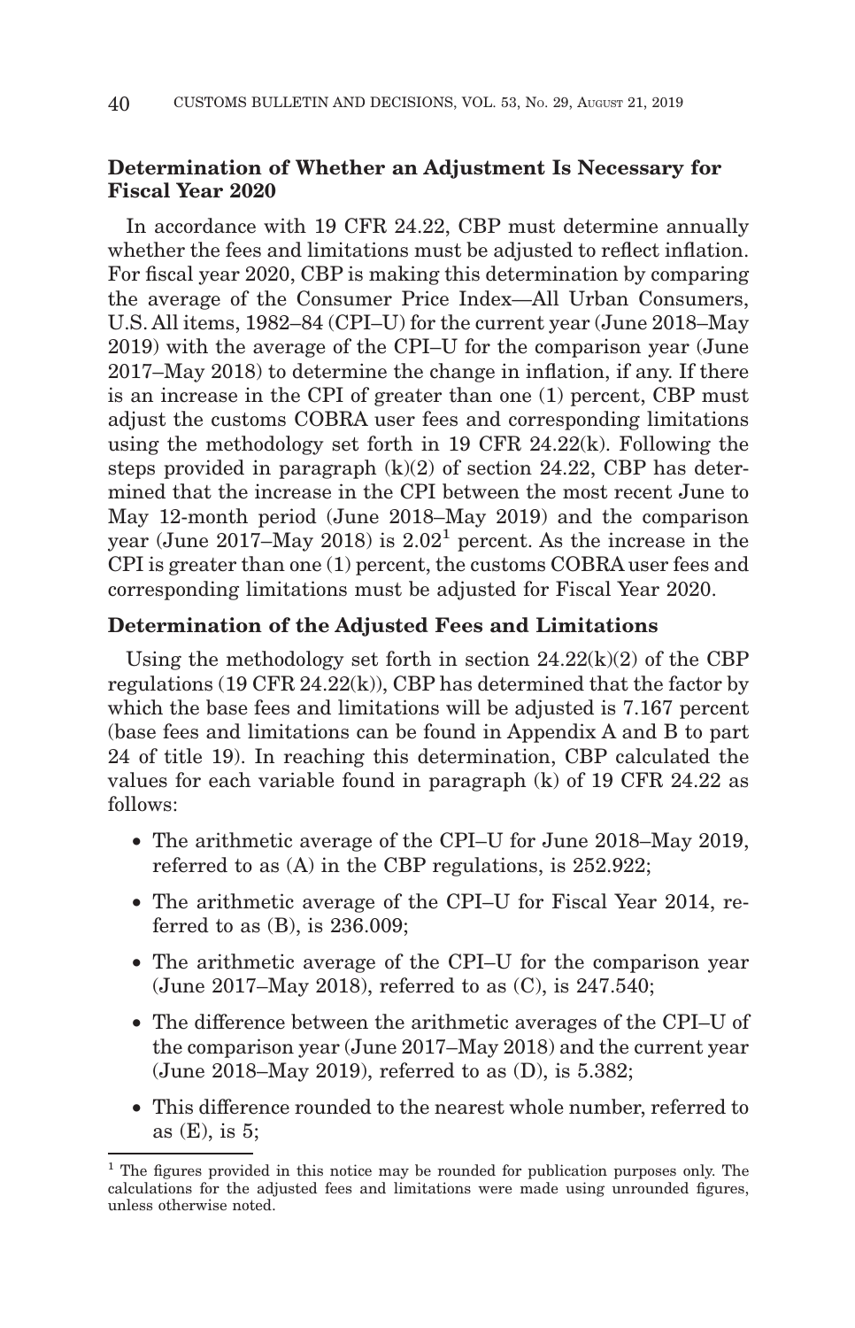**Determination of Whether an Adjustment Is Necessary for Fiscal Year 2020**

In accordance with 19 CFR 24.22, CBP must determine annually whether the fees and limitations must be adjusted to reflect inflation. For fiscal year 2020, CBP is making this determination by comparing the average of the Consumer Price Index—All Urban Consumers, U.S. All items, 1982–84 (CPI–U) for the current year (June 2018–May 2019) with the average of the CPI–U for the comparison year (June 2017–May 2018) to determine the change in inflation, if any. If there is an increase in the CPI of greater than one (1) percent, CBP must adjust the customs COBRA user fees and corresponding limitations using the methodology set forth in 19 CFR 24.22(k). Following the steps provided in paragraph (k)(2) of section 24.22, CBP has determined that the increase in the CPI between the most recent June to May 12-month period (June 2018–May 2019) and the comparison year (June 2017–May 2018) is 2.02[1] percent. As the increase in the CPI is greater than one (1) percent, the customs COBRA user fees and corresponding limitations must be adjusted for Fiscal Year 2020.

**Determination of the Adjusted Fees and Limitations**

Using the methodology set forth in section 24.22(k)(2) of the CBP regulations (19 CFR 24.22(k)), CBP has determined that the factor by which the base fees and limitations will be adjusted is 7.167 percent (base fees and limitations can be found in Appendix A and B to part 24 of title 19). In reaching this determination, CBP calculated the values for each variable found in paragraph (k) of 19 CFR 24.22 as follows:

- The arithmetic average of the CPI–U for June 2018–May 2019, referred to as (A) in the CBP regulations, is 252.922;
- The arithmetic average of the CPI–U for Fiscal Year 2014, referred to as (B), is 236.009;
- The arithmetic average of the CPI–U for the comparison year (June 2017–May 2018), referred to as (C), is 247.540;
- The difference between the arithmetic averages of the CPI–U of the comparison year (June 2017–May 2018) and the current year (June 2018–May 2019), referred to as (D), is 5.382;
- This difference rounded to the nearest whole number, referred to as (E), is 5;

[1] The figures provided in this notice may be rounded for publication purposes only. The calculations for the adjusted fees and limitations were made using unrounded figures, unless otherwise noted.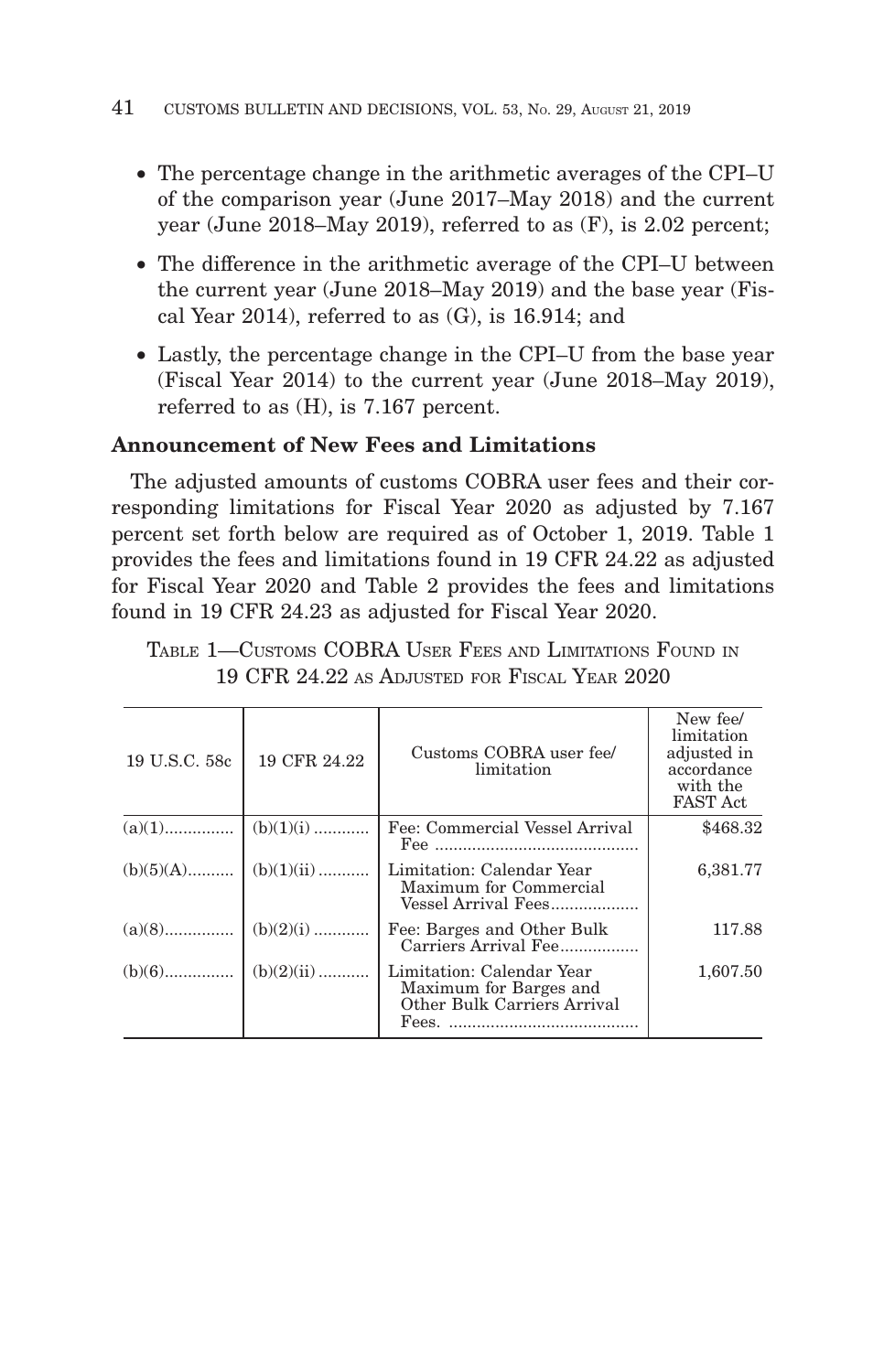- The percentage change in the arithmetic averages of the CPI–U of the comparison year (June 2017–May 2018) and the current year (June 2018–May 2019), referred to as (F), is 2.02 percent;
- The difference in the arithmetic average of the CPI–U between the current year (June 2018–May 2019) and the base year (Fiscal Year 2014), referred to as (G), is 16.914; and
- Lastly, the percentage change in the CPI–U from the base year (Fiscal Year 2014) to the current year (June 2018–May 2019), referred to as (H), is 7.167 percent.

**Announcement of New Fees and Limitations**

The adjusted amounts of customs COBRA user fees and their corresponding limitations for Fiscal Year 2020 as adjusted by 7.167 percent set forth below are required as of October 1, 2019. Table 1 provides the fees and limitations found in 19 CFR 24.22 as adjusted for Fiscal Year 2020 and Table 2 provides the fees and limitations found in 19 CFR 24.23 as adjusted for Fiscal Year 2020.

TABLE 1—CUSTOMS COBRA USER FEES AND LIMITATIONS FOUND IN 19 CFR 24.22 AS ADJUSTED FOR FISCAL YEAR 2020

| 19 U.S.C. 58c | 19 CFR 24.22 | Customs COBRA user fee/ limitation | New fee/ limitation adjusted in accordance with the FAST Act |
|---|---|---|---|
| (a)(1) | (b)(1)(i) | Fee: Commercial Vessel Arrival Fee | $468.32 |
| (b)(5)(A) | (b)(1)(ii) | Limitation: Calendar Year Maximum for Commercial Vessel Arrival Fees | 6,381.77 |
| (a)(8) | (b)(2)(i) | Fee: Barges and Other Bulk Carriers Arrival Fee | 117.88 |
| (b)(6) | (b)(2)(ii) | Limitation: Calendar Year Maximum for Barges and Other Bulk Carriers Arrival Fees. | 1,607.50 |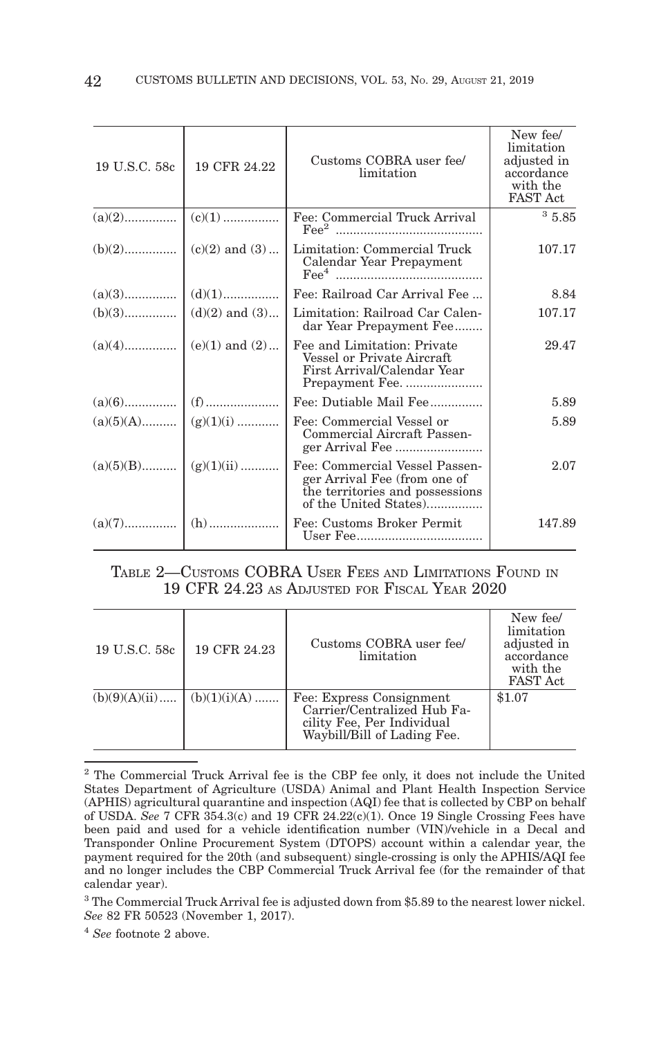| 19 U.S.C. 58c | 19 CFR 24.22 | Customs COBRA user fee/ limitation | New fee/ limitation adjusted in accordance with the FAST Act |
|---|---|---|---|
| (a)(2) | (c)(1) | Fee: Commercial Truck Arrival Fee[2] | [3] 5.85 |
| (b)(2) | (c)(2) and (3) | Limitation: Commercial Truck Calendar Year Prepayment Fee[4] | 107.17 |
| (a)(3) | (d)(1) | Fee: Railroad Car Arrival Fee | 8.84 |
| (b)(3) | (d)(2) and (3) | Limitation: Railroad Car Calendar Year Prepayment Fee | 107.17 |
| (a)(4) | (e)(1) and (2) | Fee and Limitation: Private Vessel or Private Aircraft First Arrival/Calendar Year Prepayment Fee. | 29.47 |
| (a)(6) | (f) | Fee: Dutiable Mail Fee | 5.89 |
| (a)(5)(A) | (g)(1)(i) | Fee: Commercial Vessel or Commercial Aircraft Passenger Arrival Fee | 5.89 |
| (a)(5)(B) | (g)(1)(ii) | Fee: Commercial Vessel Passenger Arrival Fee (from one of the territories and possessions of the United States) | 2.07 |
| (a)(7) | (h) | Fee: Customs Broker Permit User Fee | 147.89 |

TABLE 2—CUSTOMS COBRA USER FEES AND LIMITATIONS FOUND IN 19 CFR 24.23 AS ADJUSTED FOR FISCAL YEAR 2020

| 19 U.S.C. 58c | 19 CFR 24.23 | Customs COBRA user fee/ limitation | New fee/ limitation adjusted in accordance with the FAST Act |
|---|---|---|---|
| (b)(9)(A)(ii) | (b)(1)(i)(A) | Fee: Express Consignment Carrier/Centralized Hub Facility Fee, Per Individual Waybill/Bill of Lading Fee. | $1.07 |

[2] The Commercial Truck Arrival fee is the CBP fee only, it does not include the United States Department of Agriculture (USDA) Animal and Plant Health Inspection Service (APHIS) agricultural quarantine and inspection (AQI) fee that is collected by CBP on behalf of USDA. *See* 7 CFR 354.3(c) and 19 CFR 24.22(c)(1). Once 19 Single Crossing Fees have been paid and used for a vehicle identification number (VIN)/vehicle in a Decal and Transponder Online Procurement System (DTOPS) account within a calendar year, the payment required for the 20th (and subsequent) single-crossing is only the APHIS/AQI fee and no longer includes the CBP Commercial Truck Arrival fee (for the remainder of that calendar year).

[3] The Commercial Truck Arrival fee is adjusted down from $5.89 to the nearest lower nickel. *See* 82 FR 50523 (November 1, 2017).

[4] *See* footnote 2 above.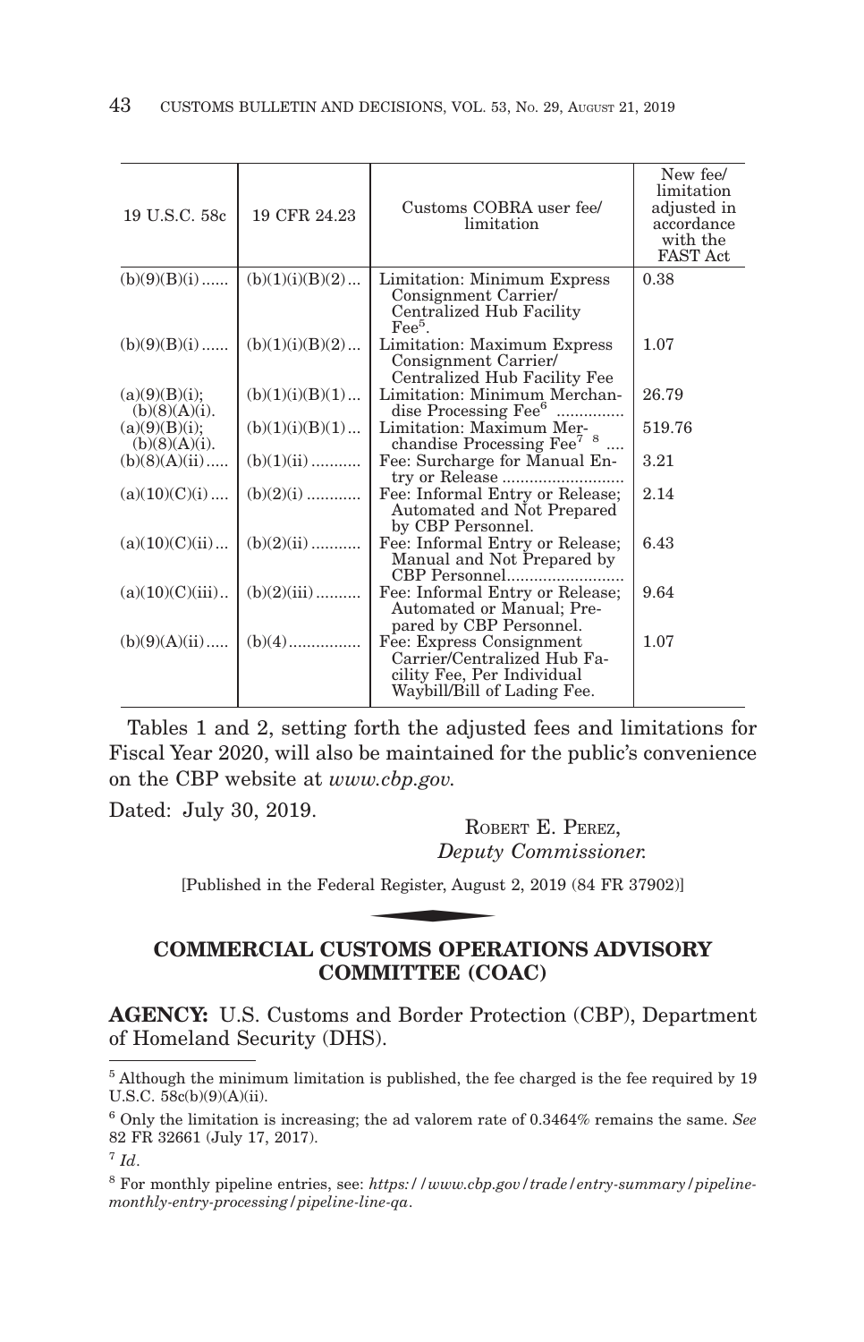| 19 U.S.C. 58c | 19 CFR 24.23 | Customs COBRA user fee/ limitation | New fee/ limitation adjusted in accordance with the FAST Act |
|---|---|---|---|
| (b)(9)(B)(i) | (b)(1)(i)(B)(2) | Limitation: Minimum Express Consignment Carrier/ Centralized Hub Facility Fee[5]. | 0.38 |
| (b)(9)(B)(i) | (b)(1)(i)(B)(2) | Limitation: Maximum Express Consignment Carrier/ Centralized Hub Facility Fee | 1.07 |
| (a)(9)(B)(i); (b)(8)(A)(i). | (b)(1)(i)(B)(1) | Limitation: Minimum Merchandise Processing Fee[6] | 26.79 |
| (a)(9)(B)(i); (b)(8)(A)(i). | (b)(1)(i)(B)(1) | Limitation: Maximum Merchandise Processing Fee[7] [8] | 519.76 |
| (b)(8)(A)(ii) | (b)(1)(ii) | Fee: Surcharge for Manual Entry or Release | 3.21 |
| (a)(10)(C)(i) | (b)(2)(i) | Fee: Informal Entry or Release; Automated and Not Prepared by CBP Personnel. | 2.14 |
| (a)(10)(C)(ii) | (b)(2)(ii) | Fee: Informal Entry or Release; Manual and Not Prepared by CBP Personnel | 6.43 |
| (a)(10)(C)(iii) | (b)(2)(iii) | Fee: Informal Entry or Release; Automated or Manual; Prepared by CBP Personnel. | 9.64 |
| (b)(9)(A)(ii) | (b)(4) | Fee: Express Consignment Carrier/Centralized Hub Facility Fee, Per Individual Waybill/Bill of Lading Fee. | 1.07 |

Tables 1 and 2, setting forth the adjusted fees and limitations for Fiscal Year 2020, will also be maintained for the public's convenience on the CBP website at *www.cbp.gov*.

Dated: July 30, 2019.

ROBERT E. PEREZ,
*Deputy Commissioner.*

[Published in the Federal Register, August 2, 2019 (84 FR 37902)]

## COMMERCIAL CUSTOMS OPERATIONS ADVISORY COMMITTEE (COAC)

**AGENCY:** U.S. Customs and Border Protection (CBP), Department of Homeland Security (DHS).

---

[5] Although the minimum limitation is published, the fee charged is the fee required by 19 U.S.C. 58c(b)(9)(A)(ii).

[6] Only the limitation is increasing; the ad valorem rate of 0.3464% remains the same. *See* 82 FR 32661 (July 17, 2017).

[7] *Id*.

[8] For monthly pipeline entries, see: *https://www.cbp.gov/trade/entry-summary/pipeline-monthly-entry-processing/pipeline-line-qa*.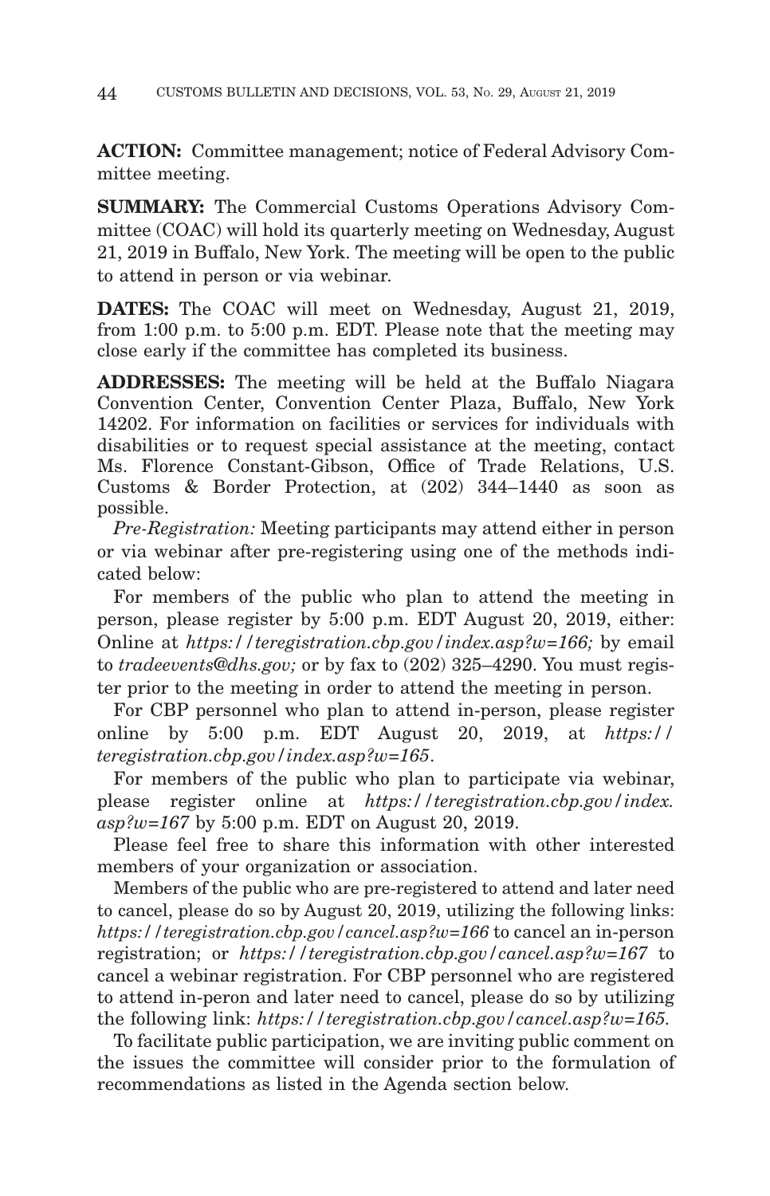**ACTION:** Committee management; notice of Federal Advisory Committee meeting.

**SUMMARY:** The Commercial Customs Operations Advisory Committee (COAC) will hold its quarterly meeting on Wednesday, August 21, 2019 in Buffalo, New York. The meeting will be open to the public to attend in person or via webinar.

**DATES:** The COAC will meet on Wednesday, August 21, 2019, from 1:00 p.m. to 5:00 p.m. EDT. Please note that the meeting may close early if the committee has completed its business.

**ADDRESSES:** The meeting will be held at the Buffalo Niagara Convention Center, Convention Center Plaza, Buffalo, New York 14202. For information on facilities or services for individuals with disabilities or to request special assistance at the meeting, contact Ms. Florence Constant-Gibson, Office of Trade Relations, U.S. Customs & Border Protection, at (202) 344–1440 as soon as possible.

*Pre-Registration:* Meeting participants may attend either in person or via webinar after pre-registering using one of the methods indicated below:

For members of the public who plan to attend the meeting in person, please register by 5:00 p.m. EDT August 20, 2019, either: Online at *https://teregistration.cbp.gov/index.asp?w=166;* by email to *tradeevents@dhs.gov;* or by fax to (202) 325–4290. You must register prior to the meeting in order to attend the meeting in person.

For CBP personnel who plan to attend in-person, please register online by 5:00 p.m. EDT August 20, 2019, at *https://teregistration.cbp.gov/index.asp?w=165*.

For members of the public who plan to participate via webinar, please register online at *https://teregistration.cbp.gov/index.asp?w=167* by 5:00 p.m. EDT on August 20, 2019.

Please feel free to share this information with other interested members of your organization or association.

Members of the public who are pre-registered to attend and later need to cancel, please do so by August 20, 2019, utilizing the following links: *https://teregistration.cbp.gov/cancel.asp?w=166* to cancel an in-person registration; or *https://teregistration.cbp.gov/cancel.asp?w=167* to cancel a webinar registration. For CBP personnel who are registered to attend in-peron and later need to cancel, please do so by utilizing the following link: *https://teregistration.cbp.gov/cancel.asp?w=165*.

To facilitate public participation, we are inviting public comment on the issues the committee will consider prior to the formulation of recommendations as listed in the Agenda section below.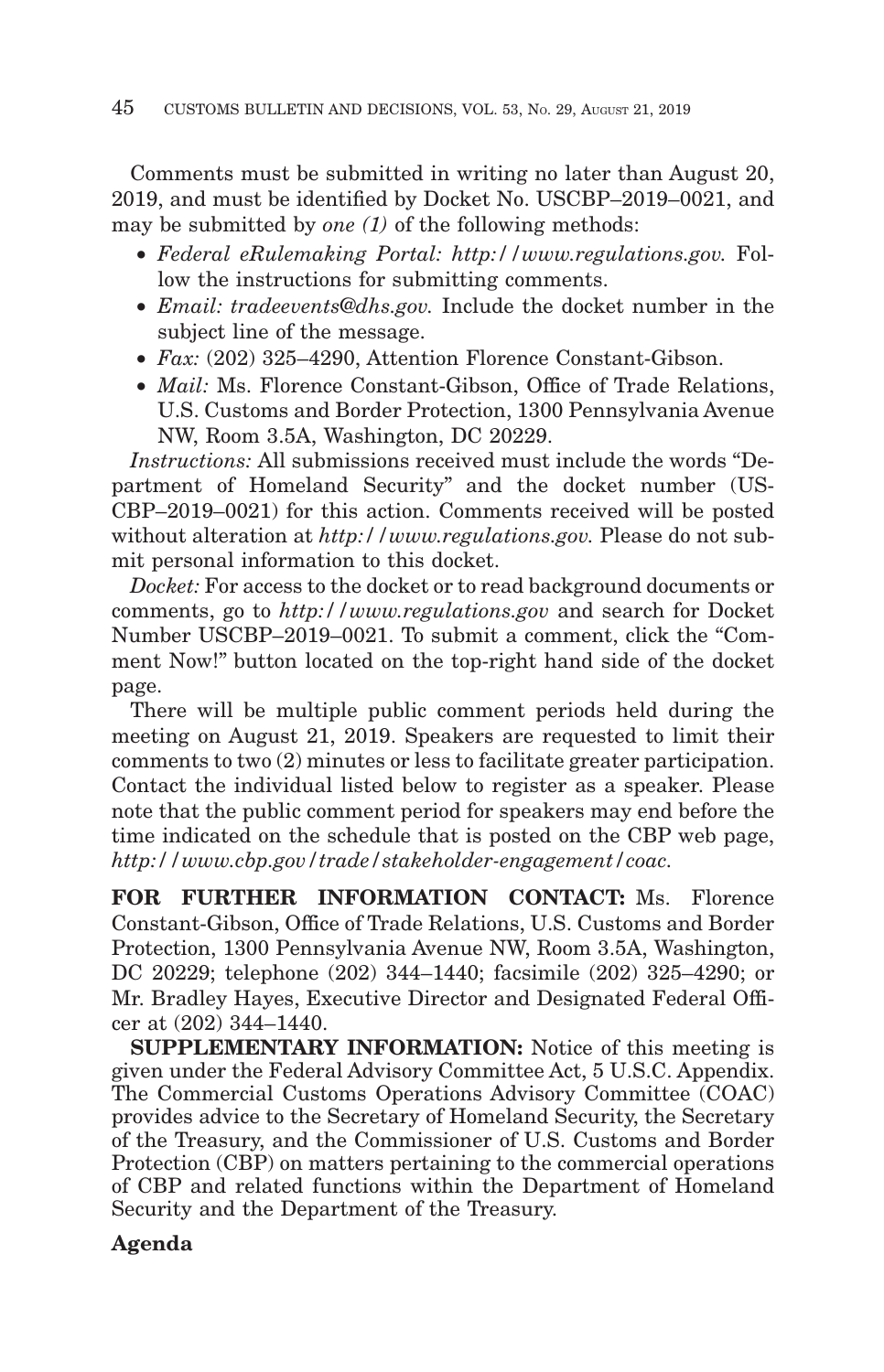Comments must be submitted in writing no later than August 20, 2019, and must be identified by Docket No. USCBP–2019–0021, and may be submitted by *one (1)* of the following methods:

- *Federal eRulemaking Portal: http://www.regulations.gov.* Follow the instructions for submitting comments.
- *Email: tradeevents@dhs.gov.* Include the docket number in the subject line of the message.
- *Fax:* (202) 325–4290, Attention Florence Constant-Gibson.
- *Mail:* Ms. Florence Constant-Gibson, Office of Trade Relations, U.S. Customs and Border Protection, 1300 Pennsylvania Avenue NW, Room 3.5A, Washington, DC 20229.

*Instructions:* All submissions received must include the words "Department of Homeland Security" and the docket number (USCBP–2019–0021) for this action. Comments received will be posted without alteration at *http://www.regulations.gov.* Please do not submit personal information to this docket.

*Docket:* For access to the docket or to read background documents or comments, go to *http://www.regulations.gov* and search for Docket Number USCBP–2019–0021. To submit a comment, click the "Comment Now!" button located on the top-right hand side of the docket page.

There will be multiple public comment periods held during the meeting on August 21, 2019. Speakers are requested to limit their comments to two (2) minutes or less to facilitate greater participation. Contact the individual listed below to register as a speaker. Please note that the public comment period for speakers may end before the time indicated on the schedule that is posted on the CBP web page, *http://www.cbp.gov/trade/stakeholder-engagement/coac.*

**FOR FURTHER INFORMATION CONTACT:** Ms. Florence Constant-Gibson, Office of Trade Relations, U.S. Customs and Border Protection, 1300 Pennsylvania Avenue NW, Room 3.5A, Washington, DC 20229; telephone (202) 344–1440; facsimile (202) 325–4290; or Mr. Bradley Hayes, Executive Director and Designated Federal Officer at (202) 344–1440.

**SUPPLEMENTARY INFORMATION:** Notice of this meeting is given under the Federal Advisory Committee Act, 5 U.S.C. Appendix. The Commercial Customs Operations Advisory Committee (COAC) provides advice to the Secretary of Homeland Security, the Secretary of the Treasury, and the Commissioner of U.S. Customs and Border Protection (CBP) on matters pertaining to the commercial operations of CBP and related functions within the Department of Homeland Security and the Department of the Treasury.

**Agenda**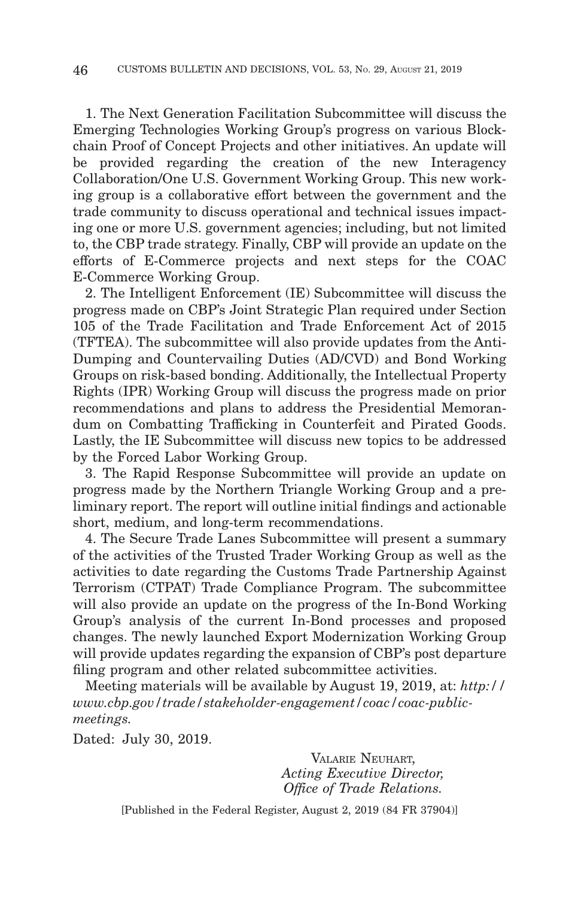1. The Next Generation Facilitation Subcommittee will discuss the Emerging Technologies Working Group's progress on various Blockchain Proof of Concept Projects and other initiatives. An update will be provided regarding the creation of the new Interagency Collaboration/One U.S. Government Working Group. This new working group is a collaborative effort between the government and the trade community to discuss operational and technical issues impacting one or more U.S. government agencies; including, but not limited to, the CBP trade strategy. Finally, CBP will provide an update on the efforts of E-Commerce projects and next steps for the COAC E-Commerce Working Group.

2. The Intelligent Enforcement (IE) Subcommittee will discuss the progress made on CBP's Joint Strategic Plan required under Section 105 of the Trade Facilitation and Trade Enforcement Act of 2015 (TFTEA). The subcommittee will also provide updates from the Anti-Dumping and Countervailing Duties (AD/CVD) and Bond Working Groups on risk-based bonding. Additionally, the Intellectual Property Rights (IPR) Working Group will discuss the progress made on prior recommendations and plans to address the Presidential Memorandum on Combatting Trafficking in Counterfeit and Pirated Goods. Lastly, the IE Subcommittee will discuss new topics to be addressed by the Forced Labor Working Group.

3. The Rapid Response Subcommittee will provide an update on progress made by the Northern Triangle Working Group and a preliminary report. The report will outline initial findings and actionable short, medium, and long-term recommendations.

4. The Secure Trade Lanes Subcommittee will present a summary of the activities of the Trusted Trader Working Group as well as the activities to date regarding the Customs Trade Partnership Against Terrorism (CTPAT) Trade Compliance Program. The subcommittee will also provide an update on the progress of the In-Bond Working Group's analysis of the current In-Bond processes and proposed changes. The newly launched Export Modernization Working Group will provide updates regarding the expansion of CBP's post departure filing program and other related subcommittee activities.

Meeting materials will be available by August 19, 2019, at: *http://www.cbp.gov/trade/stakeholder-engagement/coac/coac-public-meetings.*

Dated: July 30, 2019.

VALARIE NEUHART,
*Acting Executive Director,*
*Office of Trade Relations.*

[Published in the Federal Register, August 2, 2019 (84 FR 37904)]